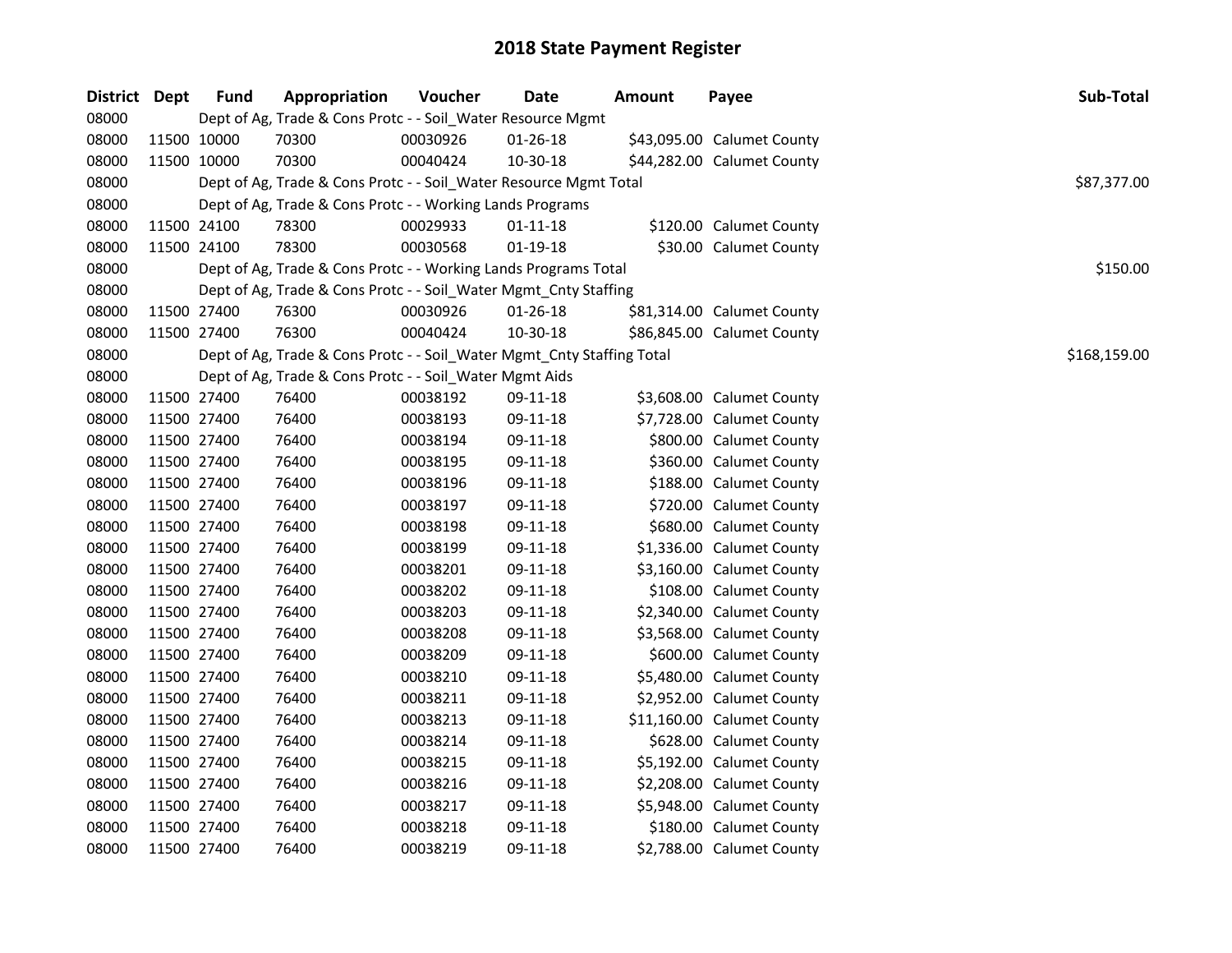# 2018 State Payment Register

| District | Dept | Fund | Appropriation | Voucher | Date | Amount | Payee | Sub-Total |
|---|---|---|---|---|---|---|---|---|
| 08000 | | Dept of Ag, Trade & Cons Protc - - Soil_Water Resource Mgmt | | | | | | |
| 08000 | 11500 | 10000 | 70300 | 00030926 | 01-26-18 | $43,095.00 | Calumet County | |
| 08000 | 11500 | 10000 | 70300 | 00040424 | 10-30-18 | $44,282.00 | Calumet County | |
| 08000 | | Dept of Ag, Trade & Cons Protc - - Soil_Water Resource Mgmt Total | | | | | | $87,377.00 |
| 08000 | | Dept of Ag, Trade & Cons Protc - - Working Lands Programs | | | | | | |
| 08000 | 11500 | 24100 | 78300 | 00029933 | 01-11-18 | $120.00 | Calumet County | |
| 08000 | 11500 | 24100 | 78300 | 00030568 | 01-19-18 | $30.00 | Calumet County | |
| 08000 | | Dept of Ag, Trade & Cons Protc - - Working Lands Programs Total | | | | | | $150.00 |
| 08000 | | Dept of Ag, Trade & Cons Protc - - Soil_Water Mgmt_Cnty Staffing | | | | | | |
| 08000 | 11500 | 27400 | 76300 | 00030926 | 01-26-18 | $81,314.00 | Calumet County | |
| 08000 | 11500 | 27400 | 76300 | 00040424 | 10-30-18 | $86,845.00 | Calumet County | |
| 08000 | | Dept of Ag, Trade & Cons Protc - - Soil_Water Mgmt_Cnty Staffing Total | | | | | | $168,159.00 |
| 08000 | | Dept of Ag, Trade & Cons Protc - - Soil_Water Mgmt Aids | | | | | | |
| 08000 | 11500 | 27400 | 76400 | 00038192 | 09-11-18 | $3,608.00 | Calumet County | |
| 08000 | 11500 | 27400 | 76400 | 00038193 | 09-11-18 | $7,728.00 | Calumet County | |
| 08000 | 11500 | 27400 | 76400 | 00038194 | 09-11-18 | $800.00 | Calumet County | |
| 08000 | 11500 | 27400 | 76400 | 00038195 | 09-11-18 | $360.00 | Calumet County | |
| 08000 | 11500 | 27400 | 76400 | 00038196 | 09-11-18 | $188.00 | Calumet County | |
| 08000 | 11500 | 27400 | 76400 | 00038197 | 09-11-18 | $720.00 | Calumet County | |
| 08000 | 11500 | 27400 | 76400 | 00038198 | 09-11-18 | $680.00 | Calumet County | |
| 08000 | 11500 | 27400 | 76400 | 00038199 | 09-11-18 | $1,336.00 | Calumet County | |
| 08000 | 11500 | 27400 | 76400 | 00038201 | 09-11-18 | $3,160.00 | Calumet County | |
| 08000 | 11500 | 27400 | 76400 | 00038202 | 09-11-18 | $108.00 | Calumet County | |
| 08000 | 11500 | 27400 | 76400 | 00038203 | 09-11-18 | $2,340.00 | Calumet County | |
| 08000 | 11500 | 27400 | 76400 | 00038208 | 09-11-18 | $3,568.00 | Calumet County | |
| 08000 | 11500 | 27400 | 76400 | 00038209 | 09-11-18 | $600.00 | Calumet County | |
| 08000 | 11500 | 27400 | 76400 | 00038210 | 09-11-18 | $5,480.00 | Calumet County | |
| 08000 | 11500 | 27400 | 76400 | 00038211 | 09-11-18 | $2,952.00 | Calumet County | |
| 08000 | 11500 | 27400 | 76400 | 00038213 | 09-11-18 | $11,160.00 | Calumet County | |
| 08000 | 11500 | 27400 | 76400 | 00038214 | 09-11-18 | $628.00 | Calumet County | |
| 08000 | 11500 | 27400 | 76400 | 00038215 | 09-11-18 | $5,192.00 | Calumet County | |
| 08000 | 11500 | 27400 | 76400 | 00038216 | 09-11-18 | $2,208.00 | Calumet County | |
| 08000 | 11500 | 27400 | 76400 | 00038217 | 09-11-18 | $5,948.00 | Calumet County | |
| 08000 | 11500 | 27400 | 76400 | 00038218 | 09-11-18 | $180.00 | Calumet County | |
| 08000 | 11500 | 27400 | 76400 | 00038219 | 09-11-18 | $2,788.00 | Calumet County | |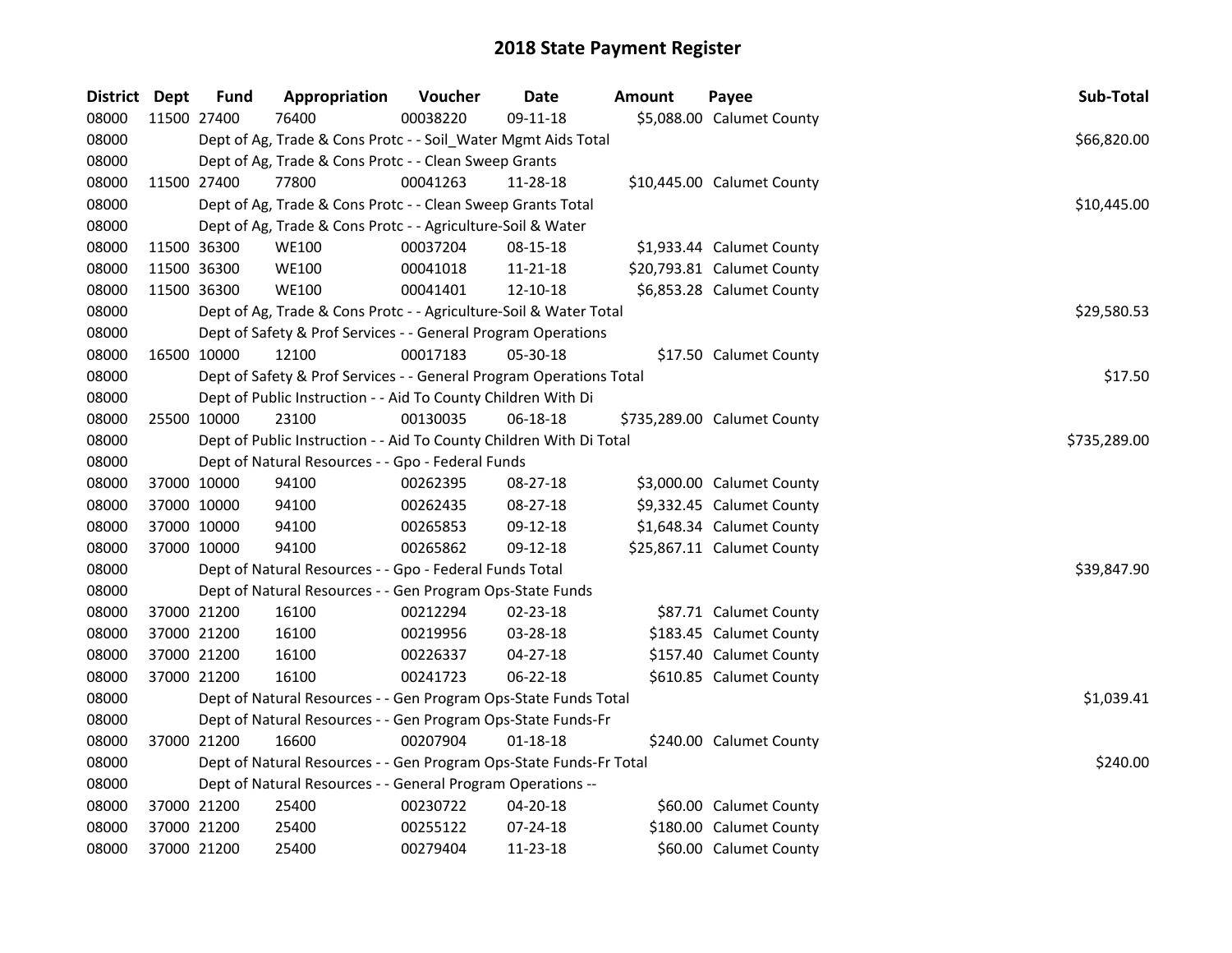# 2018 State Payment Register

| District | Dept | Fund | Appropriation | Voucher | Date | Amount | Payee | Sub-Total |
|---|---|---|---|---|---|---|---|---|
| 08000 | 11500 | 27400 | 76400 | 00038220 | 09-11-18 | $5,088.00 | Calumet County | |
| 08000 | | Dept of Ag, Trade & Cons Protc - - Soil_Water Mgmt Aids Total | | | | | | $66,820.00 |
| 08000 | | Dept of Ag, Trade & Cons Protc - - Clean Sweep Grants | | | | | | |
| 08000 | 11500 | 27400 | 77800 | 00041263 | 11-28-18 | $10,445.00 | Calumet County | |
| 08000 | | Dept of Ag, Trade & Cons Protc - - Clean Sweep Grants Total | | | | | | $10,445.00 |
| 08000 | | Dept of Ag, Trade & Cons Protc - - Agriculture-Soil & Water | | | | | | |
| 08000 | 11500 | 36300 | WE100 | 00037204 | 08-15-18 | $1,933.44 | Calumet County | |
| 08000 | 11500 | 36300 | WE100 | 00041018 | 11-21-18 | $20,793.81 | Calumet County | |
| 08000 | 11500 | 36300 | WE100 | 00041401 | 12-10-18 | $6,853.28 | Calumet County | |
| 08000 | | Dept of Ag, Trade & Cons Protc - - Agriculture-Soil & Water Total | | | | | | $29,580.53 |
| 08000 | | Dept of Safety & Prof Services - - General Program Operations | | | | | | |
| 08000 | 16500 | 10000 | 12100 | 00017183 | 05-30-18 | $17.50 | Calumet County | |
| 08000 | | Dept of Safety & Prof Services - - General Program Operations Total | | | | | | $17.50 |
| 08000 | | Dept of Public Instruction - - Aid To County Children With Di | | | | | | |
| 08000 | 25500 | 10000 | 23100 | 00130035 | 06-18-18 | $735,289.00 | Calumet County | |
| 08000 | | Dept of Public Instruction - - Aid To County Children With Di Total | | | | | | $735,289.00 |
| 08000 | | Dept of Natural Resources - - Gpo - Federal Funds | | | | | | |
| 08000 | 37000 | 10000 | 94100 | 00262395 | 08-27-18 | $3,000.00 | Calumet County | |
| 08000 | 37000 | 10000 | 94100 | 00262435 | 08-27-18 | $9,332.45 | Calumet County | |
| 08000 | 37000 | 10000 | 94100 | 00265853 | 09-12-18 | $1,648.34 | Calumet County | |
| 08000 | 37000 | 10000 | 94100 | 00265862 | 09-12-18 | $25,867.11 | Calumet County | |
| 08000 | | Dept of Natural Resources - - Gpo - Federal Funds Total | | | | | | $39,847.90 |
| 08000 | | Dept of Natural Resources - - Gen Program Ops-State Funds | | | | | | |
| 08000 | 37000 | 21200 | 16100 | 00212294 | 02-23-18 | $87.71 | Calumet County | |
| 08000 | 37000 | 21200 | 16100 | 00219956 | 03-28-18 | $183.45 | Calumet County | |
| 08000 | 37000 | 21200 | 16100 | 00226337 | 04-27-18 | $157.40 | Calumet County | |
| 08000 | 37000 | 21200 | 16100 | 00241723 | 06-22-18 | $610.85 | Calumet County | |
| 08000 | | Dept of Natural Resources - - Gen Program Ops-State Funds Total | | | | | | $1,039.41 |
| 08000 | | Dept of Natural Resources - - Gen Program Ops-State Funds-Fr | | | | | | |
| 08000 | 37000 | 21200 | 16600 | 00207904 | 01-18-18 | $240.00 | Calumet County | |
| 08000 | | Dept of Natural Resources - - Gen Program Ops-State Funds-Fr Total | | | | | | $240.00 |
| 08000 | | Dept of Natural Resources - - General Program Operations -- | | | | | | |
| 08000 | 37000 | 21200 | 25400 | 00230722 | 04-20-18 | $60.00 | Calumet County | |
| 08000 | 37000 | 21200 | 25400 | 00255122 | 07-24-18 | $180.00 | Calumet County | |
| 08000 | 37000 | 21200 | 25400 | 00279404 | 11-23-18 | $60.00 | Calumet County | |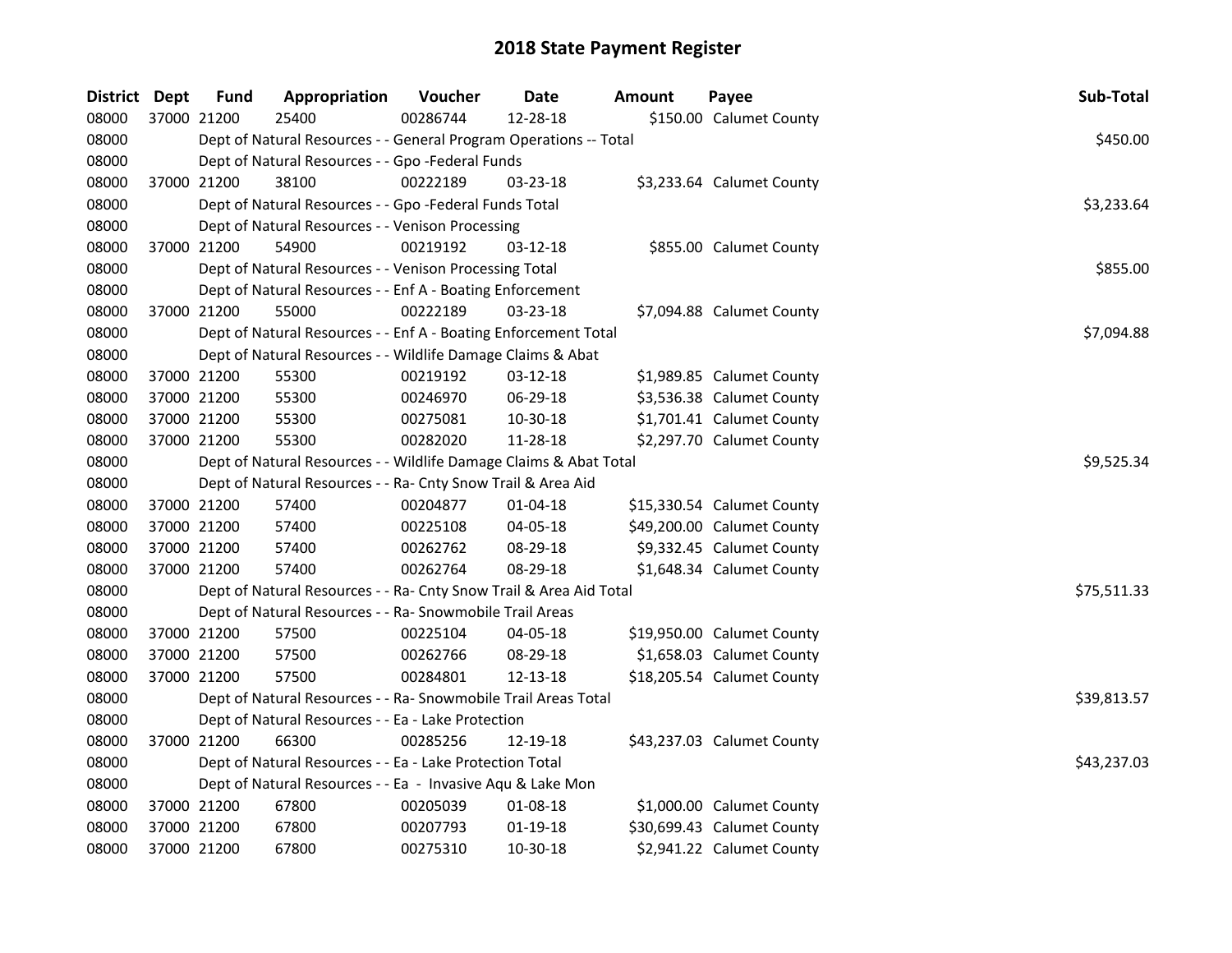# 2018 State Payment Register

| District | Dept | Fund | Appropriation | Voucher | Date | Amount | Payee | Sub-Total |
|---|---|---|---|---|---|---|---|---|
| 08000 | 37000 | 21200 | 25400 | 00286744 | 12-28-18 | $150.00 | Calumet County | |
| 08000 | | | Dept of Natural Resources - - General Program Operations -- Total | | | | | $450.00 |
| 08000 | | | Dept of Natural Resources - - Gpo -Federal Funds | | | | | |
| 08000 | 37000 | 21200 | 38100 | 00222189 | 03-23-18 | $3,233.64 | Calumet County | |
| 08000 | | | Dept of Natural Resources - - Gpo -Federal Funds Total | | | | | $3,233.64 |
| 08000 | | | Dept of Natural Resources - - Venison Processing | | | | | |
| 08000 | 37000 | 21200 | 54900 | 00219192 | 03-12-18 | $855.00 | Calumet County | |
| 08000 | | | Dept of Natural Resources - - Venison Processing Total | | | | | $855.00 |
| 08000 | | | Dept of Natural Resources - - Enf A - Boating Enforcement | | | | | |
| 08000 | 37000 | 21200 | 55000 | 00222189 | 03-23-18 | $7,094.88 | Calumet County | |
| 08000 | | | Dept of Natural Resources - - Enf A - Boating Enforcement Total | | | | | $7,094.88 |
| 08000 | | | Dept of Natural Resources - - Wildlife Damage Claims & Abat | | | | | |
| 08000 | 37000 | 21200 | 55300 | 00219192 | 03-12-18 | $1,989.85 | Calumet County | |
| 08000 | 37000 | 21200 | 55300 | 00246970 | 06-29-18 | $3,536.38 | Calumet County | |
| 08000 | 37000 | 21200 | 55300 | 00275081 | 10-30-18 | $1,701.41 | Calumet County | |
| 08000 | 37000 | 21200 | 55300 | 00282020 | 11-28-18 | $2,297.70 | Calumet County | |
| 08000 | | | Dept of Natural Resources - - Wildlife Damage Claims & Abat Total | | | | | $9,525.34 |
| 08000 | | | Dept of Natural Resources - - Ra- Cnty Snow Trail & Area Aid | | | | | |
| 08000 | 37000 | 21200 | 57400 | 00204877 | 01-04-18 | $15,330.54 | Calumet County | |
| 08000 | 37000 | 21200 | 57400 | 00225108 | 04-05-18 | $49,200.00 | Calumet County | |
| 08000 | 37000 | 21200 | 57400 | 00262762 | 08-29-18 | $9,332.45 | Calumet County | |
| 08000 | 37000 | 21200 | 57400 | 00262764 | 08-29-18 | $1,648.34 | Calumet County | |
| 08000 | | | Dept of Natural Resources - - Ra- Cnty Snow Trail & Area Aid Total | | | | | $75,511.33 |
| 08000 | | | Dept of Natural Resources - - Ra- Snowmobile Trail Areas | | | | | |
| 08000 | 37000 | 21200 | 57500 | 00225104 | 04-05-18 | $19,950.00 | Calumet County | |
| 08000 | 37000 | 21200 | 57500 | 00262766 | 08-29-18 | $1,658.03 | Calumet County | |
| 08000 | 37000 | 21200 | 57500 | 00284801 | 12-13-18 | $18,205.54 | Calumet County | |
| 08000 | | | Dept of Natural Resources - - Ra- Snowmobile Trail Areas Total | | | | | $39,813.57 |
| 08000 | | | Dept of Natural Resources - - Ea - Lake Protection | | | | | |
| 08000 | 37000 | 21200 | 66300 | 00285256 | 12-19-18 | $43,237.03 | Calumet County | |
| 08000 | | | Dept of Natural Resources - - Ea - Lake Protection Total | | | | | $43,237.03 |
| 08000 | | | Dept of Natural Resources - - Ea - Invasive Aqu & Lake Mon | | | | | |
| 08000 | 37000 | 21200 | 67800 | 00205039 | 01-08-18 | $1,000.00 | Calumet County | |
| 08000 | 37000 | 21200 | 67800 | 00207793 | 01-19-18 | $30,699.43 | Calumet County | |
| 08000 | 37000 | 21200 | 67800 | 00275310 | 10-30-18 | $2,941.22 | Calumet County | |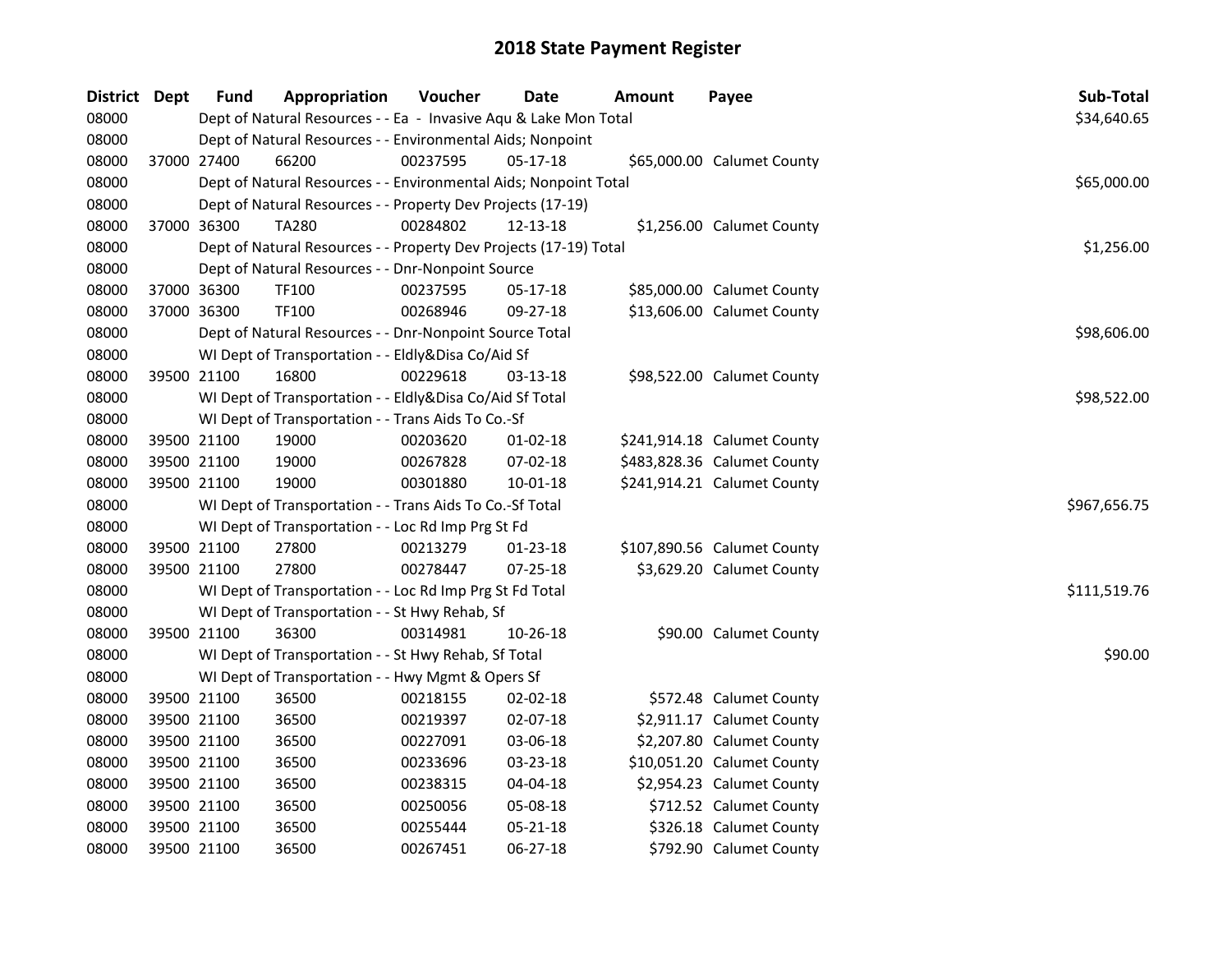# 2018 State Payment Register

| District | Dept | Fund | Appropriation | Voucher | Date | Amount | Payee | Sub-Total |
|---|---|---|---|---|---|---|---|---|
| 08000 | | | Dept of Natural Resources - - Ea - Invasive Aqu & Lake Mon Total | | | | | $34,640.65 |
| 08000 | | | Dept of Natural Resources - - Environmental Aids; Nonpoint | | | | | |
| 08000 | 37000 | 27400 | 66200 | 00237595 | 05-17-18 | $65,000.00 | Calumet County | |
| 08000 | | | Dept of Natural Resources - - Environmental Aids; Nonpoint Total | | | | | $65,000.00 |
| 08000 | | | Dept of Natural Resources - - Property Dev Projects (17-19) | | | | | |
| 08000 | 37000 | 36300 | TA280 | 00284802 | 12-13-18 | $1,256.00 | Calumet County | |
| 08000 | | | Dept of Natural Resources - - Property Dev Projects (17-19) Total | | | | | $1,256.00 |
| 08000 | | | Dept of Natural Resources - - Dnr-Nonpoint Source | | | | | |
| 08000 | 37000 | 36300 | TF100 | 00237595 | 05-17-18 | $85,000.00 | Calumet County | |
| 08000 | 37000 | 36300 | TF100 | 00268946 | 09-27-18 | $13,606.00 | Calumet County | |
| 08000 | | | Dept of Natural Resources - - Dnr-Nonpoint Source Total | | | | | $98,606.00 |
| 08000 | | | WI Dept of Transportation - - Eldly&Disa Co/Aid Sf | | | | | |
| 08000 | 39500 | 21100 | 16800 | 00229618 | 03-13-18 | $98,522.00 | Calumet County | |
| 08000 | | | WI Dept of Transportation - - Eldly&Disa Co/Aid Sf Total | | | | | $98,522.00 |
| 08000 | | | WI Dept of Transportation - - Trans Aids To Co.-Sf | | | | | |
| 08000 | 39500 | 21100 | 19000 | 00203620 | 01-02-18 | $241,914.18 | Calumet County | |
| 08000 | 39500 | 21100 | 19000 | 00267828 | 07-02-18 | $483,828.36 | Calumet County | |
| 08000 | 39500 | 21100 | 19000 | 00301880 | 10-01-18 | $241,914.21 | Calumet County | |
| 08000 | | | WI Dept of Transportation - - Trans Aids To Co.-Sf Total | | | | | $967,656.75 |
| 08000 | | | WI Dept of Transportation - - Loc Rd Imp Prg St Fd | | | | | |
| 08000 | 39500 | 21100 | 27800 | 00213279 | 01-23-18 | $107,890.56 | Calumet County | |
| 08000 | 39500 | 21100 | 27800 | 00278447 | 07-25-18 | $3,629.20 | Calumet County | |
| 08000 | | | WI Dept of Transportation - - Loc Rd Imp Prg St Fd Total | | | | | $111,519.76 |
| 08000 | | | WI Dept of Transportation - - St Hwy Rehab, Sf | | | | | |
| 08000 | 39500 | 21100 | 36300 | 00314981 | 10-26-18 | $90.00 | Calumet County | |
| 08000 | | | WI Dept of Transportation - - St Hwy Rehab, Sf Total | | | | | $90.00 |
| 08000 | | | WI Dept of Transportation - - Hwy Mgmt & Opers Sf | | | | | |
| 08000 | 39500 | 21100 | 36500 | 00218155 | 02-02-18 | $572.48 | Calumet County | |
| 08000 | 39500 | 21100 | 36500 | 00219397 | 02-07-18 | $2,911.17 | Calumet County | |
| 08000 | 39500 | 21100 | 36500 | 00227091 | 03-06-18 | $2,207.80 | Calumet County | |
| 08000 | 39500 | 21100 | 36500 | 00233696 | 03-23-18 | $10,051.20 | Calumet County | |
| 08000 | 39500 | 21100 | 36500 | 00238315 | 04-04-18 | $2,954.23 | Calumet County | |
| 08000 | 39500 | 21100 | 36500 | 00250056 | 05-08-18 | $712.52 | Calumet County | |
| 08000 | 39500 | 21100 | 36500 | 00255444 | 05-21-18 | $326.18 | Calumet County | |
| 08000 | 39500 | 21100 | 36500 | 00267451 | 06-27-18 | $792.90 | Calumet County | |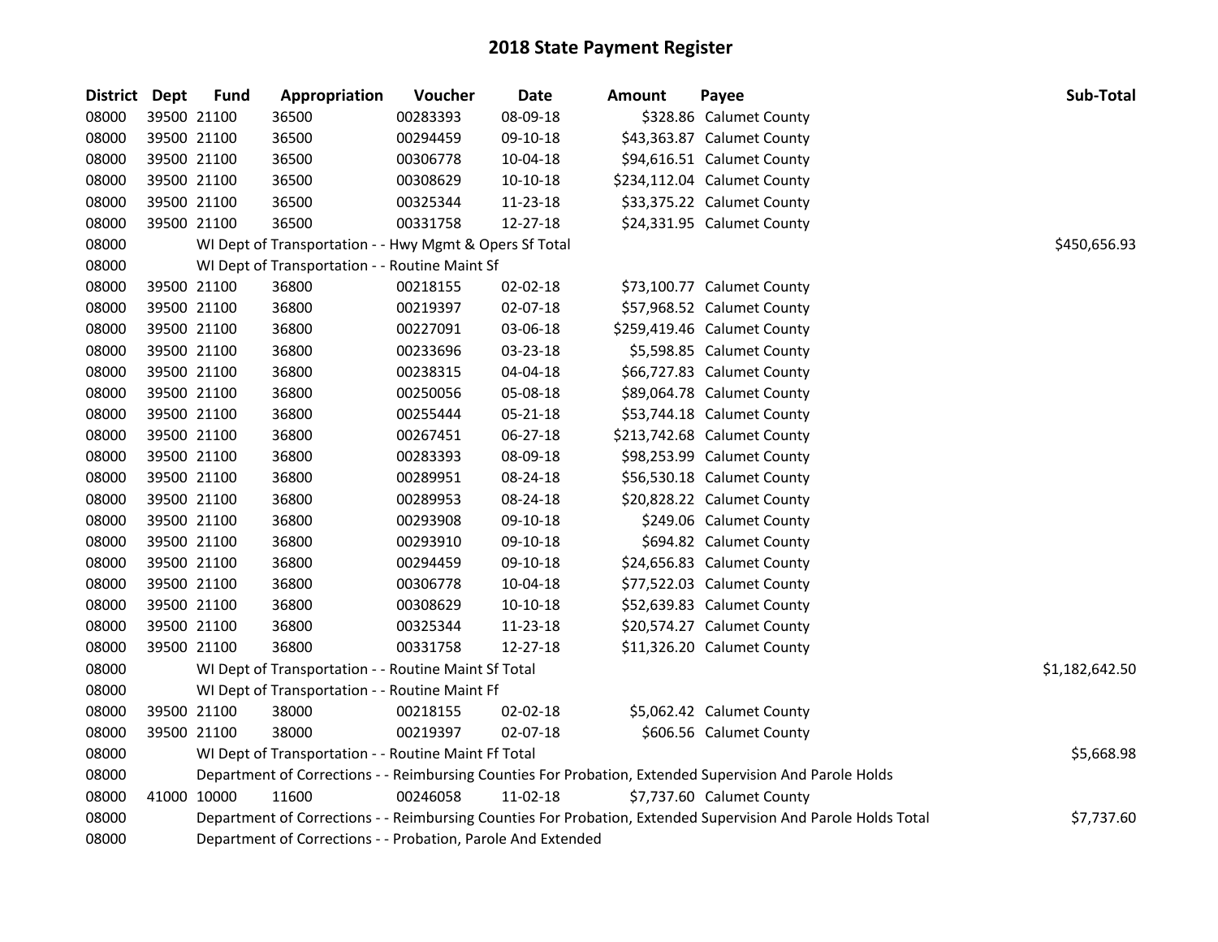# 2018 State Payment Register

| District | Dept | Fund | Appropriation | Voucher | Date | Amount | Payee | Sub-Total |
|---|---|---|---|---|---|---|---|---|
| 08000 | 39500 | 21100 | 36500 | 00283393 | 08-09-18 | $328.86 | Calumet County | |
| 08000 | 39500 | 21100 | 36500 | 00294459 | 09-10-18 | $43,363.87 | Calumet County | |
| 08000 | 39500 | 21100 | 36500 | 00306778 | 10-04-18 | $94,616.51 | Calumet County | |
| 08000 | 39500 | 21100 | 36500 | 00308629 | 10-10-18 | $234,112.04 | Calumet County | |
| 08000 | 39500 | 21100 | 36500 | 00325344 | 11-23-18 | $33,375.22 | Calumet County | |
| 08000 | 39500 | 21100 | 36500 | 00331758 | 12-27-18 | $24,331.95 | Calumet County | |
| 08000 | | WI Dept of Transportation - - Hwy Mgmt & Opers Sf Total | | | | | | $450,656.93 |
| 08000 | | WI Dept of Transportation - - Routine Maint Sf | | | | | | |
| 08000 | 39500 | 21100 | 36800 | 00218155 | 02-02-18 | $73,100.77 | Calumet County | |
| 08000 | 39500 | 21100 | 36800 | 00219397 | 02-07-18 | $57,968.52 | Calumet County | |
| 08000 | 39500 | 21100 | 36800 | 00227091 | 03-06-18 | $259,419.46 | Calumet County | |
| 08000 | 39500 | 21100 | 36800 | 00233696 | 03-23-18 | $5,598.85 | Calumet County | |
| 08000 | 39500 | 21100 | 36800 | 00238315 | 04-04-18 | $66,727.83 | Calumet County | |
| 08000 | 39500 | 21100 | 36800 | 00250056 | 05-08-18 | $89,064.78 | Calumet County | |
| 08000 | 39500 | 21100 | 36800 | 00255444 | 05-21-18 | $53,744.18 | Calumet County | |
| 08000 | 39500 | 21100 | 36800 | 00267451 | 06-27-18 | $213,742.68 | Calumet County | |
| 08000 | 39500 | 21100 | 36800 | 00283393 | 08-09-18 | $98,253.99 | Calumet County | |
| 08000 | 39500 | 21100 | 36800 | 00289951 | 08-24-18 | $56,530.18 | Calumet County | |
| 08000 | 39500 | 21100 | 36800 | 00289953 | 08-24-18 | $20,828.22 | Calumet County | |
| 08000 | 39500 | 21100 | 36800 | 00293908 | 09-10-18 | $249.06 | Calumet County | |
| 08000 | 39500 | 21100 | 36800 | 00293910 | 09-10-18 | $694.82 | Calumet County | |
| 08000 | 39500 | 21100 | 36800 | 00294459 | 09-10-18 | $24,656.83 | Calumet County | |
| 08000 | 39500 | 21100 | 36800 | 00306778 | 10-04-18 | $77,522.03 | Calumet County | |
| 08000 | 39500 | 21100 | 36800 | 00308629 | 10-10-18 | $52,639.83 | Calumet County | |
| 08000 | 39500 | 21100 | 36800 | 00325344 | 11-23-18 | $20,574.27 | Calumet County | |
| 08000 | 39500 | 21100 | 36800 | 00331758 | 12-27-18 | $11,326.20 | Calumet County | |
| 08000 | | WI Dept of Transportation - - Routine Maint Sf Total | | | | | | $1,182,642.50 |
| 08000 | | WI Dept of Transportation - - Routine Maint Ff | | | | | | |
| 08000 | 39500 | 21100 | 38000 | 00218155 | 02-02-18 | $5,062.42 | Calumet County | |
| 08000 | 39500 | 21100 | 38000 | 00219397 | 02-07-18 | $606.56 | Calumet County | |
| 08000 | | WI Dept of Transportation - - Routine Maint Ff Total | | | | | | $5,668.98 |
| 08000 | | Department of Corrections - - Reimbursing Counties For Probation, Extended Supervision And Parole Holds | | | | | | |
| 08000 | 41000 | 10000 | 11600 | 00246058 | 11-02-18 | $7,737.60 | Calumet County | |
| 08000 | | Department of Corrections - - Reimbursing Counties For Probation, Extended Supervision And Parole Holds Total | | | | | | $7,737.60 |
| 08000 | | Department of Corrections - - Probation, Parole And Extended | | | | | | |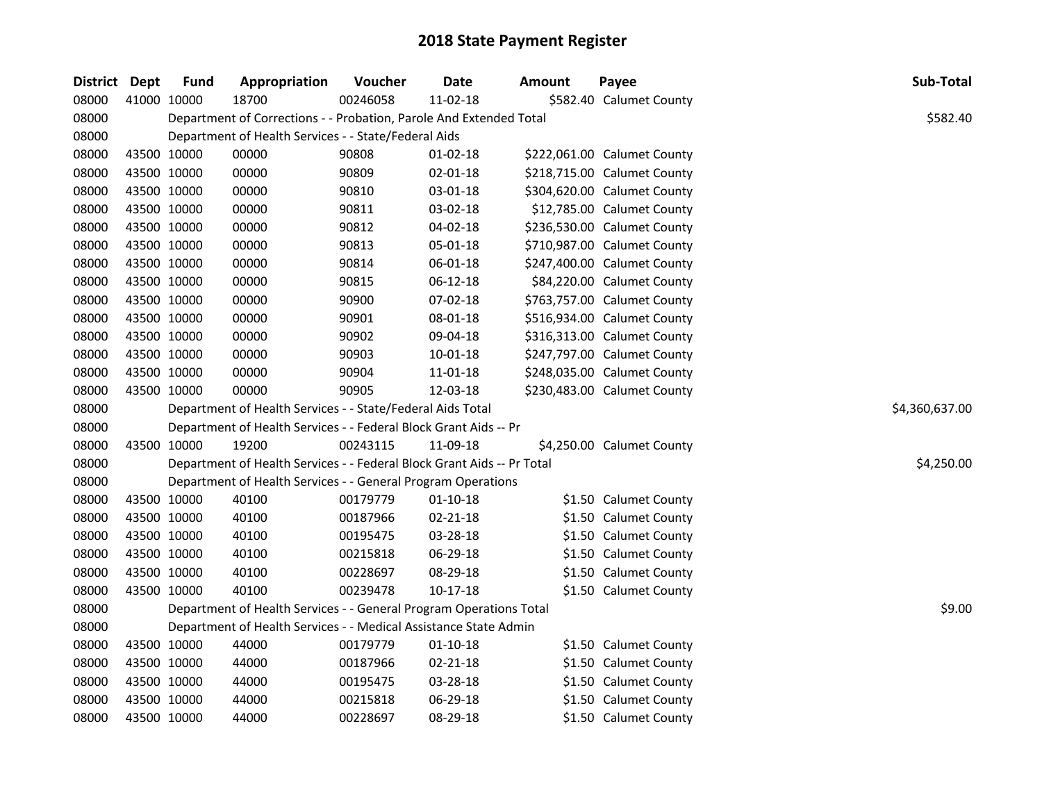# 2018 State Payment Register

| District | Dept | Fund | Appropriation | Voucher | Date | Amount | Payee | Sub-Total |
|---|---|---|---|---|---|---|---|---|
| 08000 | 41000 | 10000 | 18700 | 00246058 | 11-02-18 | $582.40 | Calumet County | |
| 08000 | | Department of Corrections - - Probation, Parole And Extended Total | | | | | | $582.40 |
| 08000 | | Department of Health Services - - State/Federal Aids | | | | | | |
| 08000 | 43500 | 10000 | 00000 | 90808 | 01-02-18 | $222,061.00 | Calumet County | |
| 08000 | 43500 | 10000 | 00000 | 90809 | 02-01-18 | $218,715.00 | Calumet County | |
| 08000 | 43500 | 10000 | 00000 | 90810 | 03-01-18 | $304,620.00 | Calumet County | |
| 08000 | 43500 | 10000 | 00000 | 90811 | 03-02-18 | $12,785.00 | Calumet County | |
| 08000 | 43500 | 10000 | 00000 | 90812 | 04-02-18 | $236,530.00 | Calumet County | |
| 08000 | 43500 | 10000 | 00000 | 90813 | 05-01-18 | $710,987.00 | Calumet County | |
| 08000 | 43500 | 10000 | 00000 | 90814 | 06-01-18 | $247,400.00 | Calumet County | |
| 08000 | 43500 | 10000 | 00000 | 90815 | 06-12-18 | $84,220.00 | Calumet County | |
| 08000 | 43500 | 10000 | 00000 | 90900 | 07-02-18 | $763,757.00 | Calumet County | |
| 08000 | 43500 | 10000 | 00000 | 90901 | 08-01-18 | $516,934.00 | Calumet County | |
| 08000 | 43500 | 10000 | 00000 | 90902 | 09-04-18 | $316,313.00 | Calumet County | |
| 08000 | 43500 | 10000 | 00000 | 90903 | 10-01-18 | $247,797.00 | Calumet County | |
| 08000 | 43500 | 10000 | 00000 | 90904 | 11-01-18 | $248,035.00 | Calumet County | |
| 08000 | 43500 | 10000 | 00000 | 90905 | 12-03-18 | $230,483.00 | Calumet County | |
| 08000 | | Department of Health Services - - State/Federal Aids Total | | | | | | $4,360,637.00 |
| 08000 | | Department of Health Services - - Federal Block Grant Aids -- Pr | | | | | | |
| 08000 | 43500 | 10000 | 19200 | 00243115 | 11-09-18 | $4,250.00 | Calumet County | |
| 08000 | | Department of Health Services - - Federal Block Grant Aids -- Pr Total | | | | | | $4,250.00 |
| 08000 | | Department of Health Services - - General Program Operations | | | | | | |
| 08000 | 43500 | 10000 | 40100 | 00179779 | 01-10-18 | $1.50 | Calumet County | |
| 08000 | 43500 | 10000 | 40100 | 00187966 | 02-21-18 | $1.50 | Calumet County | |
| 08000 | 43500 | 10000 | 40100 | 00195475 | 03-28-18 | $1.50 | Calumet County | |
| 08000 | 43500 | 10000 | 40100 | 00215818 | 06-29-18 | $1.50 | Calumet County | |
| 08000 | 43500 | 10000 | 40100 | 00228697 | 08-29-18 | $1.50 | Calumet County | |
| 08000 | 43500 | 10000 | 40100 | 00239478 | 10-17-18 | $1.50 | Calumet County | |
| 08000 | | Department of Health Services - - General Program Operations Total | | | | | | $9.00 |
| 08000 | | Department of Health Services - - Medical Assistance State Admin | | | | | | |
| 08000 | 43500 | 10000 | 44000 | 00179779 | 01-10-18 | $1.50 | Calumet County | |
| 08000 | 43500 | 10000 | 44000 | 00187966 | 02-21-18 | $1.50 | Calumet County | |
| 08000 | 43500 | 10000 | 44000 | 00195475 | 03-28-18 | $1.50 | Calumet County | |
| 08000 | 43500 | 10000 | 44000 | 00215818 | 06-29-18 | $1.50 | Calumet County | |
| 08000 | 43500 | 10000 | 44000 | 00228697 | 08-29-18 | $1.50 | Calumet County | |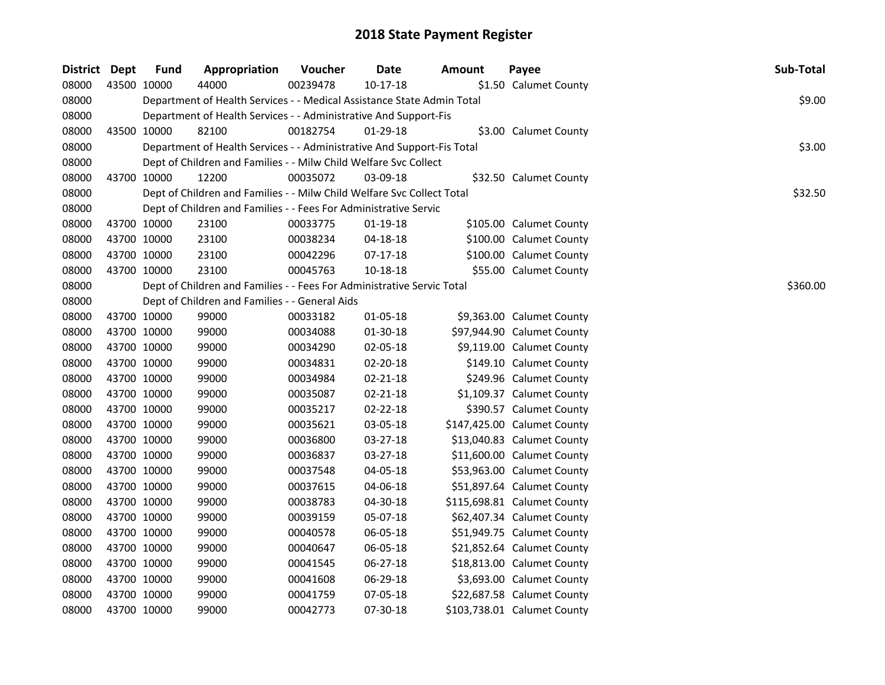## 2018 State Payment Register

| District | Dept | Fund | Appropriation | Voucher | Date | Amount | Payee | Sub-Total |
|---|---|---|---|---|---|---|---|---|
| 08000 | 43500 | 10000 | 44000 | 00239478 | 10-17-18 | $1.50 | Calumet County | |
| 08000 | | Department of Health Services - - Medical Assistance State Admin Total | | | | | | $9.00 |
| 08000 | | Department of Health Services - - Administrative And Support-Fis | | | | | | |
| 08000 | 43500 | 10000 | 82100 | 00182754 | 01-29-18 | $3.00 | Calumet County | |
| 08000 | | Department of Health Services - - Administrative And Support-Fis Total | | | | | | $3.00 |
| 08000 | | Dept of Children and Families - - Milw Child Welfare Svc Collect | | | | | | |
| 08000 | 43700 | 10000 | 12200 | 00035072 | 03-09-18 | $32.50 | Calumet County | |
| 08000 | | Dept of Children and Families - - Milw Child Welfare Svc Collect Total | | | | | | $32.50 |
| 08000 | | Dept of Children and Families - - Fees For Administrative Servic | | | | | | |
| 08000 | 43700 | 10000 | 23100 | 00033775 | 01-19-18 | $105.00 | Calumet County | |
| 08000 | 43700 | 10000 | 23100 | 00038234 | 04-18-18 | $100.00 | Calumet County | |
| 08000 | 43700 | 10000 | 23100 | 00042296 | 07-17-18 | $100.00 | Calumet County | |
| 08000 | 43700 | 10000 | 23100 | 00045763 | 10-18-18 | $55.00 | Calumet County | |
| 08000 | | Dept of Children and Families - - Fees For Administrative Servic Total | | | | | | $360.00 |
| 08000 | | Dept of Children and Families - - General Aids | | | | | | |
| 08000 | 43700 | 10000 | 99000 | 00033182 | 01-05-18 | $9,363.00 | Calumet County | |
| 08000 | 43700 | 10000 | 99000 | 00034088 | 01-30-18 | $97,944.90 | Calumet County | |
| 08000 | 43700 | 10000 | 99000 | 00034290 | 02-05-18 | $9,119.00 | Calumet County | |
| 08000 | 43700 | 10000 | 99000 | 00034831 | 02-20-18 | $149.10 | Calumet County | |
| 08000 | 43700 | 10000 | 99000 | 00034984 | 02-21-18 | $249.96 | Calumet County | |
| 08000 | 43700 | 10000 | 99000 | 00035087 | 02-21-18 | $1,109.37 | Calumet County | |
| 08000 | 43700 | 10000 | 99000 | 00035217 | 02-22-18 | $390.57 | Calumet County | |
| 08000 | 43700 | 10000 | 99000 | 00035621 | 03-05-18 | $147,425.00 | Calumet County | |
| 08000 | 43700 | 10000 | 99000 | 00036800 | 03-27-18 | $13,040.83 | Calumet County | |
| 08000 | 43700 | 10000 | 99000 | 00036837 | 03-27-18 | $11,600.00 | Calumet County | |
| 08000 | 43700 | 10000 | 99000 | 00037548 | 04-05-18 | $53,963.00 | Calumet County | |
| 08000 | 43700 | 10000 | 99000 | 00037615 | 04-06-18 | $51,897.64 | Calumet County | |
| 08000 | 43700 | 10000 | 99000 | 00038783 | 04-30-18 | $115,698.81 | Calumet County | |
| 08000 | 43700 | 10000 | 99000 | 00039159 | 05-07-18 | $62,407.34 | Calumet County | |
| 08000 | 43700 | 10000 | 99000 | 00040578 | 06-05-18 | $51,949.75 | Calumet County | |
| 08000 | 43700 | 10000 | 99000 | 00040647 | 06-05-18 | $21,852.64 | Calumet County | |
| 08000 | 43700 | 10000 | 99000 | 00041545 | 06-27-18 | $18,813.00 | Calumet County | |
| 08000 | 43700 | 10000 | 99000 | 00041608 | 06-29-18 | $3,693.00 | Calumet County | |
| 08000 | 43700 | 10000 | 99000 | 00041759 | 07-05-18 | $22,687.58 | Calumet County | |
| 08000 | 43700 | 10000 | 99000 | 00042773 | 07-30-18 | $103,738.01 | Calumet County | |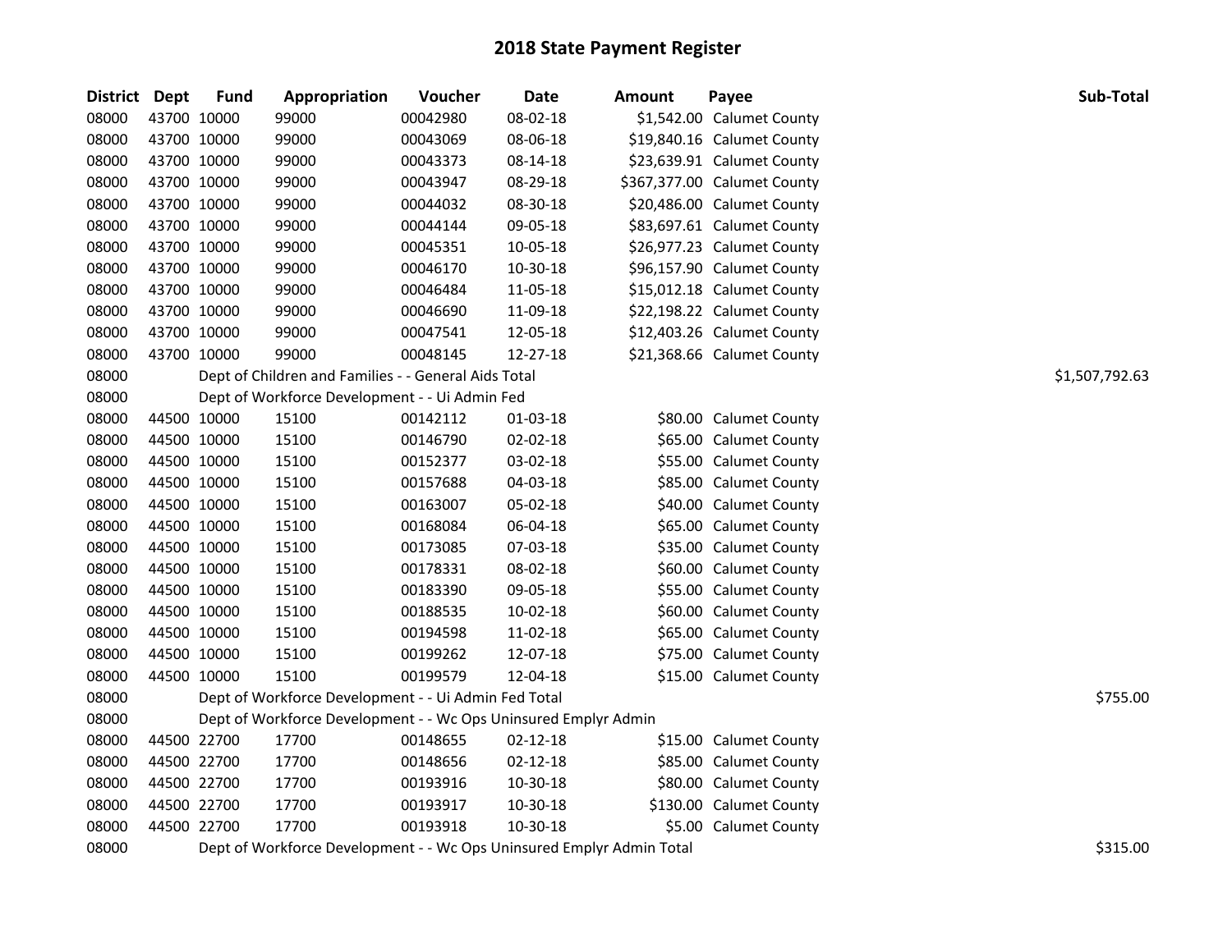# 2018 State Payment Register

| District | Dept | Fund | Appropriation | Voucher | Date | Amount | Payee | Sub-Total |
|---|---|---|---|---|---|---|---|---|
| 08000 | 43700 | 10000 | 99000 | 00042980 | 08-02-18 | $1,542.00 | Calumet County | |
| 08000 | 43700 | 10000 | 99000 | 00043069 | 08-06-18 | $19,840.16 | Calumet County | |
| 08000 | 43700 | 10000 | 99000 | 00043373 | 08-14-18 | $23,639.91 | Calumet County | |
| 08000 | 43700 | 10000 | 99000 | 00043947 | 08-29-18 | $367,377.00 | Calumet County | |
| 08000 | 43700 | 10000 | 99000 | 00044032 | 08-30-18 | $20,486.00 | Calumet County | |
| 08000 | 43700 | 10000 | 99000 | 00044144 | 09-05-18 | $83,697.61 | Calumet County | |
| 08000 | 43700 | 10000 | 99000 | 00045351 | 10-05-18 | $26,977.23 | Calumet County | |
| 08000 | 43700 | 10000 | 99000 | 00046170 | 10-30-18 | $96,157.90 | Calumet County | |
| 08000 | 43700 | 10000 | 99000 | 00046484 | 11-05-18 | $15,012.18 | Calumet County | |
| 08000 | 43700 | 10000 | 99000 | 00046690 | 11-09-18 | $22,198.22 | Calumet County | |
| 08000 | 43700 | 10000 | 99000 | 00047541 | 12-05-18 | $12,403.26 | Calumet County | |
| 08000 | 43700 | 10000 | 99000 | 00048145 | 12-27-18 | $21,368.66 | Calumet County | |
| 08000 | | Dept of Children and Families - - General Aids Total | | | | | | $1,507,792.63 |
| 08000 | | Dept of Workforce Development - - Ui Admin Fed | | | | | | |
| 08000 | 44500 | 10000 | 15100 | 00142112 | 01-03-18 | $80.00 | Calumet County | |
| 08000 | 44500 | 10000 | 15100 | 00146790 | 02-02-18 | $65.00 | Calumet County | |
| 08000 | 44500 | 10000 | 15100 | 00152377 | 03-02-18 | $55.00 | Calumet County | |
| 08000 | 44500 | 10000 | 15100 | 00157688 | 04-03-18 | $85.00 | Calumet County | |
| 08000 | 44500 | 10000 | 15100 | 00163007 | 05-02-18 | $40.00 | Calumet County | |
| 08000 | 44500 | 10000 | 15100 | 00168084 | 06-04-18 | $65.00 | Calumet County | |
| 08000 | 44500 | 10000 | 15100 | 00173085 | 07-03-18 | $35.00 | Calumet County | |
| 08000 | 44500 | 10000 | 15100 | 00178331 | 08-02-18 | $60.00 | Calumet County | |
| 08000 | 44500 | 10000 | 15100 | 00183390 | 09-05-18 | $55.00 | Calumet County | |
| 08000 | 44500 | 10000 | 15100 | 00188535 | 10-02-18 | $60.00 | Calumet County | |
| 08000 | 44500 | 10000 | 15100 | 00194598 | 11-02-18 | $65.00 | Calumet County | |
| 08000 | 44500 | 10000 | 15100 | 00199262 | 12-07-18 | $75.00 | Calumet County | |
| 08000 | 44500 | 10000 | 15100 | 00199579 | 12-04-18 | $15.00 | Calumet County | |
| 08000 | | Dept of Workforce Development - - Ui Admin Fed Total | | | | | | $755.00 |
| 08000 | | Dept of Workforce Development - - Wc Ops Uninsured Emplyr Admin | | | | | | |
| 08000 | 44500 | 22700 | 17700 | 00148655 | 02-12-18 | $15.00 | Calumet County | |
| 08000 | 44500 | 22700 | 17700 | 00148656 | 02-12-18 | $85.00 | Calumet County | |
| 08000 | 44500 | 22700 | 17700 | 00193916 | 10-30-18 | $80.00 | Calumet County | |
| 08000 | 44500 | 22700 | 17700 | 00193917 | 10-30-18 | $130.00 | Calumet County | |
| 08000 | 44500 | 22700 | 17700 | 00193918 | 10-30-18 | $5.00 | Calumet County | |
| 08000 | | Dept of Workforce Development - - Wc Ops Uninsured Emplyr Admin Total | | | | | | $315.00 |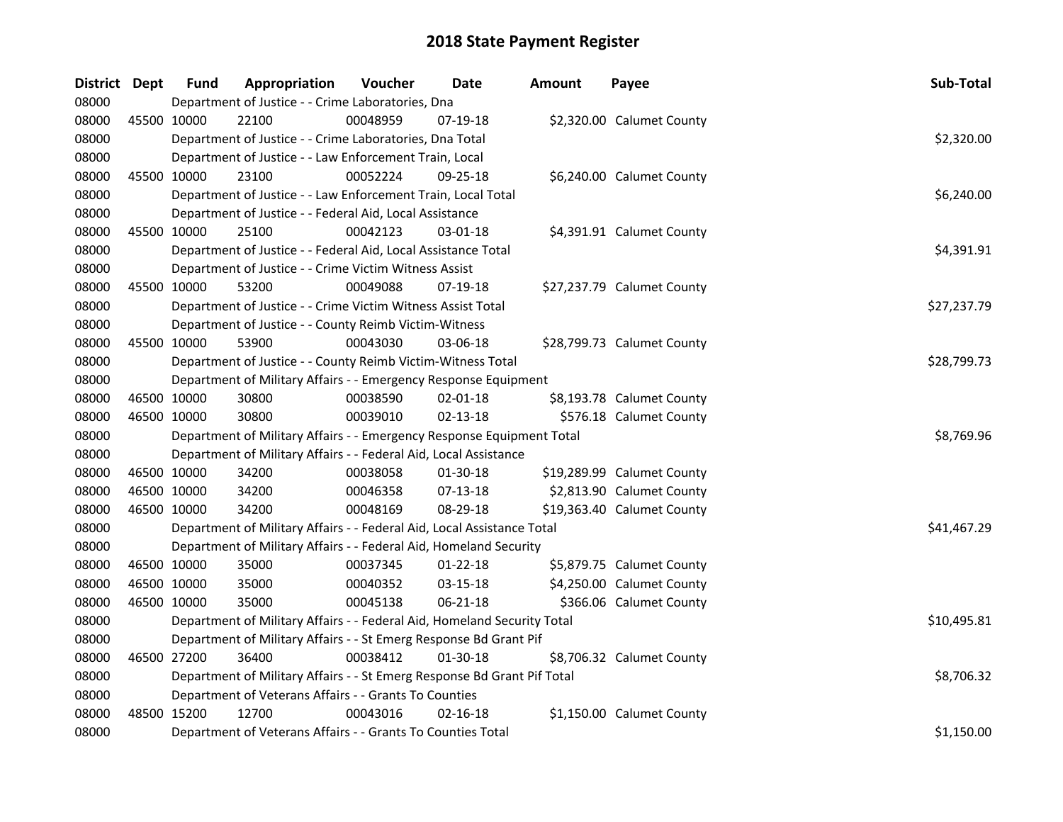# 2018 State Payment Register

| District | Dept | Fund | Appropriation | Voucher | Date | Amount | Payee | Sub-Total |
|---|---|---|---|---|---|---|---|---|
| 08000 | | Department of Justice - - Crime Laboratories, Dna | | | | | | |
| 08000 | 45500 | 10000 | 22100 | 00048959 | 07-19-18 | $2,320.00 | Calumet County | |
| 08000 | | Department of Justice - - Crime Laboratories, Dna Total | | | | | | $2,320.00 |
| 08000 | | Department of Justice - - Law Enforcement Train, Local | | | | | | |
| 08000 | 45500 | 10000 | 23100 | 00052224 | 09-25-18 | $6,240.00 | Calumet County | |
| 08000 | | Department of Justice - - Law Enforcement Train, Local Total | | | | | | $6,240.00 |
| 08000 | | Department of Justice - - Federal Aid, Local Assistance | | | | | | |
| 08000 | 45500 | 10000 | 25100 | 00042123 | 03-01-18 | $4,391.91 | Calumet County | |
| 08000 | | Department of Justice - - Federal Aid, Local Assistance Total | | | | | | $4,391.91 |
| 08000 | | Department of Justice - - Crime Victim Witness Assist | | | | | | |
| 08000 | 45500 | 10000 | 53200 | 00049088 | 07-19-18 | $27,237.79 | Calumet County | |
| 08000 | | Department of Justice - - Crime Victim Witness Assist Total | | | | | | $27,237.79 |
| 08000 | | Department of Justice - - County Reimb Victim-Witness | | | | | | |
| 08000 | 45500 | 10000 | 53900 | 00043030 | 03-06-18 | $28,799.73 | Calumet County | |
| 08000 | | Department of Justice - - County Reimb Victim-Witness Total | | | | | | $28,799.73 |
| 08000 | | Department of Military Affairs - - Emergency Response Equipment | | | | | | |
| 08000 | 46500 | 10000 | 30800 | 00038590 | 02-01-18 | $8,193.78 | Calumet County | |
| 08000 | 46500 | 10000 | 30800 | 00039010 | 02-13-18 | $576.18 | Calumet County | |
| 08000 | | Department of Military Affairs - - Emergency Response Equipment Total | | | | | | $8,769.96 |
| 08000 | | Department of Military Affairs - - Federal Aid, Local Assistance | | | | | | |
| 08000 | 46500 | 10000 | 34200 | 00038058 | 01-30-18 | $19,289.99 | Calumet County | |
| 08000 | 46500 | 10000 | 34200 | 00046358 | 07-13-18 | $2,813.90 | Calumet County | |
| 08000 | 46500 | 10000 | 34200 | 00048169 | 08-29-18 | $19,363.40 | Calumet County | |
| 08000 | | Department of Military Affairs - - Federal Aid, Local Assistance Total | | | | | | $41,467.29 |
| 08000 | | Department of Military Affairs - - Federal Aid, Homeland Security | | | | | | |
| 08000 | 46500 | 10000 | 35000 | 00037345 | 01-22-18 | $5,879.75 | Calumet County | |
| 08000 | 46500 | 10000 | 35000 | 00040352 | 03-15-18 | $4,250.00 | Calumet County | |
| 08000 | 46500 | 10000 | 35000 | 00045138 | 06-21-18 | $366.06 | Calumet County | |
| 08000 | | Department of Military Affairs - - Federal Aid, Homeland Security Total | | | | | | $10,495.81 |
| 08000 | | Department of Military Affairs - - St Emerg Response Bd Grant Pif | | | | | | |
| 08000 | 46500 | 27200 | 36400 | 00038412 | 01-30-18 | $8,706.32 | Calumet County | |
| 08000 | | Department of Military Affairs - - St Emerg Response Bd Grant Pif Total | | | | | | $8,706.32 |
| 08000 | | Department of Veterans Affairs - - Grants To Counties | | | | | | |
| 08000 | 48500 | 15200 | 12700 | 00043016 | 02-16-18 | $1,150.00 | Calumet County | |
| 08000 | | Department of Veterans Affairs - - Grants To Counties Total | | | | | | $1,150.00 |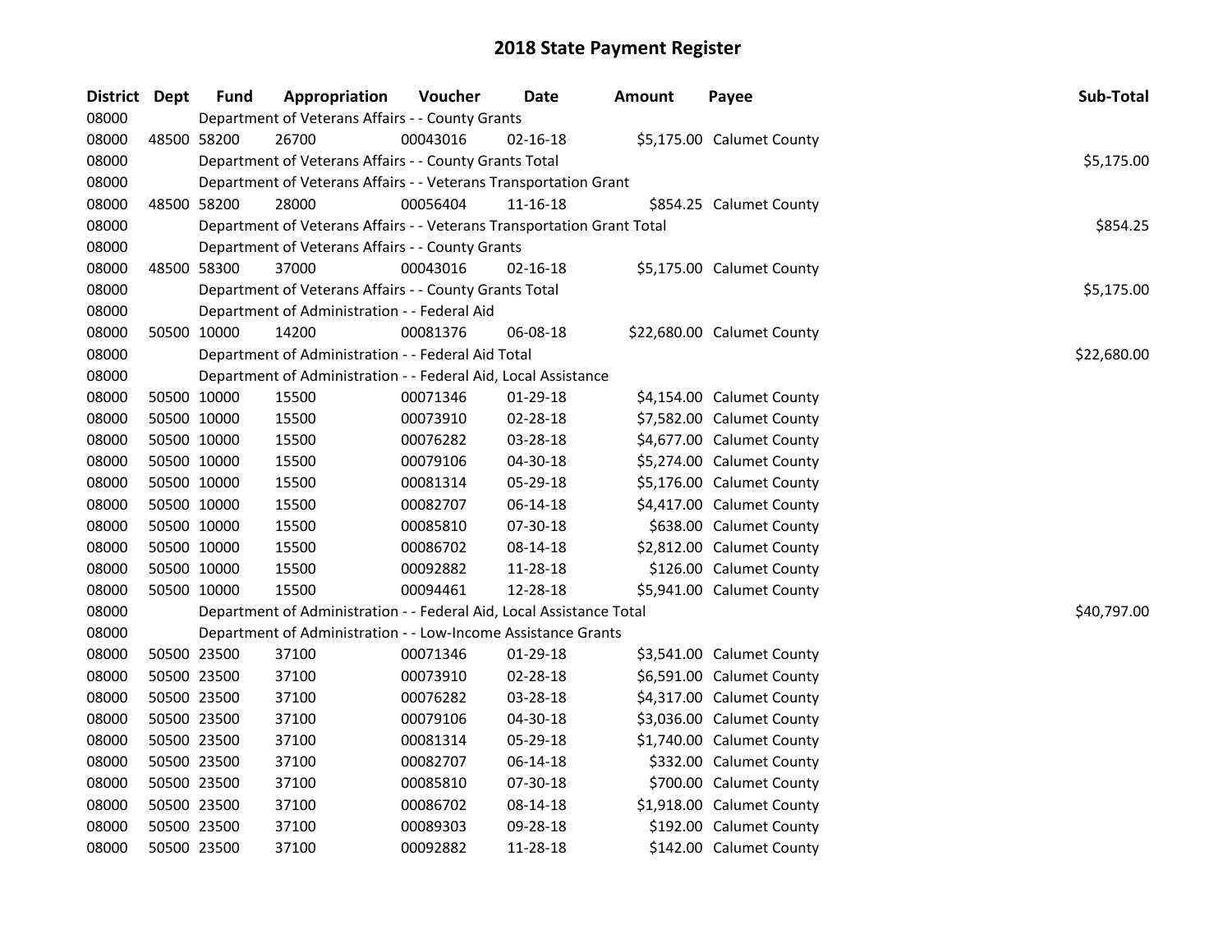# 2018 State Payment Register

| District | Dept | Fund | Appropriation | Voucher | Date | Amount | Payee | Sub-Total |
|---|---|---|---|---|---|---|---|---|
| 08000 | | Department of Veterans Affairs - - County Grants | | | | | | |
| 08000 | 48500 | 58200 | 26700 | 00043016 | 02-16-18 | $5,175.00 | Calumet County | |
| 08000 | | Department of Veterans Affairs - - County Grants Total | | | | | | $5,175.00 |
| 08000 | | Department of Veterans Affairs - - Veterans Transportation Grant | | | | | | |
| 08000 | 48500 | 58200 | 28000 | 00056404 | 11-16-18 | $854.25 | Calumet County | |
| 08000 | | Department of Veterans Affairs - - Veterans Transportation Grant Total | | | | | | $854.25 |
| 08000 | | Department of Veterans Affairs - - County Grants | | | | | | |
| 08000 | 48500 | 58300 | 37000 | 00043016 | 02-16-18 | $5,175.00 | Calumet County | |
| 08000 | | Department of Veterans Affairs - - County Grants Total | | | | | | $5,175.00 |
| 08000 | | Department of Administration - - Federal Aid | | | | | | |
| 08000 | 50500 | 10000 | 14200 | 00081376 | 06-08-18 | $22,680.00 | Calumet County | |
| 08000 | | Department of Administration - - Federal Aid Total | | | | | | $22,680.00 |
| 08000 | | Department of Administration - - Federal Aid, Local Assistance | | | | | | |
| 08000 | 50500 | 10000 | 15500 | 00071346 | 01-29-18 | $4,154.00 | Calumet County | |
| 08000 | 50500 | 10000 | 15500 | 00073910 | 02-28-18 | $7,582.00 | Calumet County | |
| 08000 | 50500 | 10000 | 15500 | 00076282 | 03-28-18 | $4,677.00 | Calumet County | |
| 08000 | 50500 | 10000 | 15500 | 00079106 | 04-30-18 | $5,274.00 | Calumet County | |
| 08000 | 50500 | 10000 | 15500 | 00081314 | 05-29-18 | $5,176.00 | Calumet County | |
| 08000 | 50500 | 10000 | 15500 | 00082707 | 06-14-18 | $4,417.00 | Calumet County | |
| 08000 | 50500 | 10000 | 15500 | 00085810 | 07-30-18 | $638.00 | Calumet County | |
| 08000 | 50500 | 10000 | 15500 | 00086702 | 08-14-18 | $2,812.00 | Calumet County | |
| 08000 | 50500 | 10000 | 15500 | 00092882 | 11-28-18 | $126.00 | Calumet County | |
| 08000 | 50500 | 10000 | 15500 | 00094461 | 12-28-18 | $5,941.00 | Calumet County | |
| 08000 | | Department of Administration - - Federal Aid, Local Assistance Total | | | | | | $40,797.00 |
| 08000 | | Department of Administration - - Low-Income Assistance Grants | | | | | | |
| 08000 | 50500 | 23500 | 37100 | 00071346 | 01-29-18 | $3,541.00 | Calumet County | |
| 08000 | 50500 | 23500 | 37100 | 00073910 | 02-28-18 | $6,591.00 | Calumet County | |
| 08000 | 50500 | 23500 | 37100 | 00076282 | 03-28-18 | $4,317.00 | Calumet County | |
| 08000 | 50500 | 23500 | 37100 | 00079106 | 04-30-18 | $3,036.00 | Calumet County | |
| 08000 | 50500 | 23500 | 37100 | 00081314 | 05-29-18 | $1,740.00 | Calumet County | |
| 08000 | 50500 | 23500 | 37100 | 00082707 | 06-14-18 | $332.00 | Calumet County | |
| 08000 | 50500 | 23500 | 37100 | 00085810 | 07-30-18 | $700.00 | Calumet County | |
| 08000 | 50500 | 23500 | 37100 | 00086702 | 08-14-18 | $1,918.00 | Calumet County | |
| 08000 | 50500 | 23500 | 37100 | 00089303 | 09-28-18 | $192.00 | Calumet County | |
| 08000 | 50500 | 23500 | 37100 | 00092882 | 11-28-18 | $142.00 | Calumet County | |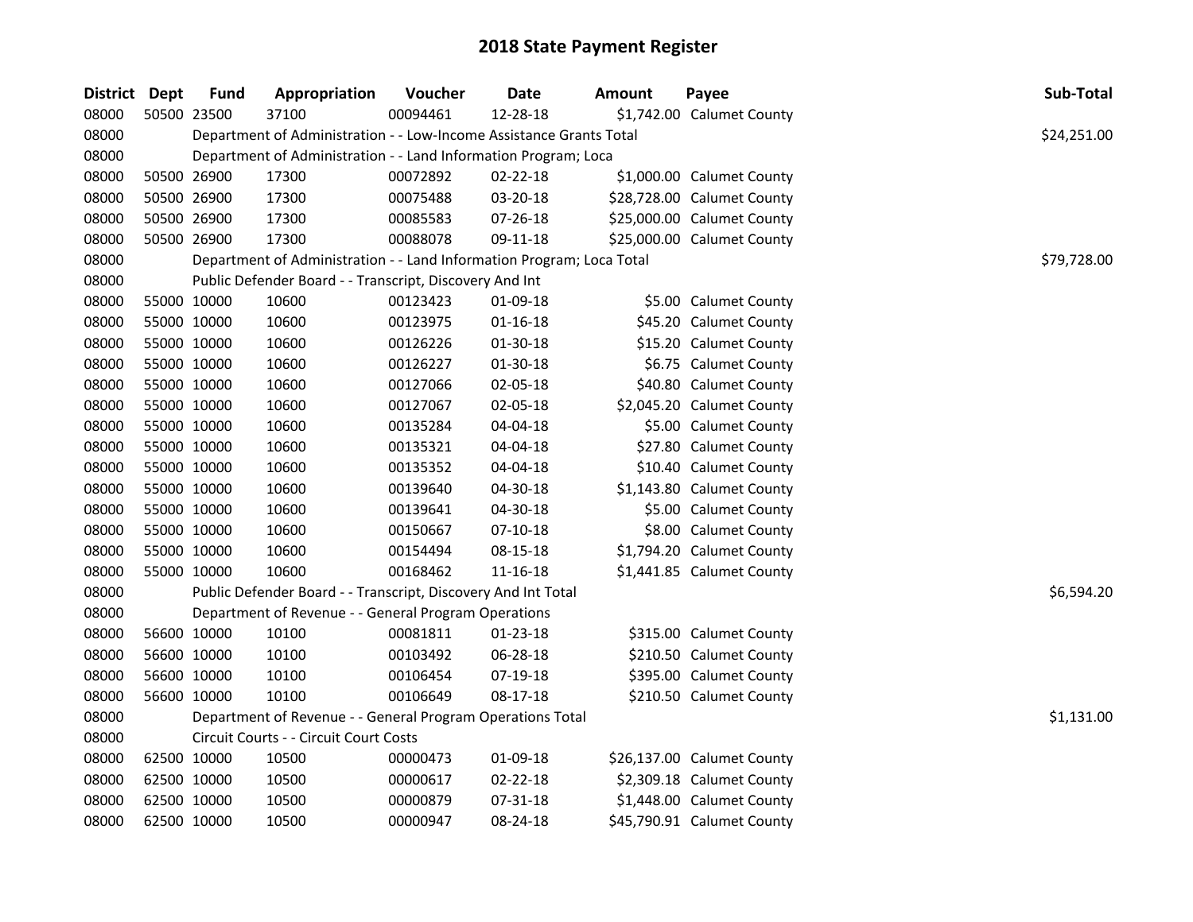# 2018 State Payment Register

| District | Dept | Fund | Appropriation | Voucher | Date | Amount | Payee | Sub-Total |
|---|---|---|---|---|---|---|---|---|
| 08000 | 50500 | 23500 | 37100 | 00094461 | 12-28-18 | $1,742.00 | Calumet County | |
| 08000 | | Department of Administration - - Low-Income Assistance Grants Total | | | | | | $24,251.00 |
| 08000 | | Department of Administration - - Land Information Program; Loca | | | | | | |
| 08000 | 50500 | 26900 | 17300 | 00072892 | 02-22-18 | $1,000.00 | Calumet County | |
| 08000 | 50500 | 26900 | 17300 | 00075488 | 03-20-18 | $28,728.00 | Calumet County | |
| 08000 | 50500 | 26900 | 17300 | 00085583 | 07-26-18 | $25,000.00 | Calumet County | |
| 08000 | 50500 | 26900 | 17300 | 00088078 | 09-11-18 | $25,000.00 | Calumet County | |
| 08000 | | Department of Administration - - Land Information Program; Loca Total | | | | | | $79,728.00 |
| 08000 | | Public Defender Board - - Transcript, Discovery And Int | | | | | | |
| 08000 | 55000 | 10000 | 10600 | 00123423 | 01-09-18 | $5.00 | Calumet County | |
| 08000 | 55000 | 10000 | 10600 | 00123975 | 01-16-18 | $45.20 | Calumet County | |
| 08000 | 55000 | 10000 | 10600 | 00126226 | 01-30-18 | $15.20 | Calumet County | |
| 08000 | 55000 | 10000 | 10600 | 00126227 | 01-30-18 | $6.75 | Calumet County | |
| 08000 | 55000 | 10000 | 10600 | 00127066 | 02-05-18 | $40.80 | Calumet County | |
| 08000 | 55000 | 10000 | 10600 | 00127067 | 02-05-18 | $2,045.20 | Calumet County | |
| 08000 | 55000 | 10000 | 10600 | 00135284 | 04-04-18 | $5.00 | Calumet County | |
| 08000 | 55000 | 10000 | 10600 | 00135321 | 04-04-18 | $27.80 | Calumet County | |
| 08000 | 55000 | 10000 | 10600 | 00135352 | 04-04-18 | $10.40 | Calumet County | |
| 08000 | 55000 | 10000 | 10600 | 00139640 | 04-30-18 | $1,143.80 | Calumet County | |
| 08000 | 55000 | 10000 | 10600 | 00139641 | 04-30-18 | $5.00 | Calumet County | |
| 08000 | 55000 | 10000 | 10600 | 00150667 | 07-10-18 | $8.00 | Calumet County | |
| 08000 | 55000 | 10000 | 10600 | 00154494 | 08-15-18 | $1,794.20 | Calumet County | |
| 08000 | 55000 | 10000 | 10600 | 00168462 | 11-16-18 | $1,441.85 | Calumet County | |
| 08000 | | Public Defender Board - - Transcript, Discovery And Int Total | | | | | | $6,594.20 |
| 08000 | | Department of Revenue - - General Program Operations | | | | | | |
| 08000 | 56600 | 10000 | 10100 | 00081811 | 01-23-18 | $315.00 | Calumet County | |
| 08000 | 56600 | 10000 | 10100 | 00103492 | 06-28-18 | $210.50 | Calumet County | |
| 08000 | 56600 | 10000 | 10100 | 00106454 | 07-19-18 | $395.00 | Calumet County | |
| 08000 | 56600 | 10000 | 10100 | 00106649 | 08-17-18 | $210.50 | Calumet County | |
| 08000 | | Department of Revenue - - General Program Operations Total | | | | | | $1,131.00 |
| 08000 | | Circuit Courts - - Circuit Court Costs | | | | | | |
| 08000 | 62500 | 10000 | 10500 | 00000473 | 01-09-18 | $26,137.00 | Calumet County | |
| 08000 | 62500 | 10000 | 10500 | 00000617 | 02-22-18 | $2,309.18 | Calumet County | |
| 08000 | 62500 | 10000 | 10500 | 00000879 | 07-31-18 | $1,448.00 | Calumet County | |
| 08000 | 62500 | 10000 | 10500 | 00000947 | 08-24-18 | $45,790.91 | Calumet County | |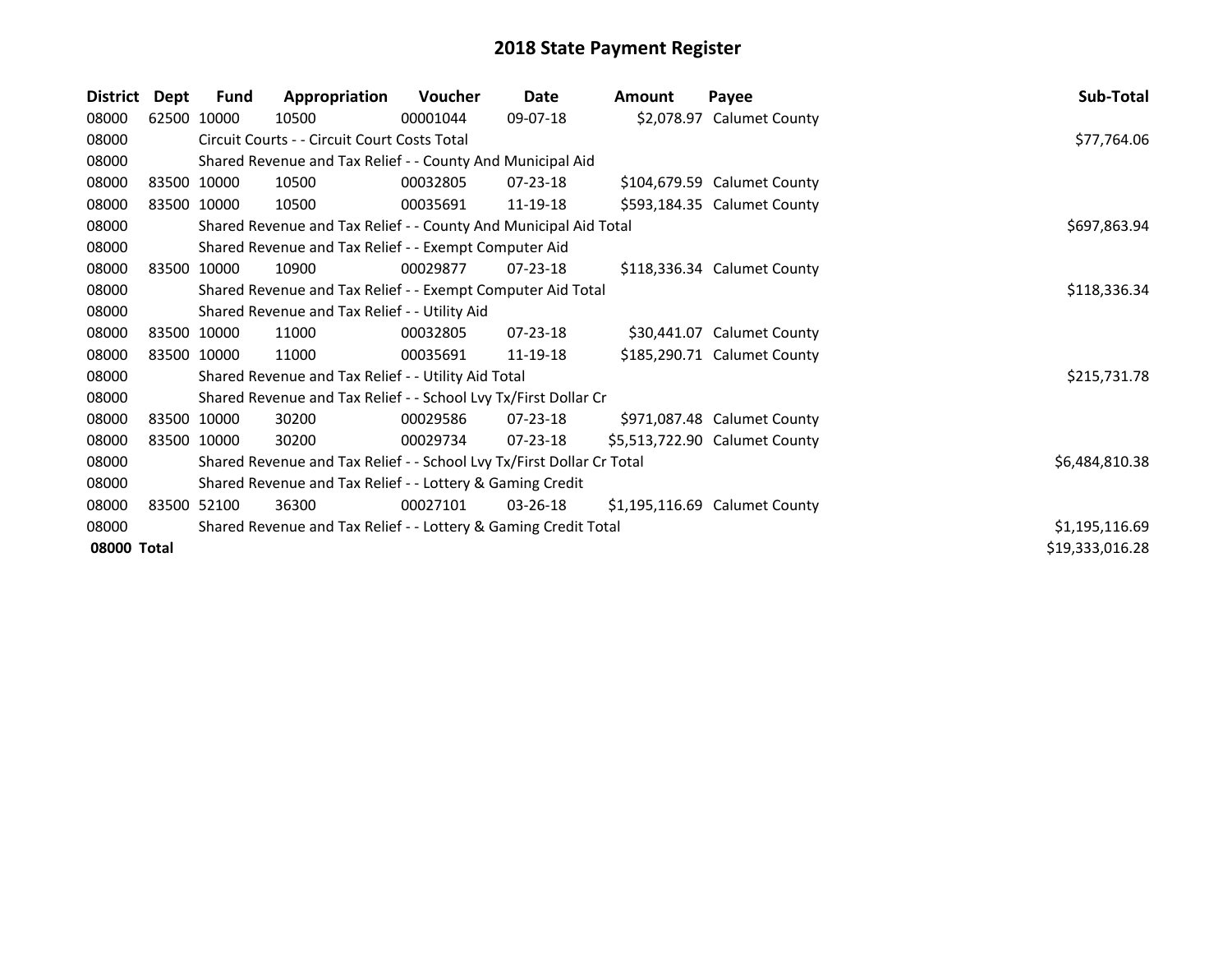# 2018 State Payment Register

| District | Dept | Fund | Appropriation | Voucher | Date | Amount | Payee | Sub-Total |
|---|---|---|---|---|---|---|---|---|
| 08000 | 62500 | 10000 | 10500 | 00001044 | 09-07-18 | $2,078.97 | Calumet County | |
| 08000 | | Circuit Courts - - Circuit Court Costs Total | | | | | | $77,764.06 |
| 08000 | | Shared Revenue and Tax Relief - - County And Municipal Aid | | | | | | |
| 08000 | 83500 | 10000 | 10500 | 00032805 | 07-23-18 | $104,679.59 | Calumet County | |
| 08000 | 83500 | 10000 | 10500 | 00035691 | 11-19-18 | $593,184.35 | Calumet County | |
| 08000 | | Shared Revenue and Tax Relief - - County And Municipal Aid Total | | | | | | $697,863.94 |
| 08000 | | Shared Revenue and Tax Relief - - Exempt Computer Aid | | | | | | |
| 08000 | 83500 | 10000 | 10900 | 00029877 | 07-23-18 | $118,336.34 | Calumet County | |
| 08000 | | Shared Revenue and Tax Relief - - Exempt Computer Aid Total | | | | | | $118,336.34 |
| 08000 | | Shared Revenue and Tax Relief - - Utility Aid | | | | | | |
| 08000 | 83500 | 10000 | 11000 | 00032805 | 07-23-18 | $30,441.07 | Calumet County | |
| 08000 | 83500 | 10000 | 11000 | 00035691 | 11-19-18 | $185,290.71 | Calumet County | |
| 08000 | | Shared Revenue and Tax Relief - - Utility Aid Total | | | | | | $215,731.78 |
| 08000 | | Shared Revenue and Tax Relief - - School Lvy Tx/First Dollar Cr | | | | | | |
| 08000 | 83500 | 10000 | 30200 | 00029586 | 07-23-18 | $971,087.48 | Calumet County | |
| 08000 | 83500 | 10000 | 30200 | 00029734 | 07-23-18 | $5,513,722.90 | Calumet County | |
| 08000 | | Shared Revenue and Tax Relief - - School Lvy Tx/First Dollar Cr Total | | | | | | $6,484,810.38 |
| 08000 | | Shared Revenue and Tax Relief - - Lottery & Gaming Credit | | | | | | |
| 08000 | 83500 | 52100 | 36300 | 00027101 | 03-26-18 | $1,195,116.69 | Calumet County | |
| 08000 | | Shared Revenue and Tax Relief - - Lottery & Gaming Credit Total | | | | | | $1,195,116.69 |
| **08000 Total** | | | | | | | | $19,333,016.28 |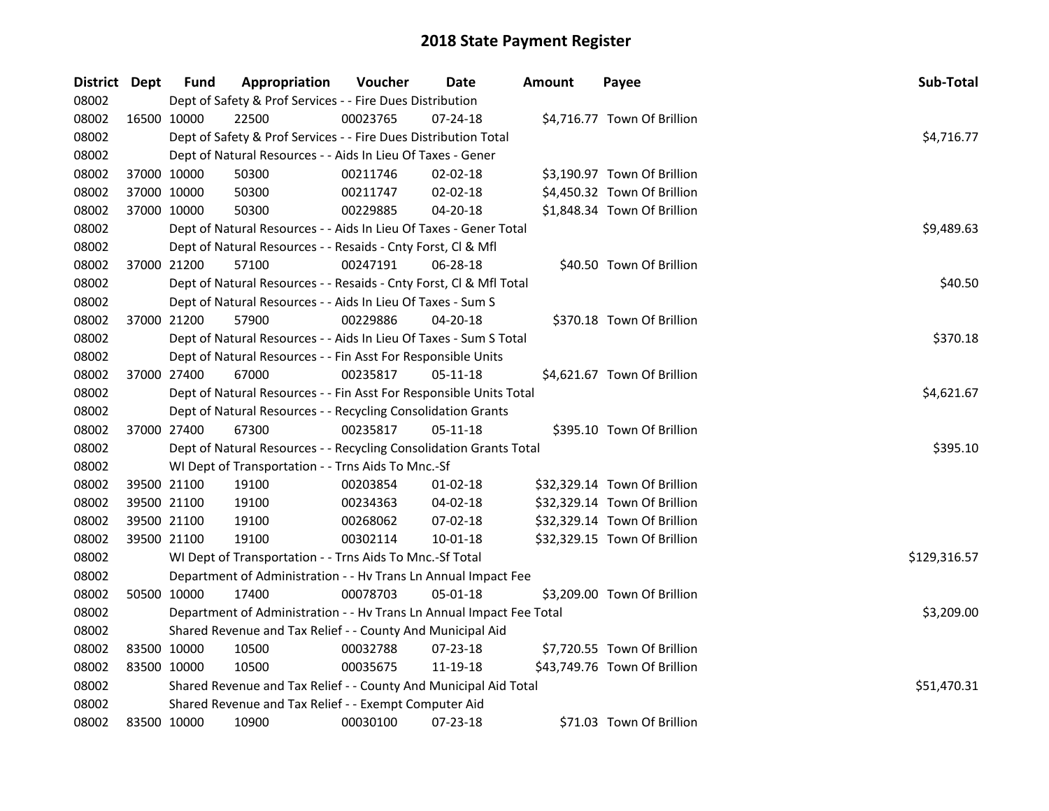# 2018 State Payment Register

| District | Dept | Fund | Appropriation | Voucher | Date | Amount | Payee | Sub-Total |
|---|---|---|---|---|---|---|---|---|
| 08002 | | Dept of Safety & Prof Services - - Fire Dues Distribution | | | | | | |
| 08002 | 16500 | 10000 | 22500 | 00023765 | 07-24-18 | $4,716.77 | Town Of Brillion | |
| 08002 | | Dept of Safety & Prof Services - - Fire Dues Distribution Total | | | | | | $4,716.77 |
| 08002 | | Dept of Natural Resources - - Aids In Lieu Of Taxes - Gener | | | | | | |
| 08002 | 37000 | 10000 | 50300 | 00211746 | 02-02-18 | $3,190.97 | Town Of Brillion | |
| 08002 | 37000 | 10000 | 50300 | 00211747 | 02-02-18 | $4,450.32 | Town Of Brillion | |
| 08002 | 37000 | 10000 | 50300 | 00229885 | 04-20-18 | $1,848.34 | Town Of Brillion | |
| 08002 | | Dept of Natural Resources - - Aids In Lieu Of Taxes - Gener Total | | | | | | $9,489.63 |
| 08002 | | Dept of Natural Resources - - Resaids - Cnty Forst, Cl & Mfl | | | | | | |
| 08002 | 37000 | 21200 | 57100 | 00247191 | 06-28-18 | $40.50 | Town Of Brillion | |
| 08002 | | Dept of Natural Resources - - Resaids - Cnty Forst, Cl & Mfl Total | | | | | | $40.50 |
| 08002 | | Dept of Natural Resources - - Aids In Lieu Of Taxes - Sum S | | | | | | |
| 08002 | 37000 | 21200 | 57900 | 00229886 | 04-20-18 | $370.18 | Town Of Brillion | |
| 08002 | | Dept of Natural Resources - - Aids In Lieu Of Taxes - Sum S Total | | | | | | $370.18 |
| 08002 | | Dept of Natural Resources - - Fin Asst For Responsible Units | | | | | | |
| 08002 | 37000 | 27400 | 67000 | 00235817 | 05-11-18 | $4,621.67 | Town Of Brillion | |
| 08002 | | Dept of Natural Resources - - Fin Asst For Responsible Units Total | | | | | | $4,621.67 |
| 08002 | | Dept of Natural Resources - - Recycling Consolidation Grants | | | | | | |
| 08002 | 37000 | 27400 | 67300 | 00235817 | 05-11-18 | $395.10 | Town Of Brillion | |
| 08002 | | Dept of Natural Resources - - Recycling Consolidation Grants Total | | | | | | $395.10 |
| 08002 | | WI Dept of Transportation - - Trns Aids To Mnc.-Sf | | | | | | |
| 08002 | 39500 | 21100 | 19100 | 00203854 | 01-02-18 | $32,329.14 | Town Of Brillion | |
| 08002 | 39500 | 21100 | 19100 | 00234363 | 04-02-18 | $32,329.14 | Town Of Brillion | |
| 08002 | 39500 | 21100 | 19100 | 00268062 | 07-02-18 | $32,329.14 | Town Of Brillion | |
| 08002 | 39500 | 21100 | 19100 | 00302114 | 10-01-18 | $32,329.15 | Town Of Brillion | |
| 08002 | | WI Dept of Transportation - - Trns Aids To Mnc.-Sf Total | | | | | | $129,316.57 |
| 08002 | | Department of Administration - - Hv Trans Ln Annual Impact Fee | | | | | | |
| 08002 | 50500 | 10000 | 17400 | 00078703 | 05-01-18 | $3,209.00 | Town Of Brillion | |
| 08002 | | Department of Administration - - Hv Trans Ln Annual Impact Fee Total | | | | | | $3,209.00 |
| 08002 | | Shared Revenue and Tax Relief - - County And Municipal Aid | | | | | | |
| 08002 | 83500 | 10000 | 10500 | 00032788 | 07-23-18 | $7,720.55 | Town Of Brillion | |
| 08002 | 83500 | 10000 | 10500 | 00035675 | 11-19-18 | $43,749.76 | Town Of Brillion | |
| 08002 | | Shared Revenue and Tax Relief - - County And Municipal Aid Total | | | | | | $51,470.31 |
| 08002 | | Shared Revenue and Tax Relief - - Exempt Computer Aid | | | | | | |
| 08002 | 83500 | 10000 | 10900 | 00030100 | 07-23-18 | $71.03 | Town Of Brillion | |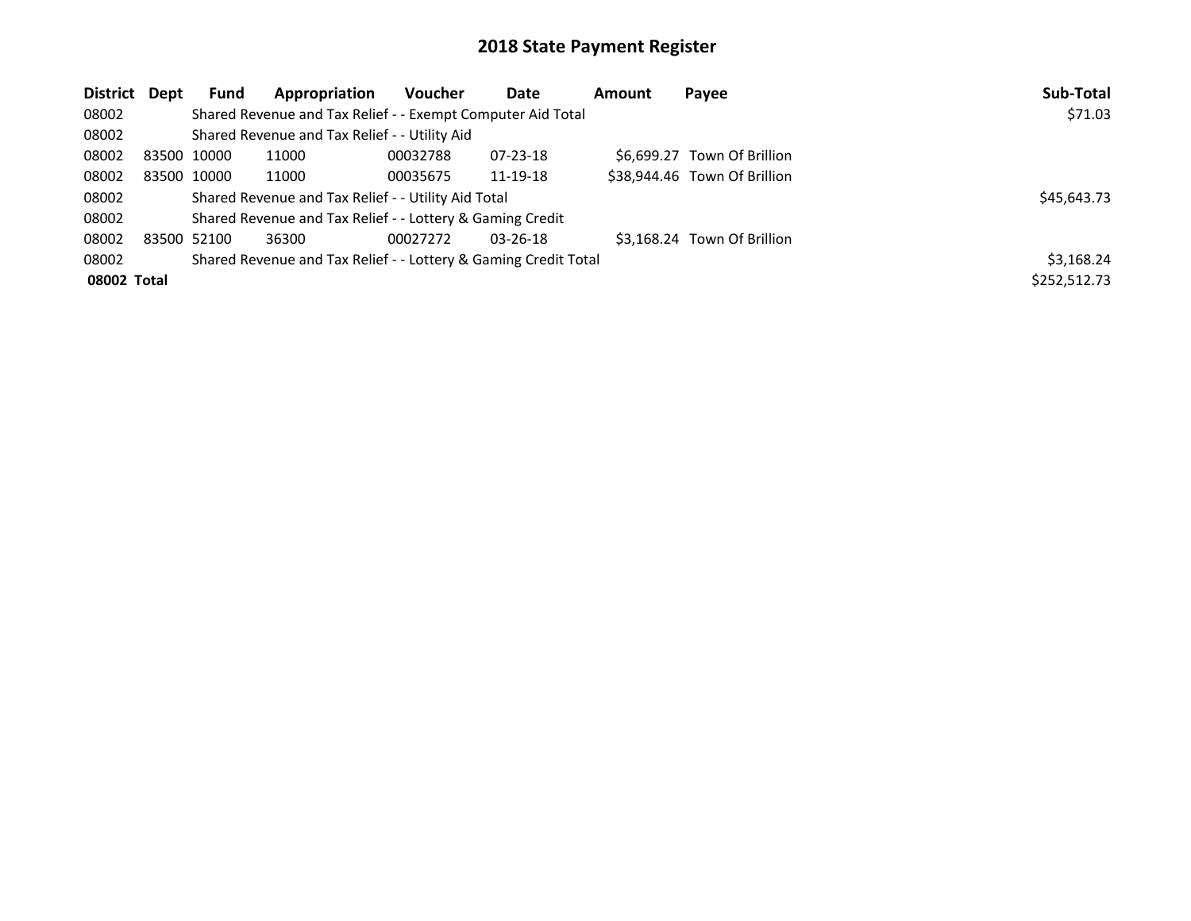# 2018 State Payment Register

| District | Dept | Fund | Appropriation | Voucher | Date | Amount | Payee | Sub-Total |
|---|---|---|---|---|---|---|---|---|
| 08002 | | Shared Revenue and Tax Relief - - Exempt Computer Aid Total | | | | | | $71.03 |
| 08002 | | Shared Revenue and Tax Relief - - Utility Aid | | | | | | |
| 08002 | 83500 | 10000 | 11000 | 00032788 | 07-23-18 | $6,699.27 | Town Of Brillion | |
| 08002 | 83500 | 10000 | 11000 | 00035675 | 11-19-18 | $38,944.46 | Town Of Brillion | |
| 08002 | | Shared Revenue and Tax Relief - - Utility Aid Total | | | | | | $45,643.73 |
| 08002 | | Shared Revenue and Tax Relief - - Lottery & Gaming Credit | | | | | | |
| 08002 | 83500 | 52100 | 36300 | 00027272 | 03-26-18 | $3,168.24 | Town Of Brillion | |
| 08002 | | Shared Revenue and Tax Relief - - Lottery & Gaming Credit Total | | | | | | $3,168.24 |
| **08002 Total** | | | | | | | | $252,512.73 |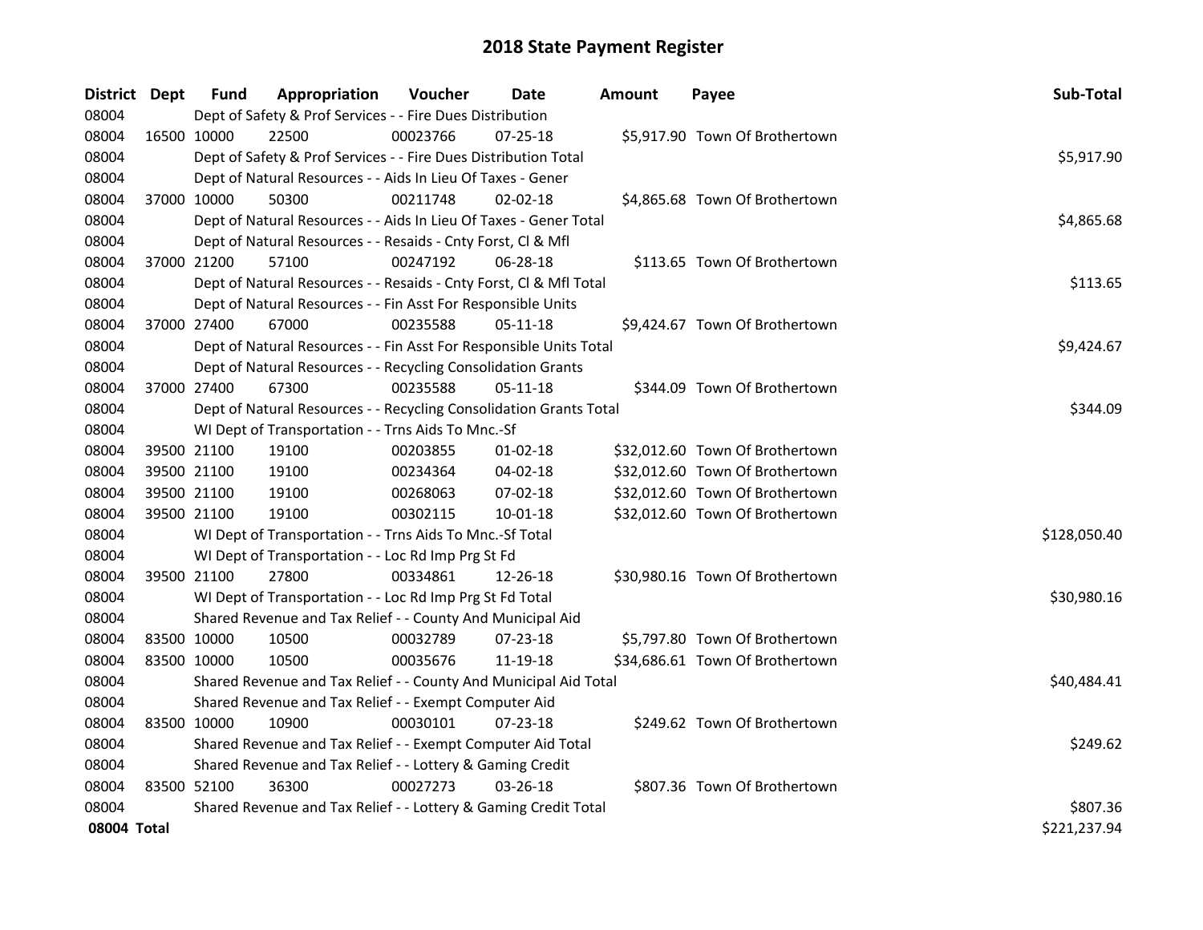# 2018 State Payment Register

| District | Dept | Fund | Appropriation | Voucher | Date | Amount | Payee | Sub-Total |
|---|---|---|---|---|---|---|---|---|
| 08004 | | Dept of Safety & Prof Services - - Fire Dues Distribution | | | | | | |
| 08004 | 16500 | 10000 | 22500 | 00023766 | 07-25-18 | $5,917.90 | Town Of Brothertown | |
| 08004 | | Dept of Safety & Prof Services - - Fire Dues Distribution Total | | | | | | $5,917.90 |
| 08004 | | Dept of Natural Resources - - Aids In Lieu Of Taxes - Gener | | | | | | |
| 08004 | 37000 | 10000 | 50300 | 00211748 | 02-02-18 | $4,865.68 | Town Of Brothertown | |
| 08004 | | Dept of Natural Resources - - Aids In Lieu Of Taxes - Gener Total | | | | | | $4,865.68 |
| 08004 | | Dept of Natural Resources - - Resaids - Cnty Forst, Cl & Mfl | | | | | | |
| 08004 | 37000 | 21200 | 57100 | 00247192 | 06-28-18 | $113.65 | Town Of Brothertown | |
| 08004 | | Dept of Natural Resources - - Resaids - Cnty Forst, Cl & Mfl Total | | | | | | $113.65 |
| 08004 | | Dept of Natural Resources - - Fin Asst For Responsible Units | | | | | | |
| 08004 | 37000 | 27400 | 67000 | 00235588 | 05-11-18 | $9,424.67 | Town Of Brothertown | |
| 08004 | | Dept of Natural Resources - - Fin Asst For Responsible Units Total | | | | | | $9,424.67 |
| 08004 | | Dept of Natural Resources - - Recycling Consolidation Grants | | | | | | |
| 08004 | 37000 | 27400 | 67300 | 00235588 | 05-11-18 | $344.09 | Town Of Brothertown | |
| 08004 | | Dept of Natural Resources - - Recycling Consolidation Grants Total | | | | | | $344.09 |
| 08004 | | WI Dept of Transportation - - Trns Aids To Mnc.-Sf | | | | | | |
| 08004 | 39500 | 21100 | 19100 | 00203855 | 01-02-18 | $32,012.60 | Town Of Brothertown | |
| 08004 | 39500 | 21100 | 19100 | 00234364 | 04-02-18 | $32,012.60 | Town Of Brothertown | |
| 08004 | 39500 | 21100 | 19100 | 00268063 | 07-02-18 | $32,012.60 | Town Of Brothertown | |
| 08004 | 39500 | 21100 | 19100 | 00302115 | 10-01-18 | $32,012.60 | Town Of Brothertown | |
| 08004 | | WI Dept of Transportation - - Trns Aids To Mnc.-Sf Total | | | | | | $128,050.40 |
| 08004 | | WI Dept of Transportation - - Loc Rd Imp Prg St Fd | | | | | | |
| 08004 | 39500 | 21100 | 27800 | 00334861 | 12-26-18 | $30,980.16 | Town Of Brothertown | |
| 08004 | | WI Dept of Transportation - - Loc Rd Imp Prg St Fd Total | | | | | | $30,980.16 |
| 08004 | | Shared Revenue and Tax Relief - - County And Municipal Aid | | | | | | |
| 08004 | 83500 | 10000 | 10500 | 00032789 | 07-23-18 | $5,797.80 | Town Of Brothertown | |
| 08004 | 83500 | 10000 | 10500 | 00035676 | 11-19-18 | $34,686.61 | Town Of Brothertown | |
| 08004 | | Shared Revenue and Tax Relief - - County And Municipal Aid Total | | | | | | $40,484.41 |
| 08004 | | Shared Revenue and Tax Relief - - Exempt Computer Aid | | | | | | |
| 08004 | 83500 | 10000 | 10900 | 00030101 | 07-23-18 | $249.62 | Town Of Brothertown | |
| 08004 | | Shared Revenue and Tax Relief - - Exempt Computer Aid Total | | | | | | $249.62 |
| 08004 | | Shared Revenue and Tax Relief - - Lottery & Gaming Credit | | | | | | |
| 08004 | 83500 | 52100 | 36300 | 00027273 | 03-26-18 | $807.36 | Town Of Brothertown | |
| 08004 | | Shared Revenue and Tax Relief - - Lottery & Gaming Credit Total | | | | | | $807.36 |
| **08004 Total** | | | | | | | | $221,237.94 |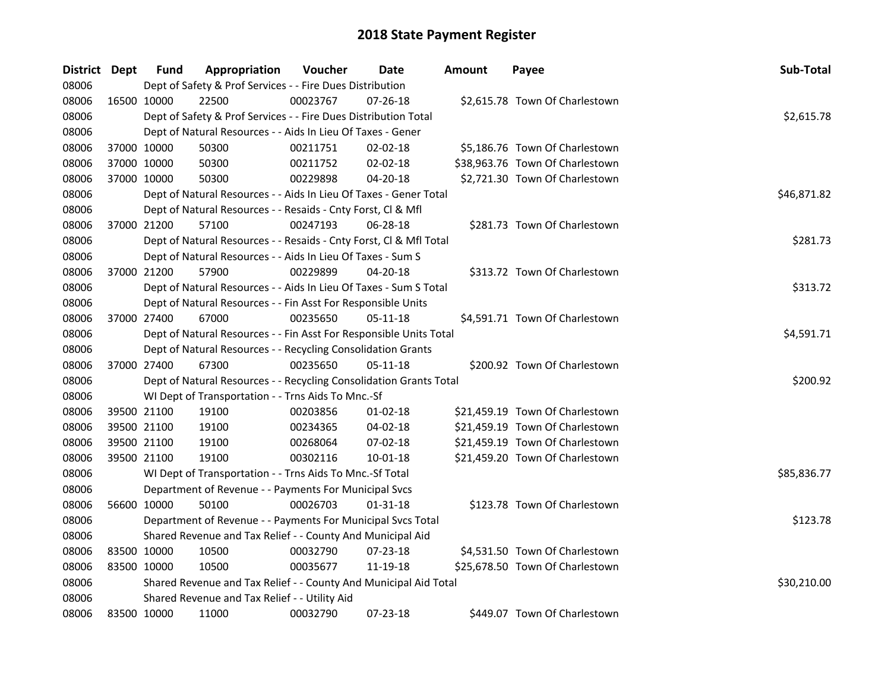# 2018 State Payment Register

| District | Dept | Fund | Appropriation | Voucher | Date | Amount | Payee | Sub-Total |
|---|---|---|---|---|---|---|---|---|
| 08006 | | Dept of Safety & Prof Services - - Fire Dues Distribution | | | | | | |
| 08006 | 16500 | 10000 | 22500 | 00023767 | 07-26-18 | $2,615.78 | Town Of Charlestown | |
| 08006 | | Dept of Safety & Prof Services - - Fire Dues Distribution Total | | | | | | $2,615.78 |
| 08006 | | Dept of Natural Resources - - Aids In Lieu Of Taxes - Gener | | | | | | |
| 08006 | 37000 | 10000 | 50300 | 00211751 | 02-02-18 | $5,186.76 | Town Of Charlestown | |
| 08006 | 37000 | 10000 | 50300 | 00211752 | 02-02-18 | $38,963.76 | Town Of Charlestown | |
| 08006 | 37000 | 10000 | 50300 | 00229898 | 04-20-18 | $2,721.30 | Town Of Charlestown | |
| 08006 | | Dept of Natural Resources - - Aids In Lieu Of Taxes - Gener Total | | | | | | $46,871.82 |
| 08006 | | Dept of Natural Resources - - Resaids - Cnty Forst, Cl & Mfl | | | | | | |
| 08006 | 37000 | 21200 | 57100 | 00247193 | 06-28-18 | $281.73 | Town Of Charlestown | |
| 08006 | | Dept of Natural Resources - - Resaids - Cnty Forst, Cl & Mfl Total | | | | | | $281.73 |
| 08006 | | Dept of Natural Resources - - Aids In Lieu Of Taxes - Sum S | | | | | | |
| 08006 | 37000 | 21200 | 57900 | 00229899 | 04-20-18 | $313.72 | Town Of Charlestown | |
| 08006 | | Dept of Natural Resources - - Aids In Lieu Of Taxes - Sum S Total | | | | | | $313.72 |
| 08006 | | Dept of Natural Resources - - Fin Asst For Responsible Units | | | | | | |
| 08006 | 37000 | 27400 | 67000 | 00235650 | 05-11-18 | $4,591.71 | Town Of Charlestown | |
| 08006 | | Dept of Natural Resources - - Fin Asst For Responsible Units Total | | | | | | $4,591.71 |
| 08006 | | Dept of Natural Resources - - Recycling Consolidation Grants | | | | | | |
| 08006 | 37000 | 27400 | 67300 | 00235650 | 05-11-18 | $200.92 | Town Of Charlestown | |
| 08006 | | Dept of Natural Resources - - Recycling Consolidation Grants Total | | | | | | $200.92 |
| 08006 | | WI Dept of Transportation - - Trns Aids To Mnc.-Sf | | | | | | |
| 08006 | 39500 | 21100 | 19100 | 00203856 | 01-02-18 | $21,459.19 | Town Of Charlestown | |
| 08006 | 39500 | 21100 | 19100 | 00234365 | 04-02-18 | $21,459.19 | Town Of Charlestown | |
| 08006 | 39500 | 21100 | 19100 | 00268064 | 07-02-18 | $21,459.19 | Town Of Charlestown | |
| 08006 | 39500 | 21100 | 19100 | 00302116 | 10-01-18 | $21,459.20 | Town Of Charlestown | |
| 08006 | | WI Dept of Transportation - - Trns Aids To Mnc.-Sf Total | | | | | | $85,836.77 |
| 08006 | | Department of Revenue - - Payments For Municipal Svcs | | | | | | |
| 08006 | 56600 | 10000 | 50100 | 00026703 | 01-31-18 | $123.78 | Town Of Charlestown | |
| 08006 | | Department of Revenue - - Payments For Municipal Svcs Total | | | | | | $123.78 |
| 08006 | | Shared Revenue and Tax Relief - - County And Municipal Aid | | | | | | |
| 08006 | 83500 | 10000 | 10500 | 00032790 | 07-23-18 | $4,531.50 | Town Of Charlestown | |
| 08006 | 83500 | 10000 | 10500 | 00035677 | 11-19-18 | $25,678.50 | Town Of Charlestown | |
| 08006 | | Shared Revenue and Tax Relief - - County And Municipal Aid Total | | | | | | $30,210.00 |
| 08006 | | Shared Revenue and Tax Relief - - Utility Aid | | | | | | |
| 08006 | 83500 | 10000 | 11000 | 00032790 | 07-23-18 | $449.07 | Town Of Charlestown | |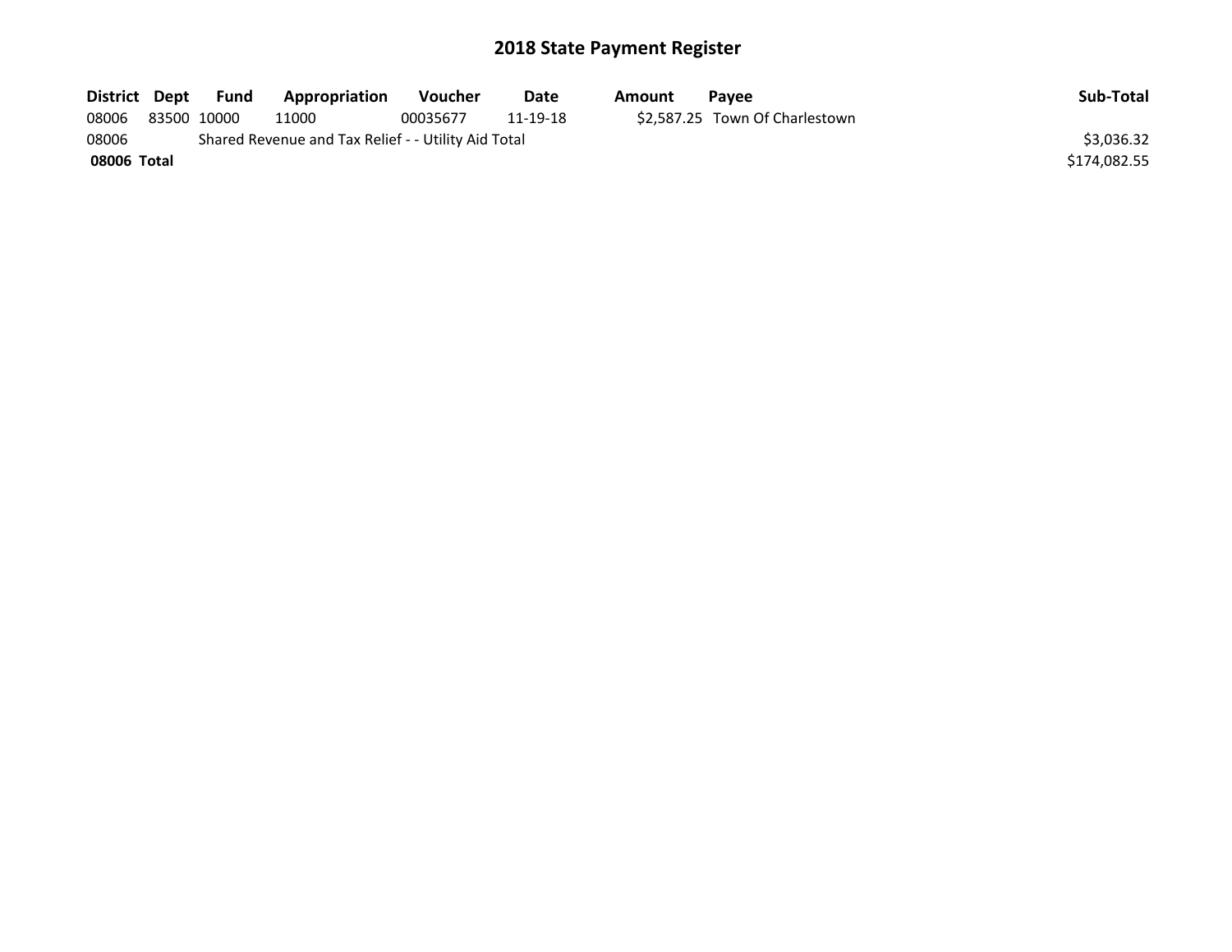# 2018 State Payment Register

| District | Dept | Fund | Appropriation | Voucher | Date | Amount | Payee | Sub-Total |
|---|---|---|---|---|---|---|---|---|
| 08006 | 83500 | 10000 | 11000 | 00035677 | 11-19-18 | $2,587.25 | Town Of Charlestown | |
| 08006 | Shared Revenue and Tax Relief - - Utility Aid Total | | | | | | | $3,036.32 |
| **08006 Total** | | | | | | | | $174,082.55 |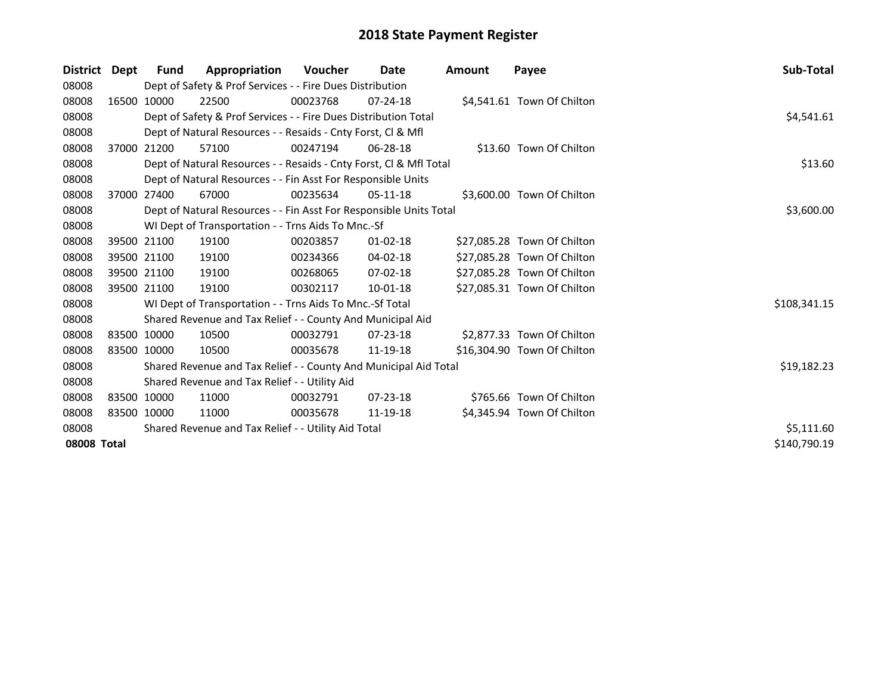# 2018 State Payment Register

| District | Dept | Fund | Appropriation | Voucher | Date | Amount | Payee | Sub-Total |
|---|---|---|---|---|---|---|---|---|
| 08008 | | Dept of Safety & Prof Services - - Fire Dues Distribution | | | | | | |
| 08008 | 16500 | 10000 | 22500 | 00023768 | 07-24-18 | $4,541.61 | Town Of Chilton | |
| 08008 | | Dept of Safety & Prof Services - - Fire Dues Distribution Total | | | | | | $4,541.61 |
| 08008 | | Dept of Natural Resources - - Resaids - Cnty Forst, Cl & Mfl | | | | | | |
| 08008 | 37000 | 21200 | 57100 | 00247194 | 06-28-18 | $13.60 | Town Of Chilton | |
| 08008 | | Dept of Natural Resources - - Resaids - Cnty Forst, Cl & Mfl Total | | | | | | $13.60 |
| 08008 | | Dept of Natural Resources - - Fin Asst For Responsible Units | | | | | | |
| 08008 | 37000 | 27400 | 67000 | 00235634 | 05-11-18 | $3,600.00 | Town Of Chilton | |
| 08008 | | Dept of Natural Resources - - Fin Asst For Responsible Units Total | | | | | | $3,600.00 |
| 08008 | | WI Dept of Transportation - - Trns Aids To Mnc.-Sf | | | | | | |
| 08008 | 39500 | 21100 | 19100 | 00203857 | 01-02-18 | $27,085.28 | Town Of Chilton | |
| 08008 | 39500 | 21100 | 19100 | 00234366 | 04-02-18 | $27,085.28 | Town Of Chilton | |
| 08008 | 39500 | 21100 | 19100 | 00268065 | 07-02-18 | $27,085.28 | Town Of Chilton | |
| 08008 | 39500 | 21100 | 19100 | 00302117 | 10-01-18 | $27,085.31 | Town Of Chilton | |
| 08008 | | WI Dept of Transportation - - Trns Aids To Mnc.-Sf Total | | | | | | $108,341.15 |
| 08008 | | Shared Revenue and Tax Relief - - County And Municipal Aid | | | | | | |
| 08008 | 83500 | 10000 | 10500 | 00032791 | 07-23-18 | $2,877.33 | Town Of Chilton | |
| 08008 | 83500 | 10000 | 10500 | 00035678 | 11-19-18 | $16,304.90 | Town Of Chilton | |
| 08008 | | Shared Revenue and Tax Relief - - County And Municipal Aid Total | | | | | | $19,182.23 |
| 08008 | | Shared Revenue and Tax Relief - - Utility Aid | | | | | | |
| 08008 | 83500 | 10000 | 11000 | 00032791 | 07-23-18 | $765.66 | Town Of Chilton | |
| 08008 | 83500 | 10000 | 11000 | 00035678 | 11-19-18 | $4,345.94 | Town Of Chilton | |
| 08008 | | Shared Revenue and Tax Relief - - Utility Aid Total | | | | | | $5,111.60 |
| **08008 Total** | | | | | | | | $140,790.19 |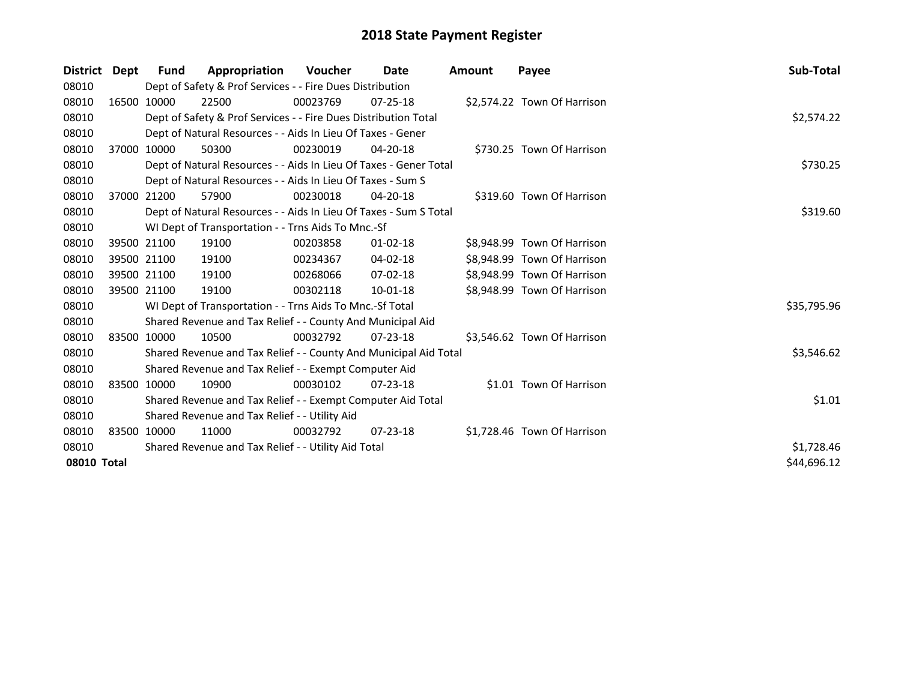# 2018 State Payment Register

| District | Dept | Fund | Appropriation | Voucher | Date | Amount | Payee | Sub-Total |
|---|---|---|---|---|---|---|---|---|
| 08010 | Dept of Safety & Prof Services - - Fire Dues Distribution | | | | | | | |
| 08010 | 16500 | 10000 | 22500 | 00023769 | 07-25-18 | $2,574.22 | Town Of Harrison | |
| 08010 | Dept of Safety & Prof Services - - Fire Dues Distribution Total | | | | | | | $2,574.22 |
| 08010 | Dept of Natural Resources - - Aids In Lieu Of Taxes - Gener | | | | | | | |
| 08010 | 37000 | 10000 | 50300 | 00230019 | 04-20-18 | $730.25 | Town Of Harrison | |
| 08010 | Dept of Natural Resources - - Aids In Lieu Of Taxes - Gener Total | | | | | | | $730.25 |
| 08010 | Dept of Natural Resources - - Aids In Lieu Of Taxes - Sum S | | | | | | | |
| 08010 | 37000 | 21200 | 57900 | 00230018 | 04-20-18 | $319.60 | Town Of Harrison | |
| 08010 | Dept of Natural Resources - - Aids In Lieu Of Taxes - Sum S Total | | | | | | | $319.60 |
| 08010 | WI Dept of Transportation - - Trns Aids To Mnc.-Sf | | | | | | | |
| 08010 | 39500 | 21100 | 19100 | 00203858 | 01-02-18 | $8,948.99 | Town Of Harrison | |
| 08010 | 39500 | 21100 | 19100 | 00234367 | 04-02-18 | $8,948.99 | Town Of Harrison | |
| 08010 | 39500 | 21100 | 19100 | 00268066 | 07-02-18 | $8,948.99 | Town Of Harrison | |
| 08010 | 39500 | 21100 | 19100 | 00302118 | 10-01-18 | $8,948.99 | Town Of Harrison | |
| 08010 | WI Dept of Transportation - - Trns Aids To Mnc.-Sf Total | | | | | | | $35,795.96 |
| 08010 | Shared Revenue and Tax Relief - - County And Municipal Aid | | | | | | | |
| 08010 | 83500 | 10000 | 10500 | 00032792 | 07-23-18 | $3,546.62 | Town Of Harrison | |
| 08010 | Shared Revenue and Tax Relief - - County And Municipal Aid Total | | | | | | | $3,546.62 |
| 08010 | Shared Revenue and Tax Relief - - Exempt Computer Aid | | | | | | | |
| 08010 | 83500 | 10000 | 10900 | 00030102 | 07-23-18 | $1.01 | Town Of Harrison | |
| 08010 | Shared Revenue and Tax Relief - - Exempt Computer Aid Total | | | | | | | $1.01 |
| 08010 | Shared Revenue and Tax Relief - - Utility Aid | | | | | | | |
| 08010 | 83500 | 10000 | 11000 | 00032792 | 07-23-18 | $1,728.46 | Town Of Harrison | |
| 08010 | Shared Revenue and Tax Relief - - Utility Aid Total | | | | | | | $1,728.46 |
| **08010 Total** | | | | | | | | $44,696.12 |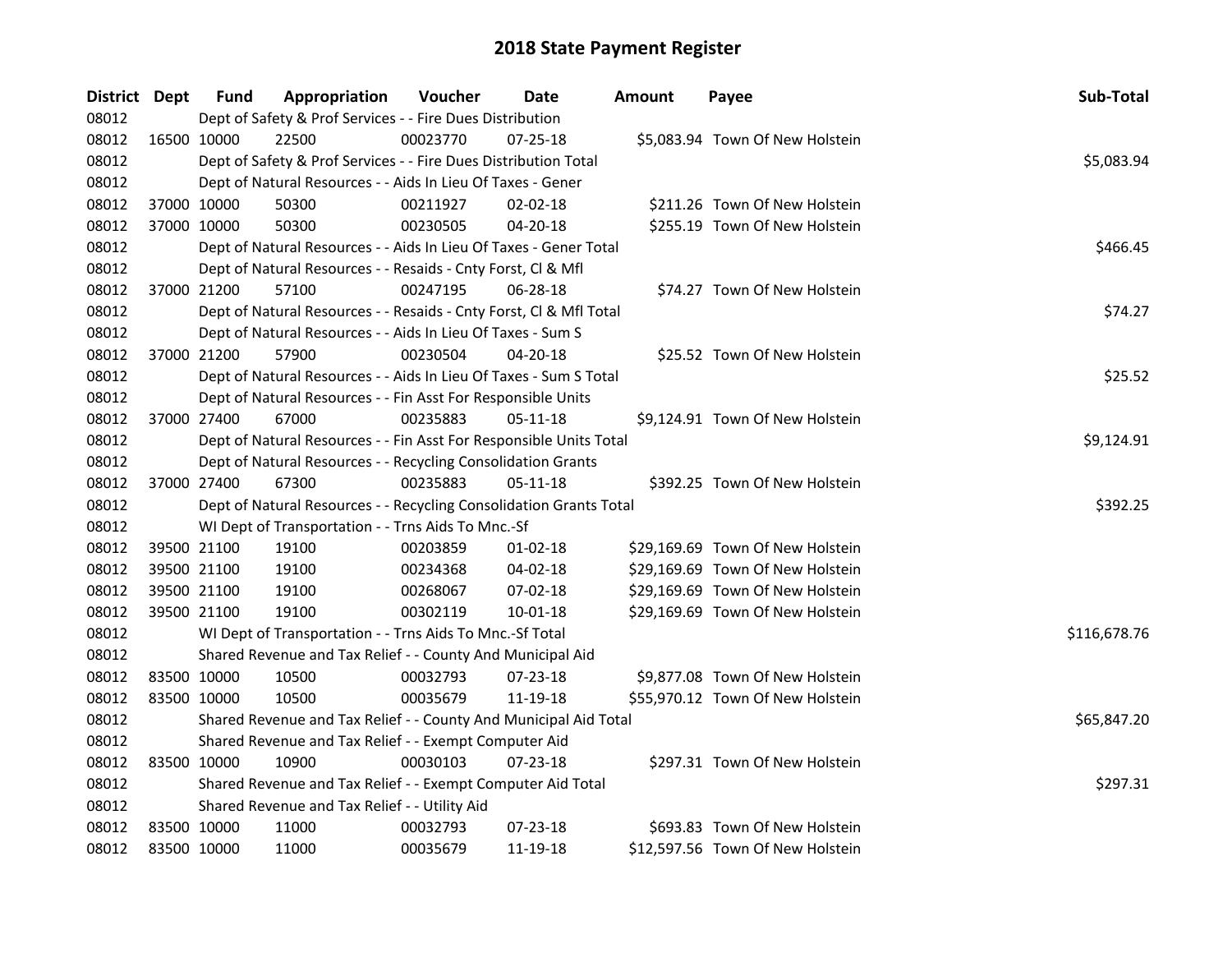# 2018 State Payment Register

| District | Dept | Fund | Appropriation | Voucher | Date | Amount | Payee | Sub-Total |
|---|---|---|---|---|---|---|---|---|
| 08012 | | Dept of Safety & Prof Services - - Fire Dues Distribution | | | | | | |
| 08012 | 16500 | 10000 | 22500 | 00023770 | 07-25-18 | $5,083.94 | Town Of New Holstein | |
| 08012 | | Dept of Safety & Prof Services - - Fire Dues Distribution Total | | | | | | $5,083.94 |
| 08012 | | Dept of Natural Resources - - Aids In Lieu Of Taxes - Gener | | | | | | |
| 08012 | 37000 | 10000 | 50300 | 00211927 | 02-02-18 | $211.26 | Town Of New Holstein | |
| 08012 | 37000 | 10000 | 50300 | 00230505 | 04-20-18 | $255.19 | Town Of New Holstein | |
| 08012 | | Dept of Natural Resources - - Aids In Lieu Of Taxes - Gener Total | | | | | | $466.45 |
| 08012 | | Dept of Natural Resources - - Resaids - Cnty Forst, Cl & Mfl | | | | | | |
| 08012 | 37000 | 21200 | 57100 | 00247195 | 06-28-18 | $74.27 | Town Of New Holstein | |
| 08012 | | Dept of Natural Resources - - Resaids - Cnty Forst, Cl & Mfl Total | | | | | | $74.27 |
| 08012 | | Dept of Natural Resources - - Aids In Lieu Of Taxes - Sum S | | | | | | |
| 08012 | 37000 | 21200 | 57900 | 00230504 | 04-20-18 | $25.52 | Town Of New Holstein | |
| 08012 | | Dept of Natural Resources - - Aids In Lieu Of Taxes - Sum S Total | | | | | | $25.52 |
| 08012 | | Dept of Natural Resources - - Fin Asst For Responsible Units | | | | | | |
| 08012 | 37000 | 27400 | 67000 | 00235883 | 05-11-18 | $9,124.91 | Town Of New Holstein | |
| 08012 | | Dept of Natural Resources - - Fin Asst For Responsible Units Total | | | | | | $9,124.91 |
| 08012 | | Dept of Natural Resources - - Recycling Consolidation Grants | | | | | | |
| 08012 | 37000 | 27400 | 67300 | 00235883 | 05-11-18 | $392.25 | Town Of New Holstein | |
| 08012 | | Dept of Natural Resources - - Recycling Consolidation Grants Total | | | | | | $392.25 |
| 08012 | | WI Dept of Transportation - - Trns Aids To Mnc.-Sf | | | | | | |
| 08012 | 39500 | 21100 | 19100 | 00203859 | 01-02-18 | $29,169.69 | Town Of New Holstein | |
| 08012 | 39500 | 21100 | 19100 | 00234368 | 04-02-18 | $29,169.69 | Town Of New Holstein | |
| 08012 | 39500 | 21100 | 19100 | 00268067 | 07-02-18 | $29,169.69 | Town Of New Holstein | |
| 08012 | 39500 | 21100 | 19100 | 00302119 | 10-01-18 | $29,169.69 | Town Of New Holstein | |
| 08012 | | WI Dept of Transportation - - Trns Aids To Mnc.-Sf Total | | | | | | $116,678.76 |
| 08012 | | Shared Revenue and Tax Relief - - County And Municipal Aid | | | | | | |
| 08012 | 83500 | 10000 | 10500 | 00032793 | 07-23-18 | $9,877.08 | Town Of New Holstein | |
| 08012 | 83500 | 10000 | 10500 | 00035679 | 11-19-18 | $55,970.12 | Town Of New Holstein | |
| 08012 | | Shared Revenue and Tax Relief - - County And Municipal Aid Total | | | | | | $65,847.20 |
| 08012 | | Shared Revenue and Tax Relief - - Exempt Computer Aid | | | | | | |
| 08012 | 83500 | 10000 | 10900 | 00030103 | 07-23-18 | $297.31 | Town Of New Holstein | |
| 08012 | | Shared Revenue and Tax Relief - - Exempt Computer Aid Total | | | | | | $297.31 |
| 08012 | | Shared Revenue and Tax Relief - - Utility Aid | | | | | | |
| 08012 | 83500 | 10000 | 11000 | 00032793 | 07-23-18 | $693.83 | Town Of New Holstein | |
| 08012 | 83500 | 10000 | 11000 | 00035679 | 11-19-18 | $12,597.56 | Town Of New Holstein | |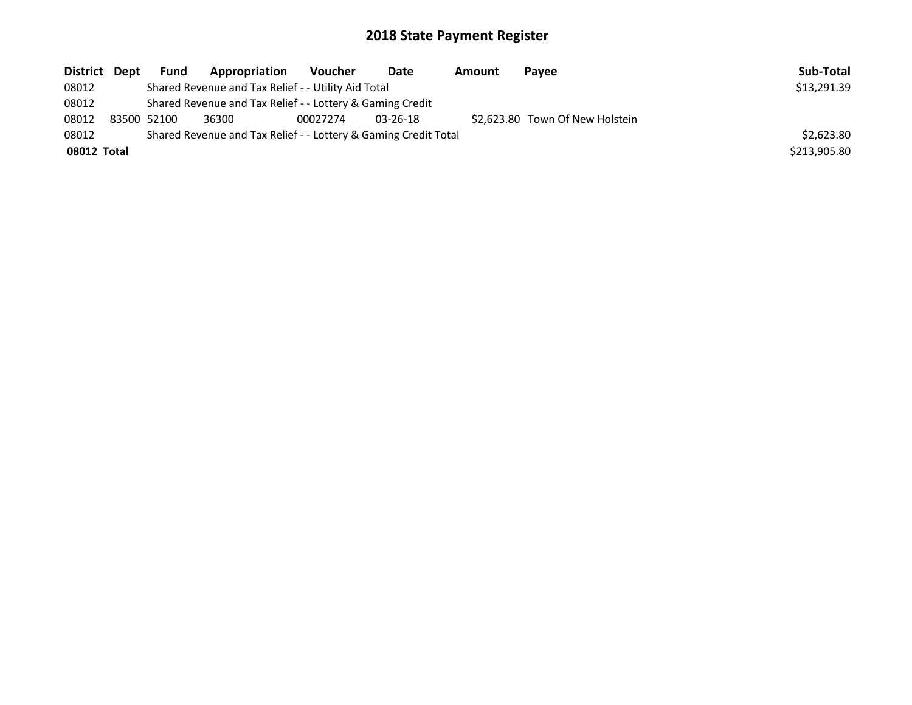# 2018 State Payment Register

| District | Dept | Fund | Appropriation | Voucher | Date | Amount | Payee | Sub-Total |
|---|---|---|---|---|---|---|---|---|
| 08012 | | Shared Revenue and Tax Relief - - Utility Aid Total | | | | | | $13,291.39 |
| 08012 | | Shared Revenue and Tax Relief - - Lottery & Gaming Credit | | | | | | |
| 08012 | 83500 | 52100 | 36300 | 00027274 | 03-26-18 | $2,623.80 | Town Of New Holstein | |
| 08012 | | Shared Revenue and Tax Relief - - Lottery & Gaming Credit Total | | | | | | $2,623.80 |
| **08012** | **Total** | | | | | | | $213,905.80 |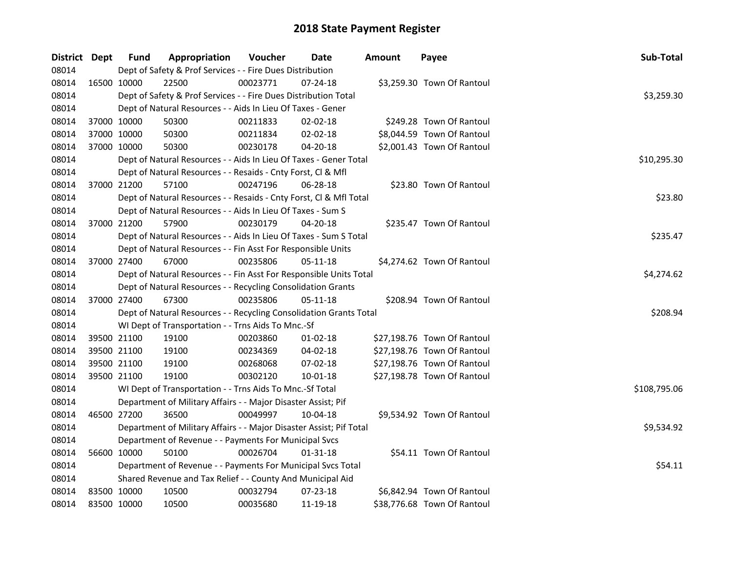# 2018 State Payment Register

| District | Dept | Fund | Appropriation | Voucher | Date | Amount | Payee | Sub-Total |
|---|---|---|---|---|---|---|---|---|
| 08014 | | Dept of Safety & Prof Services - - Fire Dues Distribution | | | | | | |
| 08014 | 16500 | 10000 | 22500 | 00023771 | 07-24-18 | $3,259.30 | Town Of Rantoul | |
| 08014 | | Dept of Safety & Prof Services - - Fire Dues Distribution Total | | | | | | $3,259.30 |
| 08014 | | Dept of Natural Resources - - Aids In Lieu Of Taxes - Gener | | | | | | |
| 08014 | 37000 | 10000 | 50300 | 00211833 | 02-02-18 | $249.28 | Town Of Rantoul | |
| 08014 | 37000 | 10000 | 50300 | 00211834 | 02-02-18 | $8,044.59 | Town Of Rantoul | |
| 08014 | 37000 | 10000 | 50300 | 00230178 | 04-20-18 | $2,001.43 | Town Of Rantoul | |
| 08014 | | Dept of Natural Resources - - Aids In Lieu Of Taxes - Gener Total | | | | | | $10,295.30 |
| 08014 | | Dept of Natural Resources - - Resaids - Cnty Forst, Cl & Mfl | | | | | | |
| 08014 | 37000 | 21200 | 57100 | 00247196 | 06-28-18 | $23.80 | Town Of Rantoul | |
| 08014 | | Dept of Natural Resources - - Resaids - Cnty Forst, Cl & Mfl Total | | | | | | $23.80 |
| 08014 | | Dept of Natural Resources - - Aids In Lieu Of Taxes - Sum S | | | | | | |
| 08014 | 37000 | 21200 | 57900 | 00230179 | 04-20-18 | $235.47 | Town Of Rantoul | |
| 08014 | | Dept of Natural Resources - - Aids In Lieu Of Taxes - Sum S Total | | | | | | $235.47 |
| 08014 | | Dept of Natural Resources - - Fin Asst For Responsible Units | | | | | | |
| 08014 | 37000 | 27400 | 67000 | 00235806 | 05-11-18 | $4,274.62 | Town Of Rantoul | |
| 08014 | | Dept of Natural Resources - - Fin Asst For Responsible Units Total | | | | | | $4,274.62 |
| 08014 | | Dept of Natural Resources - - Recycling Consolidation Grants | | | | | | |
| 08014 | 37000 | 27400 | 67300 | 00235806 | 05-11-18 | $208.94 | Town Of Rantoul | |
| 08014 | | Dept of Natural Resources - - Recycling Consolidation Grants Total | | | | | | $208.94 |
| 08014 | | WI Dept of Transportation - - Trns Aids To Mnc.-Sf | | | | | | |
| 08014 | 39500 | 21100 | 19100 | 00203860 | 01-02-18 | $27,198.76 | Town Of Rantoul | |
| 08014 | 39500 | 21100 | 19100 | 00234369 | 04-02-18 | $27,198.76 | Town Of Rantoul | |
| 08014 | 39500 | 21100 | 19100 | 00268068 | 07-02-18 | $27,198.76 | Town Of Rantoul | |
| 08014 | 39500 | 21100 | 19100 | 00302120 | 10-01-18 | $27,198.78 | Town Of Rantoul | |
| 08014 | | WI Dept of Transportation - - Trns Aids To Mnc.-Sf Total | | | | | | $108,795.06 |
| 08014 | | Department of Military Affairs - - Major Disaster Assist; Pif | | | | | | |
| 08014 | 46500 | 27200 | 36500 | 00049997 | 10-04-18 | $9,534.92 | Town Of Rantoul | |
| 08014 | | Department of Military Affairs - - Major Disaster Assist; Pif Total | | | | | | $9,534.92 |
| 08014 | | Department of Revenue - - Payments For Municipal Svcs | | | | | | |
| 08014 | 56600 | 10000 | 50100 | 00026704 | 01-31-18 | $54.11 | Town Of Rantoul | |
| 08014 | | Department of Revenue - - Payments For Municipal Svcs Total | | | | | | $54.11 |
| 08014 | | Shared Revenue and Tax Relief - - County And Municipal Aid | | | | | | |
| 08014 | 83500 | 10000 | 10500 | 00032794 | 07-23-18 | $6,842.94 | Town Of Rantoul | |
| 08014 | 83500 | 10000 | 10500 | 00035680 | 11-19-18 | $38,776.68 | Town Of Rantoul | |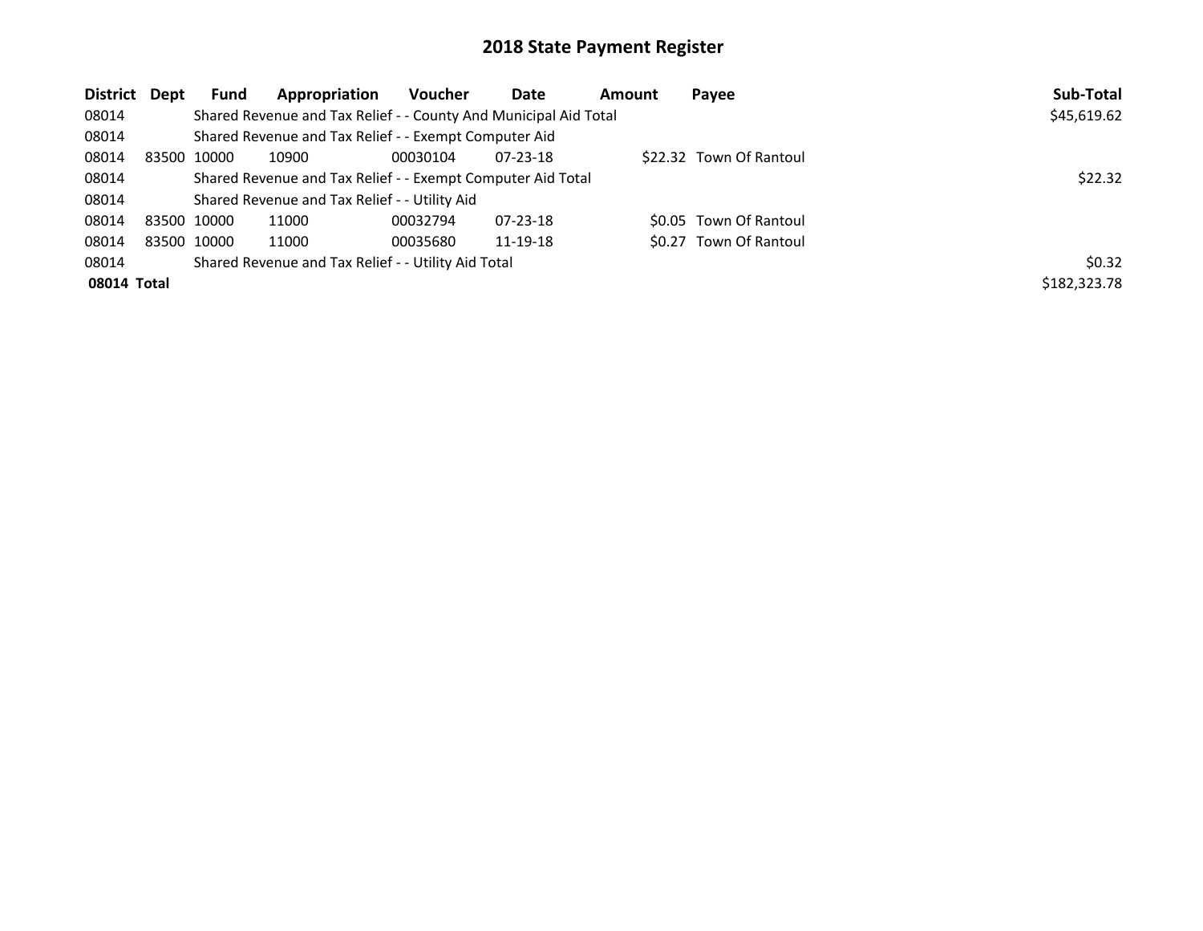# 2018 State Payment Register

| District | Dept | Fund | Appropriation | Voucher | Date | Amount | Payee | Sub-Total |
|---|---|---|---|---|---|---|---|---|
| 08014 | | Shared Revenue and Tax Relief - - County And Municipal Aid Total | | | | | | $45,619.62 |
| 08014 | | Shared Revenue and Tax Relief - - Exempt Computer Aid | | | | | | |
| 08014 | 83500 | 10000 | 10900 | 00030104 | 07-23-18 | $22.32 | Town Of Rantoul | |
| 08014 | | Shared Revenue and Tax Relief - - Exempt Computer Aid Total | | | | | | $22.32 |
| 08014 | | Shared Revenue and Tax Relief - - Utility Aid | | | | | | |
| 08014 | 83500 | 10000 | 11000 | 00032794 | 07-23-18 | $0.05 | Town Of Rantoul | |
| 08014 | 83500 | 10000 | 11000 | 00035680 | 11-19-18 | $0.27 | Town Of Rantoul | |
| 08014 | | Shared Revenue and Tax Relief - - Utility Aid Total | | | | | | $0.32 |
| **08014 Total** | | | | | | | | $182,323.78 |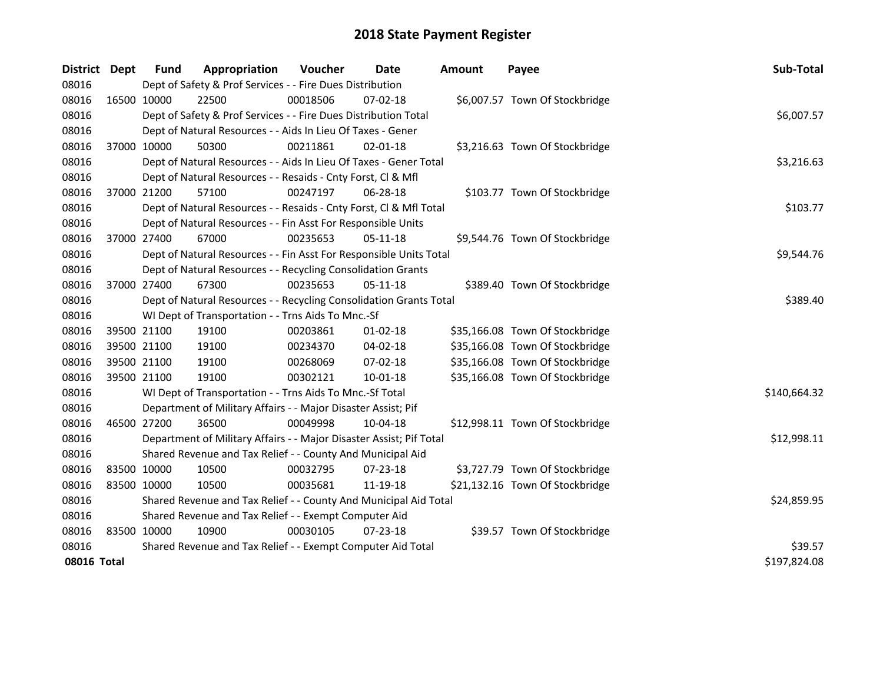# 2018 State Payment Register

| District | Dept | Fund | Appropriation | Voucher | Date | Amount | Payee | Sub-Total |
|---|---|---|---|---|---|---|---|---|
| 08016 | | Dept of Safety & Prof Services - - Fire Dues Distribution | | | | | | |
| 08016 | 16500 | 10000 | 22500 | 00018506 | 07-02-18 | $6,007.57 | Town Of Stockbridge | |
| 08016 | | Dept of Safety & Prof Services - - Fire Dues Distribution Total | | | | | | $6,007.57 |
| 08016 | | Dept of Natural Resources - - Aids In Lieu Of Taxes - Gener | | | | | | |
| 08016 | 37000 | 10000 | 50300 | 00211861 | 02-01-18 | $3,216.63 | Town Of Stockbridge | |
| 08016 | | Dept of Natural Resources - - Aids In Lieu Of Taxes - Gener Total | | | | | | $3,216.63 |
| 08016 | | Dept of Natural Resources - - Resaids - Cnty Forst, Cl & Mfl | | | | | | |
| 08016 | 37000 | 21200 | 57100 | 00247197 | 06-28-18 | $103.77 | Town Of Stockbridge | |
| 08016 | | Dept of Natural Resources - - Resaids - Cnty Forst, Cl & Mfl Total | | | | | | $103.77 |
| 08016 | | Dept of Natural Resources - - Fin Asst For Responsible Units | | | | | | |
| 08016 | 37000 | 27400 | 67000 | 00235653 | 05-11-18 | $9,544.76 | Town Of Stockbridge | |
| 08016 | | Dept of Natural Resources - - Fin Asst For Responsible Units Total | | | | | | $9,544.76 |
| 08016 | | Dept of Natural Resources - - Recycling Consolidation Grants | | | | | | |
| 08016 | 37000 | 27400 | 67300 | 00235653 | 05-11-18 | $389.40 | Town Of Stockbridge | |
| 08016 | | Dept of Natural Resources - - Recycling Consolidation Grants Total | | | | | | $389.40 |
| 08016 | | WI Dept of Transportation - - Trns Aids To Mnc.-Sf | | | | | | |
| 08016 | 39500 | 21100 | 19100 | 00203861 | 01-02-18 | $35,166.08 | Town Of Stockbridge | |
| 08016 | 39500 | 21100 | 19100 | 00234370 | 04-02-18 | $35,166.08 | Town Of Stockbridge | |
| 08016 | 39500 | 21100 | 19100 | 00268069 | 07-02-18 | $35,166.08 | Town Of Stockbridge | |
| 08016 | 39500 | 21100 | 19100 | 00302121 | 10-01-18 | $35,166.08 | Town Of Stockbridge | |
| 08016 | | WI Dept of Transportation - - Trns Aids To Mnc.-Sf Total | | | | | | $140,664.32 |
| 08016 | | Department of Military Affairs - - Major Disaster Assist; Pif | | | | | | |
| 08016 | 46500 | 27200 | 36500 | 00049998 | 10-04-18 | $12,998.11 | Town Of Stockbridge | |
| 08016 | | Department of Military Affairs - - Major Disaster Assist; Pif Total | | | | | | $12,998.11 |
| 08016 | | Shared Revenue and Tax Relief - - County And Municipal Aid | | | | | | |
| 08016 | 83500 | 10000 | 10500 | 00032795 | 07-23-18 | $3,727.79 | Town Of Stockbridge | |
| 08016 | 83500 | 10000 | 10500 | 00035681 | 11-19-18 | $21,132.16 | Town Of Stockbridge | |
| 08016 | | Shared Revenue and Tax Relief - - County And Municipal Aid Total | | | | | | $24,859.95 |
| 08016 | | Shared Revenue and Tax Relief - - Exempt Computer Aid | | | | | | |
| 08016 | 83500 | 10000 | 10900 | 00030105 | 07-23-18 | $39.57 | Town Of Stockbridge | |
| 08016 | | Shared Revenue and Tax Relief - - Exempt Computer Aid Total | | | | | | $39.57 |
| **08016 Total** | | | | | | | | $197,824.08 |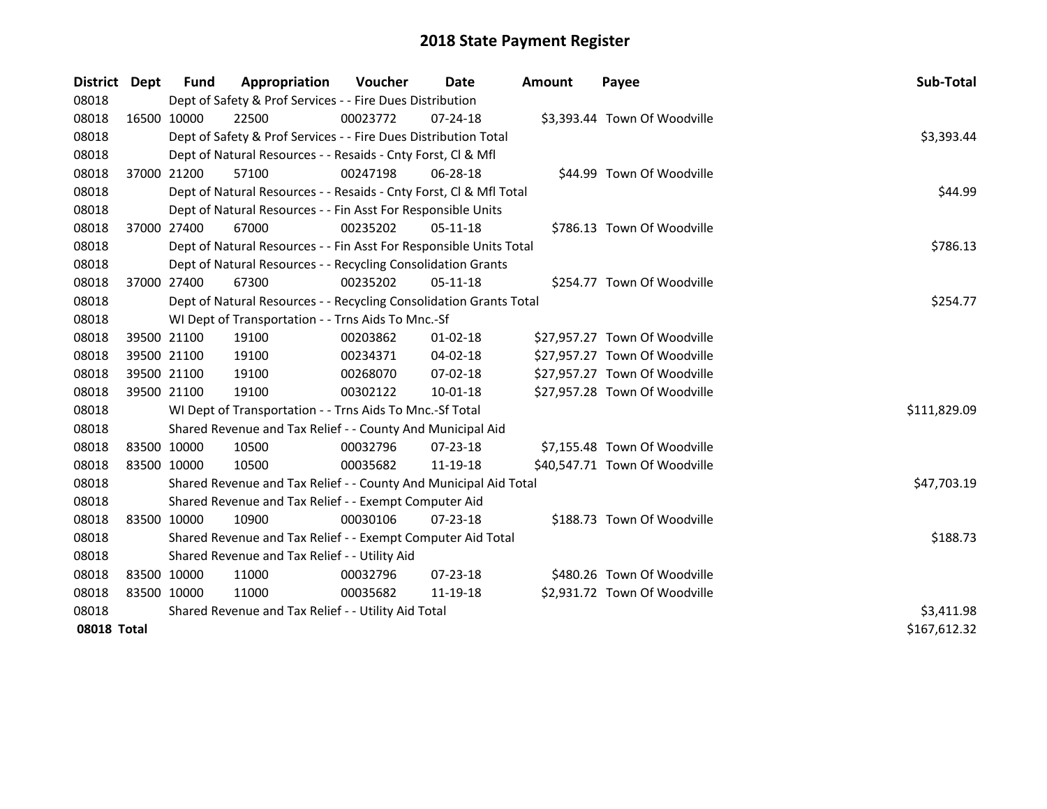# 2018 State Payment Register

| District | Dept | Fund | Appropriation | Voucher | Date | Amount | Payee | Sub-Total |
|---|---|---|---|---|---|---|---|---|
| 08018 | | Dept of Safety & Prof Services - - Fire Dues Distribution | | | | | | |
| 08018 | 16500 | 10000 | 22500 | 00023772 | 07-24-18 | $3,393.44 | Town Of Woodville | |
| 08018 | | Dept of Safety & Prof Services - - Fire Dues Distribution Total | | | | | | $3,393.44 |
| 08018 | | Dept of Natural Resources - - Resaids - Cnty Forst, Cl & Mfl | | | | | | |
| 08018 | 37000 | 21200 | 57100 | 00247198 | 06-28-18 | $44.99 | Town Of Woodville | |
| 08018 | | Dept of Natural Resources - - Resaids - Cnty Forst, Cl & Mfl Total | | | | | | $44.99 |
| 08018 | | Dept of Natural Resources - - Fin Asst For Responsible Units | | | | | | |
| 08018 | 37000 | 27400 | 67000 | 00235202 | 05-11-18 | $786.13 | Town Of Woodville | |
| 08018 | | Dept of Natural Resources - - Fin Asst For Responsible Units Total | | | | | | $786.13 |
| 08018 | | Dept of Natural Resources - - Recycling Consolidation Grants | | | | | | |
| 08018 | 37000 | 27400 | 67300 | 00235202 | 05-11-18 | $254.77 | Town Of Woodville | |
| 08018 | | Dept of Natural Resources - - Recycling Consolidation Grants Total | | | | | | $254.77 |
| 08018 | | WI Dept of Transportation - - Trns Aids To Mnc.-Sf | | | | | | |
| 08018 | 39500 | 21100 | 19100 | 00203862 | 01-02-18 | $27,957.27 | Town Of Woodville | |
| 08018 | 39500 | 21100 | 19100 | 00234371 | 04-02-18 | $27,957.27 | Town Of Woodville | |
| 08018 | 39500 | 21100 | 19100 | 00268070 | 07-02-18 | $27,957.27 | Town Of Woodville | |
| 08018 | 39500 | 21100 | 19100 | 00302122 | 10-01-18 | $27,957.28 | Town Of Woodville | |
| 08018 | | WI Dept of Transportation - - Trns Aids To Mnc.-Sf Total | | | | | | $111,829.09 |
| 08018 | | Shared Revenue and Tax Relief - - County And Municipal Aid | | | | | | |
| 08018 | 83500 | 10000 | 10500 | 00032796 | 07-23-18 | $7,155.48 | Town Of Woodville | |
| 08018 | 83500 | 10000 | 10500 | 00035682 | 11-19-18 | $40,547.71 | Town Of Woodville | |
| 08018 | | Shared Revenue and Tax Relief - - County And Municipal Aid Total | | | | | | $47,703.19 |
| 08018 | | Shared Revenue and Tax Relief - - Exempt Computer Aid | | | | | | |
| 08018 | 83500 | 10000 | 10900 | 00030106 | 07-23-18 | $188.73 | Town Of Woodville | |
| 08018 | | Shared Revenue and Tax Relief - - Exempt Computer Aid Total | | | | | | $188.73 |
| 08018 | | Shared Revenue and Tax Relief - - Utility Aid | | | | | | |
| 08018 | 83500 | 10000 | 11000 | 00032796 | 07-23-18 | $480.26 | Town Of Woodville | |
| 08018 | 83500 | 10000 | 11000 | 00035682 | 11-19-18 | $2,931.72 | Town Of Woodville | |
| 08018 | | Shared Revenue and Tax Relief - - Utility Aid Total | | | | | | $3,411.98 |
| **08018 Total** | | | | | | | | $167,612.32 |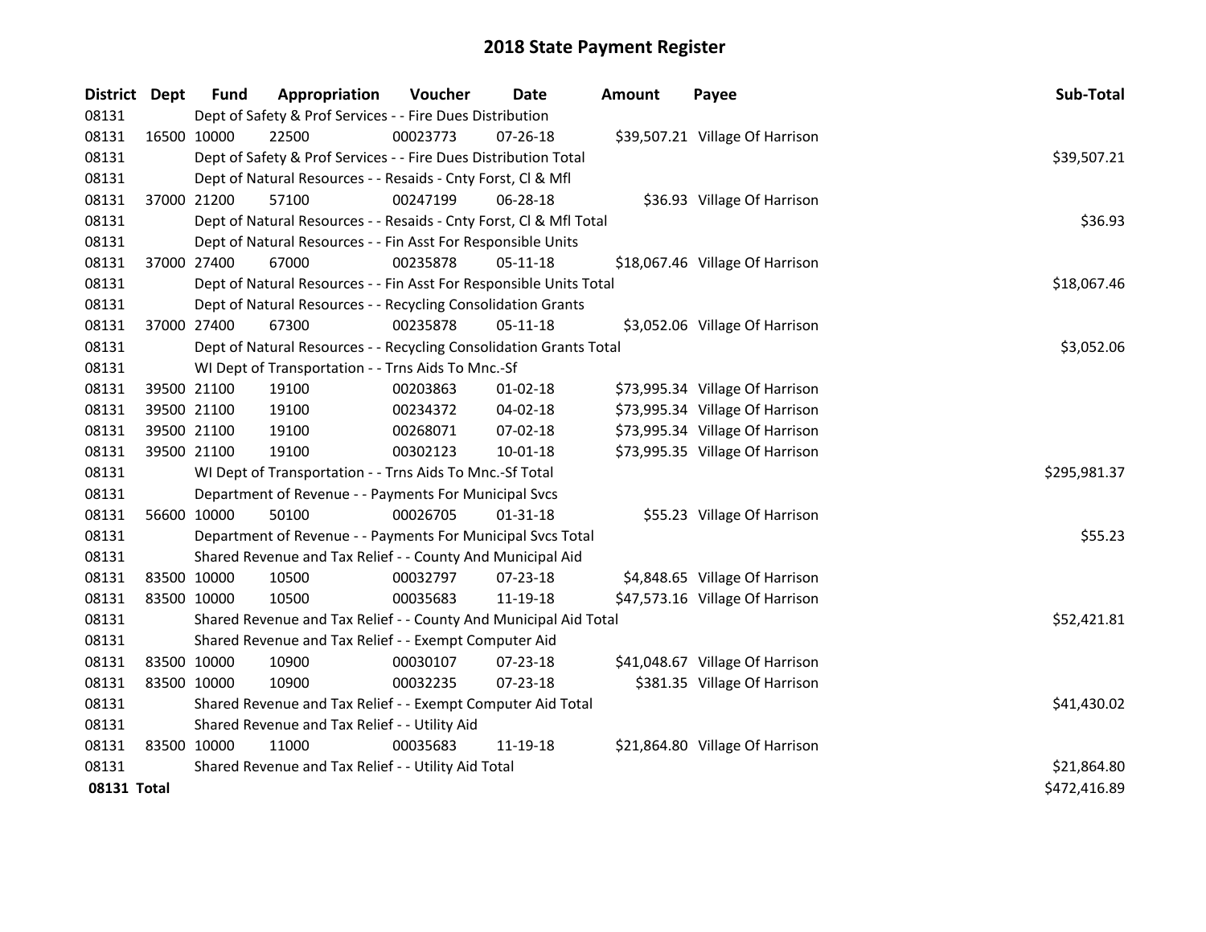# 2018 State Payment Register

| District | Dept | Fund | Appropriation | Voucher | Date | Amount | Payee | Sub-Total |
|---|---|---|---|---|---|---|---|---|
| 08131 | | Dept of Safety & Prof Services - - Fire Dues Distribution | | | | | | |
| 08131 | 16500 | 10000 | 22500 | 00023773 | 07-26-18 | $39,507.21 | Village Of Harrison | |
| 08131 | | Dept of Safety & Prof Services - - Fire Dues Distribution Total | | | | | | $39,507.21 |
| 08131 | | Dept of Natural Resources - - Resaids - Cnty Forst, Cl & Mfl | | | | | | |
| 08131 | 37000 | 21200 | 57100 | 00247199 | 06-28-18 | $36.93 | Village Of Harrison | |
| 08131 | | Dept of Natural Resources - - Resaids - Cnty Forst, Cl & Mfl Total | | | | | | $36.93 |
| 08131 | | Dept of Natural Resources - - Fin Asst For Responsible Units | | | | | | |
| 08131 | 37000 | 27400 | 67000 | 00235878 | 05-11-18 | $18,067.46 | Village Of Harrison | |
| 08131 | | Dept of Natural Resources - - Fin Asst For Responsible Units Total | | | | | | $18,067.46 |
| 08131 | | Dept of Natural Resources - - Recycling Consolidation Grants | | | | | | |
| 08131 | 37000 | 27400 | 67300 | 00235878 | 05-11-18 | $3,052.06 | Village Of Harrison | |
| 08131 | | Dept of Natural Resources - - Recycling Consolidation Grants Total | | | | | | $3,052.06 |
| 08131 | | WI Dept of Transportation - - Trns Aids To Mnc.-Sf | | | | | | |
| 08131 | 39500 | 21100 | 19100 | 00203863 | 01-02-18 | $73,995.34 | Village Of Harrison | |
| 08131 | 39500 | 21100 | 19100 | 00234372 | 04-02-18 | $73,995.34 | Village Of Harrison | |
| 08131 | 39500 | 21100 | 19100 | 00268071 | 07-02-18 | $73,995.34 | Village Of Harrison | |
| 08131 | 39500 | 21100 | 19100 | 00302123 | 10-01-18 | $73,995.35 | Village Of Harrison | |
| 08131 | | WI Dept of Transportation - - Trns Aids To Mnc.-Sf Total | | | | | | $295,981.37 |
| 08131 | | Department of Revenue - - Payments For Municipal Svcs | | | | | | |
| 08131 | 56600 | 10000 | 50100 | 00026705 | 01-31-18 | $55.23 | Village Of Harrison | |
| 08131 | | Department of Revenue - - Payments For Municipal Svcs Total | | | | | | $55.23 |
| 08131 | | Shared Revenue and Tax Relief - - County And Municipal Aid | | | | | | |
| 08131 | 83500 | 10000 | 10500 | 00032797 | 07-23-18 | $4,848.65 | Village Of Harrison | |
| 08131 | 83500 | 10000 | 10500 | 00035683 | 11-19-18 | $47,573.16 | Village Of Harrison | |
| 08131 | | Shared Revenue and Tax Relief - - County And Municipal Aid Total | | | | | | $52,421.81 |
| 08131 | | Shared Revenue and Tax Relief - - Exempt Computer Aid | | | | | | |
| 08131 | 83500 | 10000 | 10900 | 00030107 | 07-23-18 | $41,048.67 | Village Of Harrison | |
| 08131 | 83500 | 10000 | 10900 | 00032235 | 07-23-18 | $381.35 | Village Of Harrison | |
| 08131 | | Shared Revenue and Tax Relief - - Exempt Computer Aid Total | | | | | | $41,430.02 |
| 08131 | | Shared Revenue and Tax Relief - - Utility Aid | | | | | | |
| 08131 | 83500 | 10000 | 11000 | 00035683 | 11-19-18 | $21,864.80 | Village Of Harrison | |
| 08131 | | Shared Revenue and Tax Relief - - Utility Aid Total | | | | | | $21,864.80 |
| **08131 Total** | | | | | | | | $472,416.89 |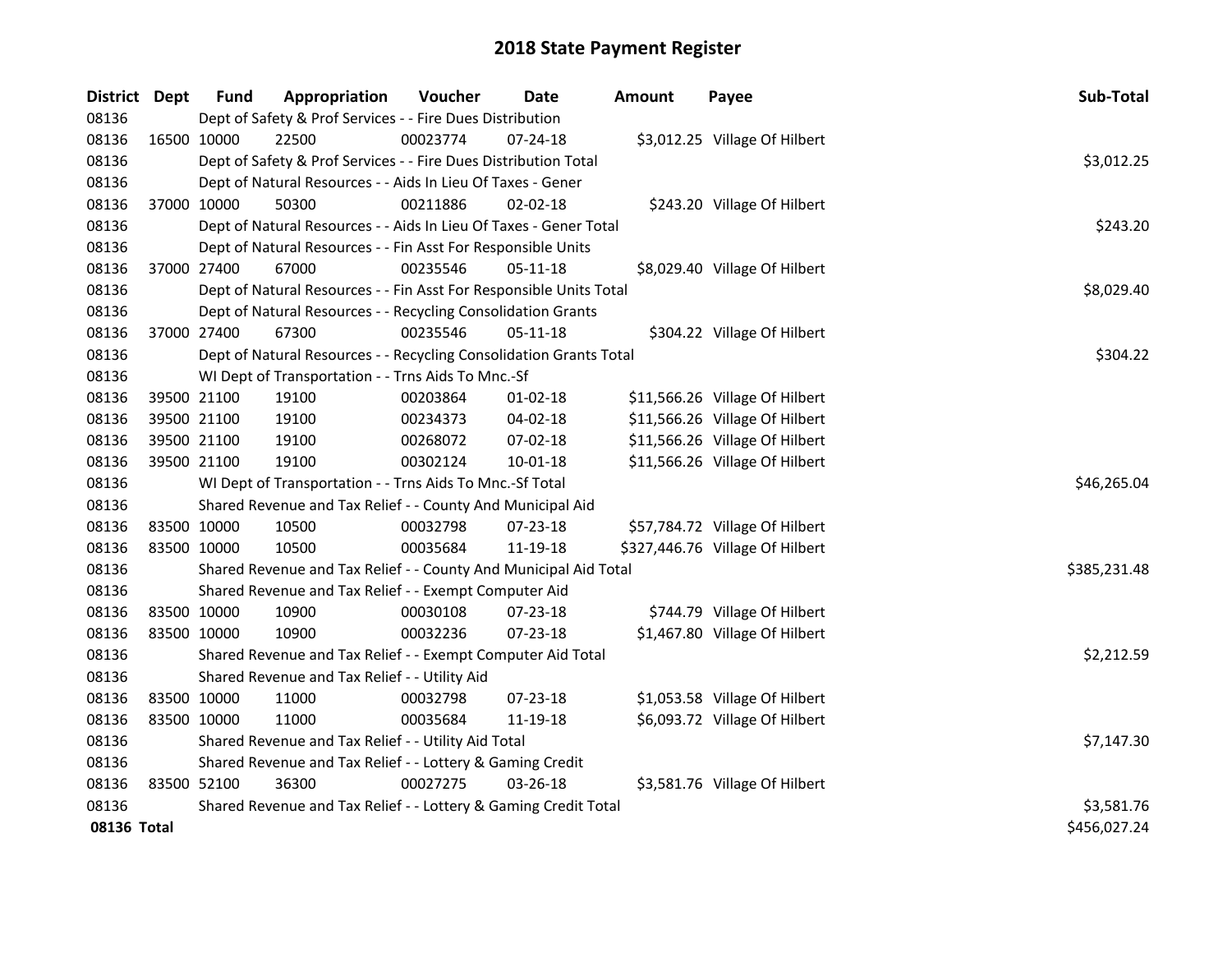# 2018 State Payment Register

| District | Dept | Fund | Appropriation | Voucher | Date | Amount | Payee | Sub-Total |
|---|---|---|---|---|---|---|---|---|
| 08136 | | Dept of Safety & Prof Services - - Fire Dues Distribution | | | | | | |
| 08136 | 16500 | 10000 | 22500 | 00023774 | 07-24-18 | $3,012.25 | Village Of Hilbert | |
| 08136 | | Dept of Safety & Prof Services - - Fire Dues Distribution Total | | | | | | $3,012.25 |
| 08136 | | Dept of Natural Resources - - Aids In Lieu Of Taxes - Gener | | | | | | |
| 08136 | 37000 | 10000 | 50300 | 00211886 | 02-02-18 | $243.20 | Village Of Hilbert | |
| 08136 | | Dept of Natural Resources - - Aids In Lieu Of Taxes - Gener Total | | | | | | $243.20 |
| 08136 | | Dept of Natural Resources - - Fin Asst For Responsible Units | | | | | | |
| 08136 | 37000 | 27400 | 67000 | 00235546 | 05-11-18 | $8,029.40 | Village Of Hilbert | |
| 08136 | | Dept of Natural Resources - - Fin Asst For Responsible Units Total | | | | | | $8,029.40 |
| 08136 | | Dept of Natural Resources - - Recycling Consolidation Grants | | | | | | |
| 08136 | 37000 | 27400 | 67300 | 00235546 | 05-11-18 | $304.22 | Village Of Hilbert | |
| 08136 | | Dept of Natural Resources - - Recycling Consolidation Grants Total | | | | | | $304.22 |
| 08136 | | WI Dept of Transportation - - Trns Aids To Mnc.-Sf | | | | | | |
| 08136 | 39500 | 21100 | 19100 | 00203864 | 01-02-18 | $11,566.26 | Village Of Hilbert | |
| 08136 | 39500 | 21100 | 19100 | 00234373 | 04-02-18 | $11,566.26 | Village Of Hilbert | |
| 08136 | 39500 | 21100 | 19100 | 00268072 | 07-02-18 | $11,566.26 | Village Of Hilbert | |
| 08136 | 39500 | 21100 | 19100 | 00302124 | 10-01-18 | $11,566.26 | Village Of Hilbert | |
| 08136 | | WI Dept of Transportation - - Trns Aids To Mnc.-Sf Total | | | | | | $46,265.04 |
| 08136 | | Shared Revenue and Tax Relief - - County And Municipal Aid | | | | | | |
| 08136 | 83500 | 10000 | 10500 | 00032798 | 07-23-18 | $57,784.72 | Village Of Hilbert | |
| 08136 | 83500 | 10000 | 10500 | 00035684 | 11-19-18 | $327,446.76 | Village Of Hilbert | |
| 08136 | | Shared Revenue and Tax Relief - - County And Municipal Aid Total | | | | | | $385,231.48 |
| 08136 | | Shared Revenue and Tax Relief - - Exempt Computer Aid | | | | | | |
| 08136 | 83500 | 10000 | 10900 | 00030108 | 07-23-18 | $744.79 | Village Of Hilbert | |
| 08136 | 83500 | 10000 | 10900 | 00032236 | 07-23-18 | $1,467.80 | Village Of Hilbert | |
| 08136 | | Shared Revenue and Tax Relief - - Exempt Computer Aid Total | | | | | | $2,212.59 |
| 08136 | | Shared Revenue and Tax Relief - - Utility Aid | | | | | | |
| 08136 | 83500 | 10000 | 11000 | 00032798 | 07-23-18 | $1,053.58 | Village Of Hilbert | |
| 08136 | 83500 | 10000 | 11000 | 00035684 | 11-19-18 | $6,093.72 | Village Of Hilbert | |
| 08136 | | Shared Revenue and Tax Relief - - Utility Aid Total | | | | | | $7,147.30 |
| 08136 | | Shared Revenue and Tax Relief - - Lottery & Gaming Credit | | | | | | |
| 08136 | 83500 | 52100 | 36300 | 00027275 | 03-26-18 | $3,581.76 | Village Of Hilbert | |
| 08136 | | Shared Revenue and Tax Relief - - Lottery & Gaming Credit Total | | | | | | $3,581.76 |
| **08136 Total** | | | | | | | | $456,027.24 |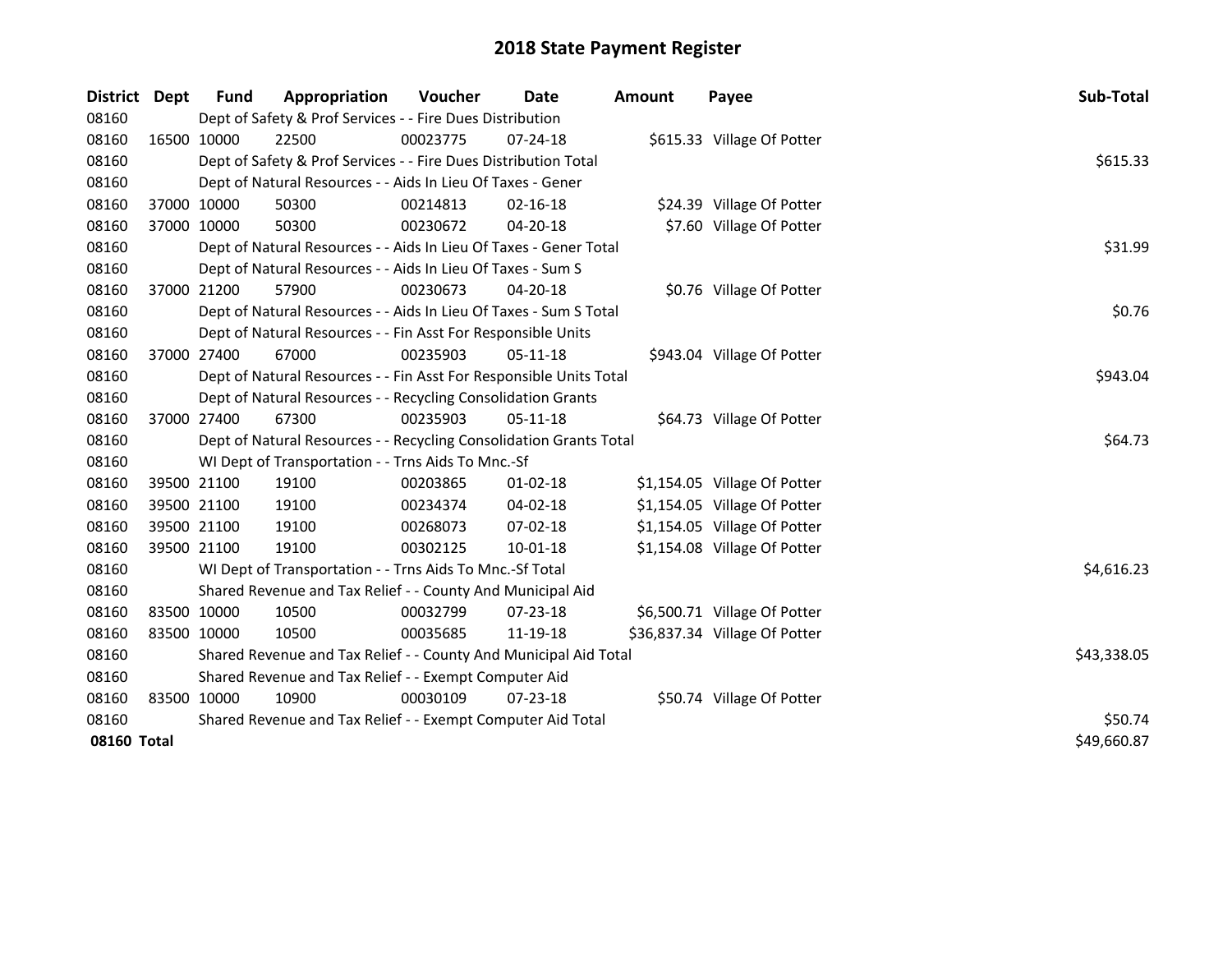# 2018 State Payment Register

| District | Dept | Fund | Appropriation | Voucher | Date | Amount | Payee | Sub-Total |
|---|---|---|---|---|---|---|---|---|
| 08160 | | Dept of Safety & Prof Services - - Fire Dues Distribution | | | | | | |
| 08160 | 16500 | 10000 | 22500 | 00023775 | 07-24-18 | $615.33 | Village Of Potter | |
| 08160 | | Dept of Safety & Prof Services - - Fire Dues Distribution Total | | | | | | $615.33 |
| 08160 | | Dept of Natural Resources - - Aids In Lieu Of Taxes - Gener | | | | | | |
| 08160 | 37000 | 10000 | 50300 | 00214813 | 02-16-18 | $24.39 | Village Of Potter | |
| 08160 | 37000 | 10000 | 50300 | 00230672 | 04-20-18 | $7.60 | Village Of Potter | |
| 08160 | | Dept of Natural Resources - - Aids In Lieu Of Taxes - Gener Total | | | | | | $31.99 |
| 08160 | | Dept of Natural Resources - - Aids In Lieu Of Taxes - Sum S | | | | | | |
| 08160 | 37000 | 21200 | 57900 | 00230673 | 04-20-18 | $0.76 | Village Of Potter | |
| 08160 | | Dept of Natural Resources - - Aids In Lieu Of Taxes - Sum S Total | | | | | | $0.76 |
| 08160 | | Dept of Natural Resources - - Fin Asst For Responsible Units | | | | | | |
| 08160 | 37000 | 27400 | 67000 | 00235903 | 05-11-18 | $943.04 | Village Of Potter | |
| 08160 | | Dept of Natural Resources - - Fin Asst For Responsible Units Total | | | | | | $943.04 |
| 08160 | | Dept of Natural Resources - - Recycling Consolidation Grants | | | | | | |
| 08160 | 37000 | 27400 | 67300 | 00235903 | 05-11-18 | $64.73 | Village Of Potter | |
| 08160 | | Dept of Natural Resources - - Recycling Consolidation Grants Total | | | | | | $64.73 |
| 08160 | | WI Dept of Transportation - - Trns Aids To Mnc.-Sf | | | | | | |
| 08160 | 39500 | 21100 | 19100 | 00203865 | 01-02-18 | $1,154.05 | Village Of Potter | |
| 08160 | 39500 | 21100 | 19100 | 00234374 | 04-02-18 | $1,154.05 | Village Of Potter | |
| 08160 | 39500 | 21100 | 19100 | 00268073 | 07-02-18 | $1,154.05 | Village Of Potter | |
| 08160 | 39500 | 21100 | 19100 | 00302125 | 10-01-18 | $1,154.08 | Village Of Potter | |
| 08160 | | WI Dept of Transportation - - Trns Aids To Mnc.-Sf Total | | | | | | $4,616.23 |
| 08160 | | Shared Revenue and Tax Relief - - County And Municipal Aid | | | | | | |
| 08160 | 83500 | 10000 | 10500 | 00032799 | 07-23-18 | $6,500.71 | Village Of Potter | |
| 08160 | 83500 | 10000 | 10500 | 00035685 | 11-19-18 | $36,837.34 | Village Of Potter | |
| 08160 | | Shared Revenue and Tax Relief - - County And Municipal Aid Total | | | | | | $43,338.05 |
| 08160 | | Shared Revenue and Tax Relief - - Exempt Computer Aid | | | | | | |
| 08160 | 83500 | 10000 | 10900 | 00030109 | 07-23-18 | $50.74 | Village Of Potter | |
| 08160 | | Shared Revenue and Tax Relief - - Exempt Computer Aid Total | | | | | | $50.74 |
| **08160 Total** | | | | | | | | $49,660.87 |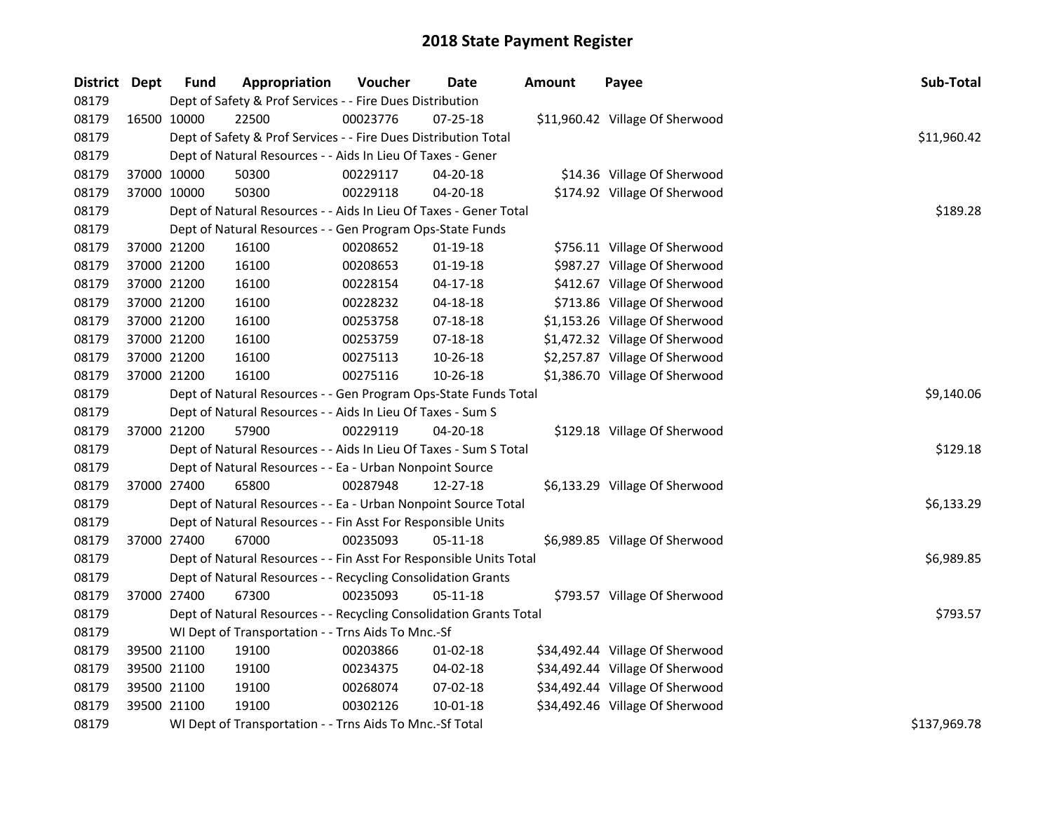# 2018 State Payment Register

| District | Dept | Fund | Appropriation | Voucher | Date | Amount | Payee | Sub-Total |
|---|---|---|---|---|---|---|---|---|
| 08179 | | Dept of Safety & Prof Services - - Fire Dues Distribution | | | | | | |
| 08179 | 16500 | 10000 | 22500 | 00023776 | 07-25-18 | $11,960.42 | Village Of Sherwood | |
| 08179 | | Dept of Safety & Prof Services - - Fire Dues Distribution Total | | | | | | $11,960.42 |
| 08179 | | Dept of Natural Resources - - Aids In Lieu Of Taxes - Gener | | | | | | |
| 08179 | 37000 | 10000 | 50300 | 00229117 | 04-20-18 | $14.36 | Village Of Sherwood | |
| 08179 | 37000 | 10000 | 50300 | 00229118 | 04-20-18 | $174.92 | Village Of Sherwood | |
| 08179 | | Dept of Natural Resources - - Aids In Lieu Of Taxes - Gener Total | | | | | | $189.28 |
| 08179 | | Dept of Natural Resources - - Gen Program Ops-State Funds | | | | | | |
| 08179 | 37000 | 21200 | 16100 | 00208652 | 01-19-18 | $756.11 | Village Of Sherwood | |
| 08179 | 37000 | 21200 | 16100 | 00208653 | 01-19-18 | $987.27 | Village Of Sherwood | |
| 08179 | 37000 | 21200 | 16100 | 00228154 | 04-17-18 | $412.67 | Village Of Sherwood | |
| 08179 | 37000 | 21200 | 16100 | 00228232 | 04-18-18 | $713.86 | Village Of Sherwood | |
| 08179 | 37000 | 21200 | 16100 | 00253758 | 07-18-18 | $1,153.26 | Village Of Sherwood | |
| 08179 | 37000 | 21200 | 16100 | 00253759 | 07-18-18 | $1,472.32 | Village Of Sherwood | |
| 08179 | 37000 | 21200 | 16100 | 00275113 | 10-26-18 | $2,257.87 | Village Of Sherwood | |
| 08179 | 37000 | 21200 | 16100 | 00275116 | 10-26-18 | $1,386.70 | Village Of Sherwood | |
| 08179 | | Dept of Natural Resources - - Gen Program Ops-State Funds Total | | | | | | $9,140.06 |
| 08179 | | Dept of Natural Resources - - Aids In Lieu Of Taxes - Sum S | | | | | | |
| 08179 | 37000 | 21200 | 57900 | 00229119 | 04-20-18 | $129.18 | Village Of Sherwood | |
| 08179 | | Dept of Natural Resources - - Aids In Lieu Of Taxes - Sum S Total | | | | | | $129.18 |
| 08179 | | Dept of Natural Resources - - Ea - Urban Nonpoint Source | | | | | | |
| 08179 | 37000 | 27400 | 65800 | 00287948 | 12-27-18 | $6,133.29 | Village Of Sherwood | |
| 08179 | | Dept of Natural Resources - - Ea - Urban Nonpoint Source Total | | | | | | $6,133.29 |
| 08179 | | Dept of Natural Resources - - Fin Asst For Responsible Units | | | | | | |
| 08179 | 37000 | 27400 | 67000 | 00235093 | 05-11-18 | $6,989.85 | Village Of Sherwood | |
| 08179 | | Dept of Natural Resources - - Fin Asst For Responsible Units Total | | | | | | $6,989.85 |
| 08179 | | Dept of Natural Resources - - Recycling Consolidation Grants | | | | | | |
| 08179 | 37000 | 27400 | 67300 | 00235093 | 05-11-18 | $793.57 | Village Of Sherwood | |
| 08179 | | Dept of Natural Resources - - Recycling Consolidation Grants Total | | | | | | $793.57 |
| 08179 | | WI Dept of Transportation - - Trns Aids To Mnc.-Sf | | | | | | |
| 08179 | 39500 | 21100 | 19100 | 00203866 | 01-02-18 | $34,492.44 | Village Of Sherwood | |
| 08179 | 39500 | 21100 | 19100 | 00234375 | 04-02-18 | $34,492.44 | Village Of Sherwood | |
| 08179 | 39500 | 21100 | 19100 | 00268074 | 07-02-18 | $34,492.44 | Village Of Sherwood | |
| 08179 | 39500 | 21100 | 19100 | 00302126 | 10-01-18 | $34,492.46 | Village Of Sherwood | |
| 08179 | | WI Dept of Transportation - - Trns Aids To Mnc.-Sf Total | | | | | | $137,969.78 |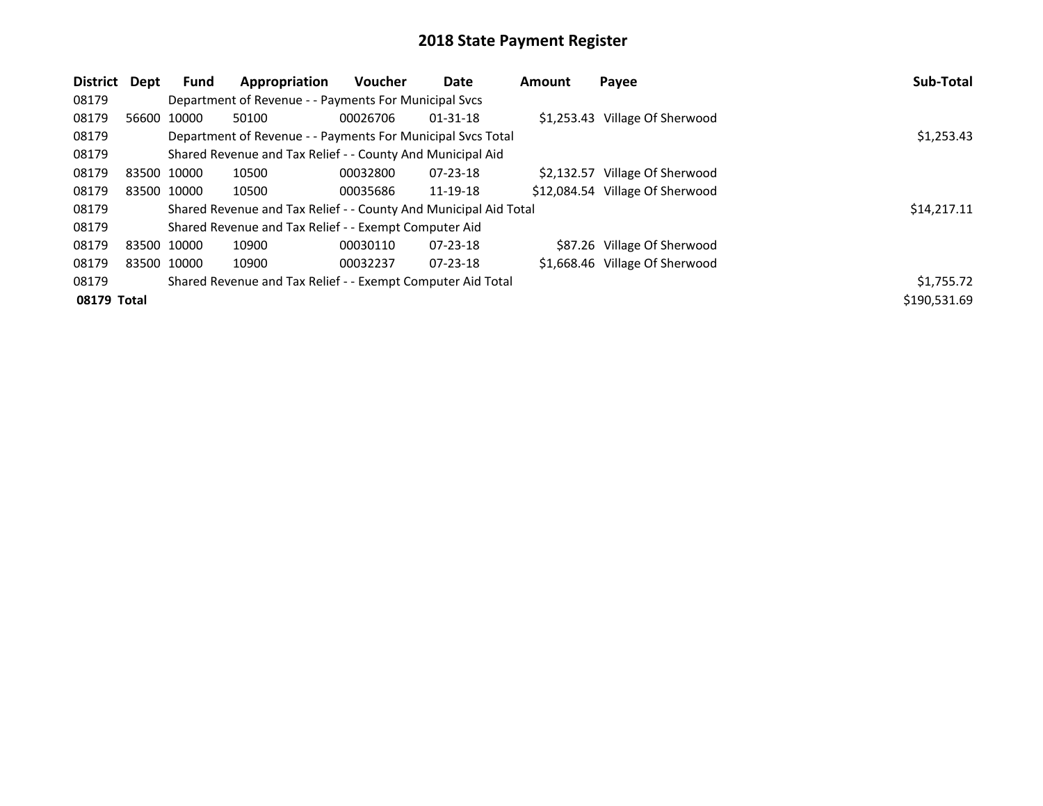# 2018 State Payment Register

| District | Dept | Fund | Appropriation | Voucher | Date | Amount | Payee | Sub-Total |
|---|---|---|---|---|---|---|---|---|
| 08179 | | Department of Revenue - - Payments For Municipal Svcs | | | | | | |
| 08179 | 56600 | 10000 | 50100 | 00026706 | 01-31-18 | $1,253.43 | Village Of Sherwood | |
| 08179 | | Department of Revenue - - Payments For Municipal Svcs Total | | | | | | $1,253.43 |
| 08179 | | Shared Revenue and Tax Relief - - County And Municipal Aid | | | | | | |
| 08179 | 83500 | 10000 | 10500 | 00032800 | 07-23-18 | $2,132.57 | Village Of Sherwood | |
| 08179 | 83500 | 10000 | 10500 | 00035686 | 11-19-18 | $12,084.54 | Village Of Sherwood | |
| 08179 | | Shared Revenue and Tax Relief - - County And Municipal Aid Total | | | | | | $14,217.11 |
| 08179 | | Shared Revenue and Tax Relief - - Exempt Computer Aid | | | | | | |
| 08179 | 83500 | 10000 | 10900 | 00030110 | 07-23-18 | $87.26 | Village Of Sherwood | |
| 08179 | 83500 | 10000 | 10900 | 00032237 | 07-23-18 | $1,668.46 | Village Of Sherwood | |
| 08179 | | Shared Revenue and Tax Relief - - Exempt Computer Aid Total | | | | | | $1,755.72 |
| **08179 Total** | | | | | | | | $190,531.69 |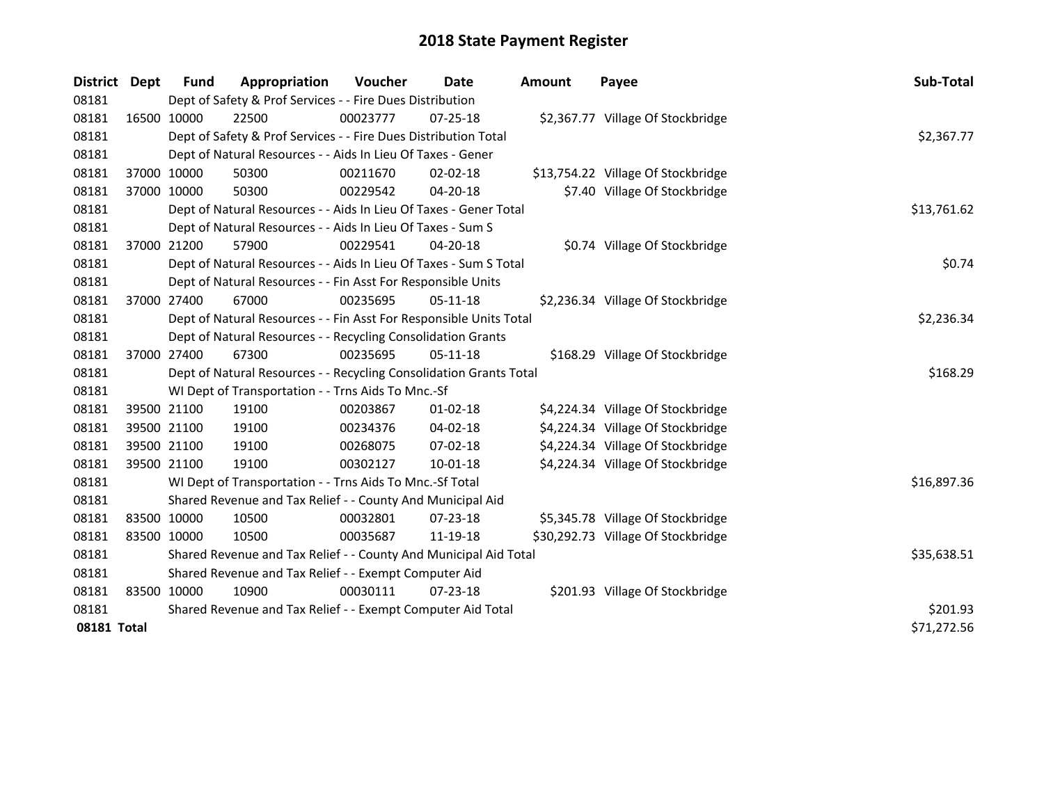# 2018 State Payment Register

| District | Dept | Fund | Appropriation | Voucher | Date | Amount | Payee | Sub-Total |
|---|---|---|---|---|---|---|---|---|
| 08181 | | Dept of Safety & Prof Services - - Fire Dues Distribution | | | | | | |
| 08181 | 16500 | 10000 | 22500 | 00023777 | 07-25-18 | $2,367.77 | Village Of Stockbridge | |
| 08181 | | Dept of Safety & Prof Services - - Fire Dues Distribution Total | | | | | | $2,367.77 |
| 08181 | | Dept of Natural Resources - - Aids In Lieu Of Taxes - Gener | | | | | | |
| 08181 | 37000 | 10000 | 50300 | 00211670 | 02-02-18 | $13,754.22 | Village Of Stockbridge | |
| 08181 | 37000 | 10000 | 50300 | 00229542 | 04-20-18 | $7.40 | Village Of Stockbridge | |
| 08181 | | Dept of Natural Resources - - Aids In Lieu Of Taxes - Gener Total | | | | | | $13,761.62 |
| 08181 | | Dept of Natural Resources - - Aids In Lieu Of Taxes - Sum S | | | | | | |
| 08181 | 37000 | 21200 | 57900 | 00229541 | 04-20-18 | $0.74 | Village Of Stockbridge | |
| 08181 | | Dept of Natural Resources - - Aids In Lieu Of Taxes - Sum S Total | | | | | | $0.74 |
| 08181 | | Dept of Natural Resources - - Fin Asst For Responsible Units | | | | | | |
| 08181 | 37000 | 27400 | 67000 | 00235695 | 05-11-18 | $2,236.34 | Village Of Stockbridge | |
| 08181 | | Dept of Natural Resources - - Fin Asst For Responsible Units Total | | | | | | $2,236.34 |
| 08181 | | Dept of Natural Resources - - Recycling Consolidation Grants | | | | | | |
| 08181 | 37000 | 27400 | 67300 | 00235695 | 05-11-18 | $168.29 | Village Of Stockbridge | |
| 08181 | | Dept of Natural Resources - - Recycling Consolidation Grants Total | | | | | | $168.29 |
| 08181 | | WI Dept of Transportation - - Trns Aids To Mnc.-Sf | | | | | | |
| 08181 | 39500 | 21100 | 19100 | 00203867 | 01-02-18 | $4,224.34 | Village Of Stockbridge | |
| 08181 | 39500 | 21100 | 19100 | 00234376 | 04-02-18 | $4,224.34 | Village Of Stockbridge | |
| 08181 | 39500 | 21100 | 19100 | 00268075 | 07-02-18 | $4,224.34 | Village Of Stockbridge | |
| 08181 | 39500 | 21100 | 19100 | 00302127 | 10-01-18 | $4,224.34 | Village Of Stockbridge | |
| 08181 | | WI Dept of Transportation - - Trns Aids To Mnc.-Sf Total | | | | | | $16,897.36 |
| 08181 | | Shared Revenue and Tax Relief - - County And Municipal Aid | | | | | | |
| 08181 | 83500 | 10000 | 10500 | 00032801 | 07-23-18 | $5,345.78 | Village Of Stockbridge | |
| 08181 | 83500 | 10000 | 10500 | 00035687 | 11-19-18 | $30,292.73 | Village Of Stockbridge | |
| 08181 | | Shared Revenue and Tax Relief - - County And Municipal Aid Total | | | | | | $35,638.51 |
| 08181 | | Shared Revenue and Tax Relief - - Exempt Computer Aid | | | | | | |
| 08181 | 83500 | 10000 | 10900 | 00030111 | 07-23-18 | $201.93 | Village Of Stockbridge | |
| 08181 | | Shared Revenue and Tax Relief - - Exempt Computer Aid Total | | | | | | $201.93 |
| **08181 Total** | | | | | | | | $71,272.56 |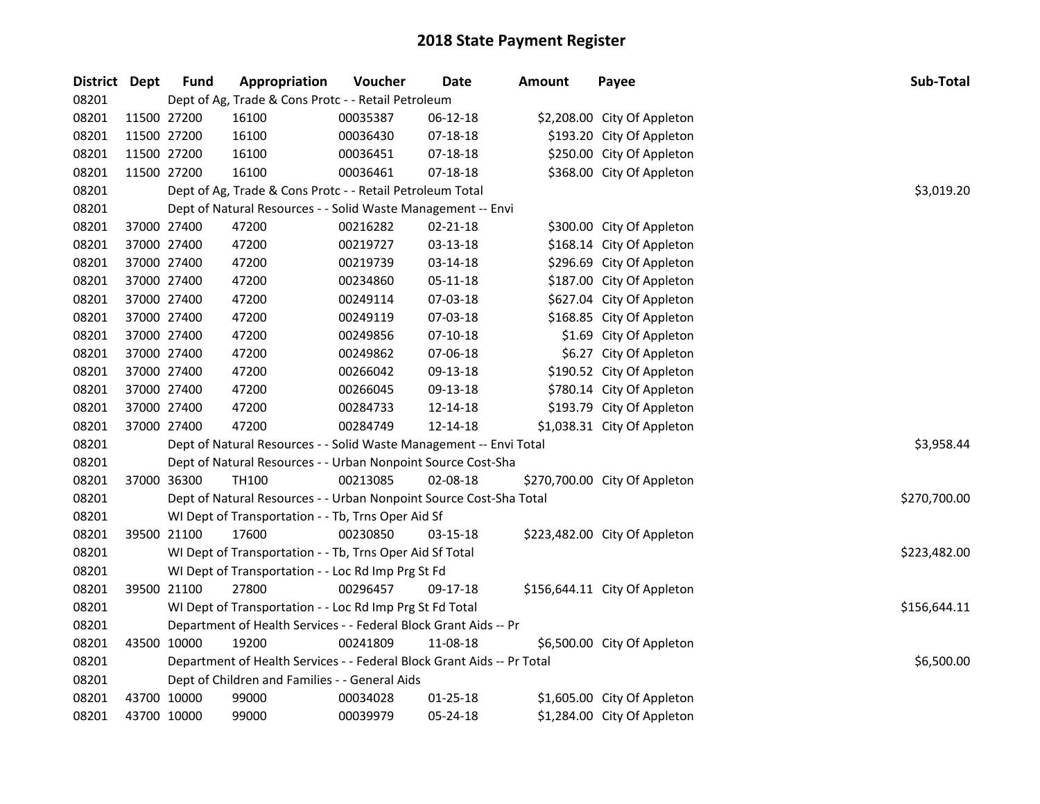# 2018 State Payment Register

| District | Dept | Fund | Appropriation | Voucher | Date | Amount | Payee | Sub-Total |
|---|---|---|---|---|---|---|---|---|
| 08201 | | | Dept of Ag, Trade & Cons Protc - - Retail Petroleum | | | | | |
| 08201 | 11500 | 27200 | 16100 | 00035387 | 06-12-18 | $2,208.00 | City Of Appleton | |
| 08201 | 11500 | 27200 | 16100 | 00036430 | 07-18-18 | $193.20 | City Of Appleton | |
| 08201 | 11500 | 27200 | 16100 | 00036451 | 07-18-18 | $250.00 | City Of Appleton | |
| 08201 | 11500 | 27200 | 16100 | 00036461 | 07-18-18 | $368.00 | City Of Appleton | |
| 08201 | | | Dept of Ag, Trade & Cons Protc - - Retail Petroleum Total | | | | | $3,019.20 |
| 08201 | | | Dept of Natural Resources - - Solid Waste Management -- Envi | | | | | |
| 08201 | 37000 | 27400 | 47200 | 00216282 | 02-21-18 | $300.00 | City Of Appleton | |
| 08201 | 37000 | 27400 | 47200 | 00219727 | 03-13-18 | $168.14 | City Of Appleton | |
| 08201 | 37000 | 27400 | 47200 | 00219739 | 03-14-18 | $296.69 | City Of Appleton | |
| 08201 | 37000 | 27400 | 47200 | 00234860 | 05-11-18 | $187.00 | City Of Appleton | |
| 08201 | 37000 | 27400 | 47200 | 00249114 | 07-03-18 | $627.04 | City Of Appleton | |
| 08201 | 37000 | 27400 | 47200 | 00249119 | 07-03-18 | $168.85 | City Of Appleton | |
| 08201 | 37000 | 27400 | 47200 | 00249856 | 07-10-18 | $1.69 | City Of Appleton | |
| 08201 | 37000 | 27400 | 47200 | 00249862 | 07-06-18 | $6.27 | City Of Appleton | |
| 08201 | 37000 | 27400 | 47200 | 00266042 | 09-13-18 | $190.52 | City Of Appleton | |
| 08201 | 37000 | 27400 | 47200 | 00266045 | 09-13-18 | $780.14 | City Of Appleton | |
| 08201 | 37000 | 27400 | 47200 | 00284733 | 12-14-18 | $193.79 | City Of Appleton | |
| 08201 | 37000 | 27400 | 47200 | 00284749 | 12-14-18 | $1,038.31 | City Of Appleton | |
| 08201 | | | Dept of Natural Resources - - Solid Waste Management -- Envi Total | | | | | $3,958.44 |
| 08201 | | | Dept of Natural Resources - - Urban Nonpoint Source Cost-Sha | | | | | |
| 08201 | 37000 | 36300 | TH100 | 00213085 | 02-08-18 | $270,700.00 | City Of Appleton | |
| 08201 | | | Dept of Natural Resources - - Urban Nonpoint Source Cost-Sha Total | | | | | $270,700.00 |
| 08201 | | | WI Dept of Transportation - - Tb, Trns Oper Aid Sf | | | | | |
| 08201 | 39500 | 21100 | 17600 | 00230850 | 03-15-18 | $223,482.00 | City Of Appleton | |
| 08201 | | | WI Dept of Transportation - - Tb, Trns Oper Aid Sf Total | | | | | $223,482.00 |
| 08201 | | | WI Dept of Transportation - - Loc Rd Imp Prg St Fd | | | | | |
| 08201 | 39500 | 21100 | 27800 | 00296457 | 09-17-18 | $156,644.11 | City Of Appleton | |
| 08201 | | | WI Dept of Transportation - - Loc Rd Imp Prg St Fd Total | | | | | $156,644.11 |
| 08201 | | | Department of Health Services - - Federal Block Grant Aids -- Pr | | | | | |
| 08201 | 43500 | 10000 | 19200 | 00241809 | 11-08-18 | $6,500.00 | City Of Appleton | |
| 08201 | | | Department of Health Services - - Federal Block Grant Aids -- Pr Total | | | | | $6,500.00 |
| 08201 | | | Dept of Children and Families - - General Aids | | | | | |
| 08201 | 43700 | 10000 | 99000 | 00034028 | 01-25-18 | $1,605.00 | City Of Appleton | |
| 08201 | 43700 | 10000 | 99000 | 00039979 | 05-24-18 | $1,284.00 | City Of Appleton | |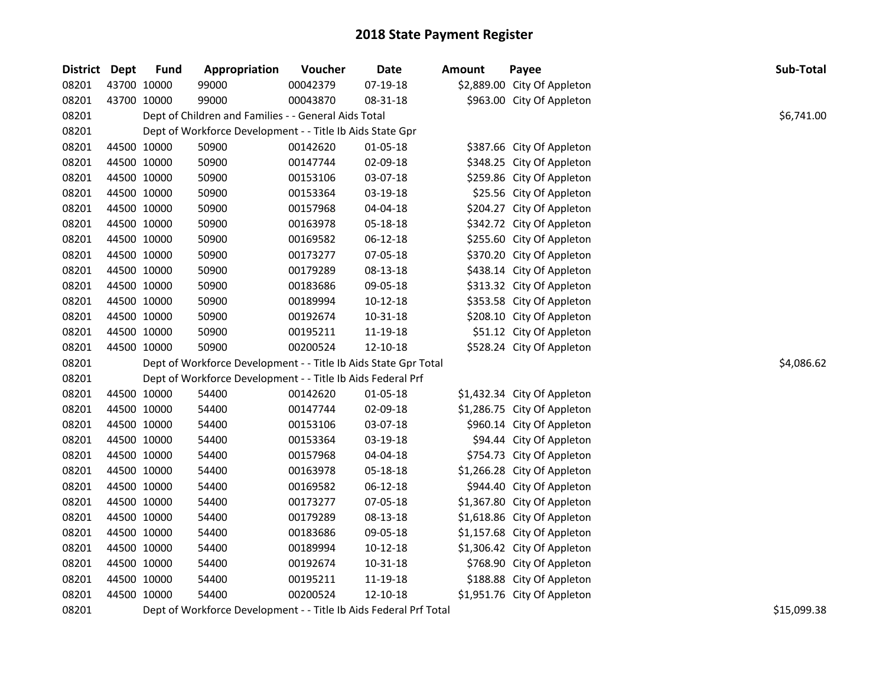# 2018 State Payment Register

| District | Dept | Fund | Appropriation | Voucher | Date | Amount | Payee | Sub-Total |
|---|---|---|---|---|---|---|---|---|
| 08201 | 43700 | 10000 | 99000 | 00042379 | 07-19-18 | $2,889.00 | City Of Appleton | |
| 08201 | 43700 | 10000 | 99000 | 00043870 | 08-31-18 | $963.00 | City Of Appleton | |
| 08201 | | Dept of Children and Families - - General Aids Total | | | | | | $6,741.00 |
| 08201 | | Dept of Workforce Development - - Title Ib Aids State Gpr | | | | | | |
| 08201 | 44500 | 10000 | 50900 | 00142620 | 01-05-18 | $387.66 | City Of Appleton | |
| 08201 | 44500 | 10000 | 50900 | 00147744 | 02-09-18 | $348.25 | City Of Appleton | |
| 08201 | 44500 | 10000 | 50900 | 00153106 | 03-07-18 | $259.86 | City Of Appleton | |
| 08201 | 44500 | 10000 | 50900 | 00153364 | 03-19-18 | $25.56 | City Of Appleton | |
| 08201 | 44500 | 10000 | 50900 | 00157968 | 04-04-18 | $204.27 | City Of Appleton | |
| 08201 | 44500 | 10000 | 50900 | 00163978 | 05-18-18 | $342.72 | City Of Appleton | |
| 08201 | 44500 | 10000 | 50900 | 00169582 | 06-12-18 | $255.60 | City Of Appleton | |
| 08201 | 44500 | 10000 | 50900 | 00173277 | 07-05-18 | $370.20 | City Of Appleton | |
| 08201 | 44500 | 10000 | 50900 | 00179289 | 08-13-18 | $438.14 | City Of Appleton | |
| 08201 | 44500 | 10000 | 50900 | 00183686 | 09-05-18 | $313.32 | City Of Appleton | |
| 08201 | 44500 | 10000 | 50900 | 00189994 | 10-12-18 | $353.58 | City Of Appleton | |
| 08201 | 44500 | 10000 | 50900 | 00192674 | 10-31-18 | $208.10 | City Of Appleton | |
| 08201 | 44500 | 10000 | 50900 | 00195211 | 11-19-18 | $51.12 | City Of Appleton | |
| 08201 | 44500 | 10000 | 50900 | 00200524 | 12-10-18 | $528.24 | City Of Appleton | |
| 08201 | | Dept of Workforce Development - - Title Ib Aids State Gpr Total | | | | | | $4,086.62 |
| 08201 | | Dept of Workforce Development - - Title Ib Aids Federal Prf | | | | | | |
| 08201 | 44500 | 10000 | 54400 | 00142620 | 01-05-18 | $1,432.34 | City Of Appleton | |
| 08201 | 44500 | 10000 | 54400 | 00147744 | 02-09-18 | $1,286.75 | City Of Appleton | |
| 08201 | 44500 | 10000 | 54400 | 00153106 | 03-07-18 | $960.14 | City Of Appleton | |
| 08201 | 44500 | 10000 | 54400 | 00153364 | 03-19-18 | $94.44 | City Of Appleton | |
| 08201 | 44500 | 10000 | 54400 | 00157968 | 04-04-18 | $754.73 | City Of Appleton | |
| 08201 | 44500 | 10000 | 54400 | 00163978 | 05-18-18 | $1,266.28 | City Of Appleton | |
| 08201 | 44500 | 10000 | 54400 | 00169582 | 06-12-18 | $944.40 | City Of Appleton | |
| 08201 | 44500 | 10000 | 54400 | 00173277 | 07-05-18 | $1,367.80 | City Of Appleton | |
| 08201 | 44500 | 10000 | 54400 | 00179289 | 08-13-18 | $1,618.86 | City Of Appleton | |
| 08201 | 44500 | 10000 | 54400 | 00183686 | 09-05-18 | $1,157.68 | City Of Appleton | |
| 08201 | 44500 | 10000 | 54400 | 00189994 | 10-12-18 | $1,306.42 | City Of Appleton | |
| 08201 | 44500 | 10000 | 54400 | 00192674 | 10-31-18 | $768.90 | City Of Appleton | |
| 08201 | 44500 | 10000 | 54400 | 00195211 | 11-19-18 | $188.88 | City Of Appleton | |
| 08201 | 44500 | 10000 | 54400 | 00200524 | 12-10-18 | $1,951.76 | City Of Appleton | |
| 08201 | | Dept of Workforce Development - - Title Ib Aids Federal Prf Total | | | | | | $15,099.38 |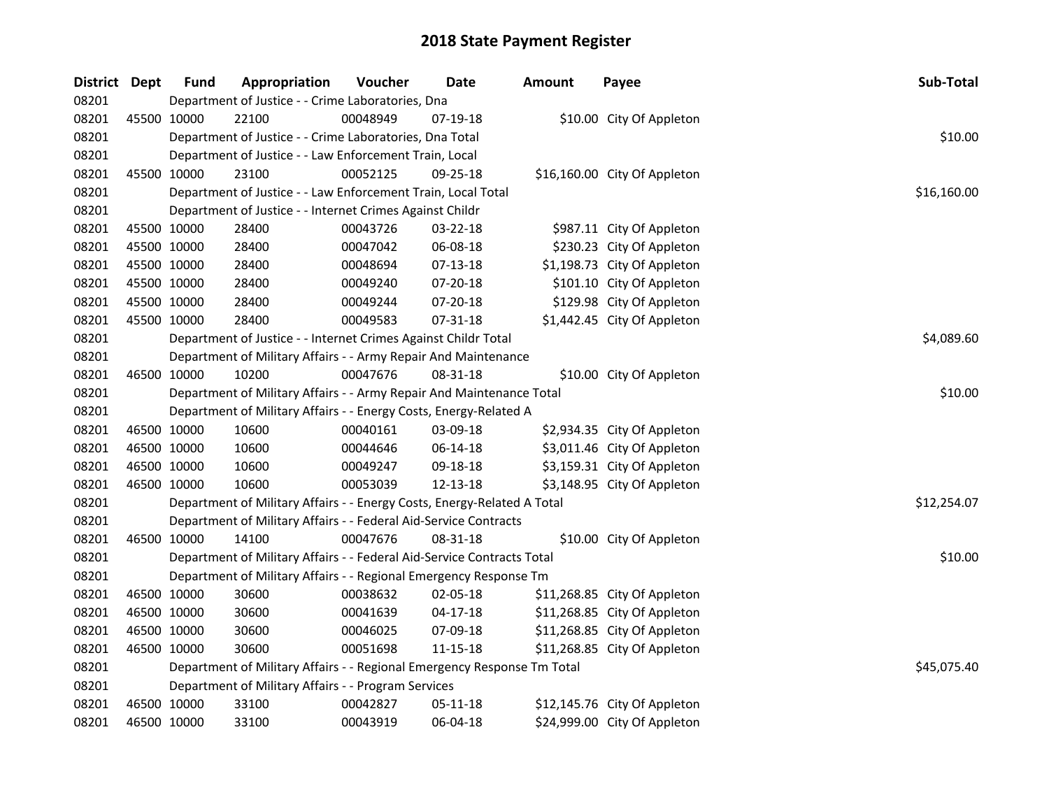# 2018 State Payment Register

| District | Dept | Fund | Appropriation | Voucher | Date | Amount | Payee | Sub-Total |
|---|---|---|---|---|---|---|---|---|
| 08201 | | Department of Justice - - Crime Laboratories, Dna | | | | | | |
| 08201 | 45500 | 10000 | 22100 | 00048949 | 07-19-18 | $10.00 | City Of Appleton | |
| 08201 | | Department of Justice - - Crime Laboratories, Dna Total | | | | | | $10.00 |
| 08201 | | Department of Justice - - Law Enforcement Train, Local | | | | | | |
| 08201 | 45500 | 10000 | 23100 | 00052125 | 09-25-18 | $16,160.00 | City Of Appleton | |
| 08201 | | Department of Justice - - Law Enforcement Train, Local Total | | | | | | $16,160.00 |
| 08201 | | Department of Justice - - Internet Crimes Against Childr | | | | | | |
| 08201 | 45500 | 10000 | 28400 | 00043726 | 03-22-18 | $987.11 | City Of Appleton | |
| 08201 | 45500 | 10000 | 28400 | 00047042 | 06-08-18 | $230.23 | City Of Appleton | |
| 08201 | 45500 | 10000 | 28400 | 00048694 | 07-13-18 | $1,198.73 | City Of Appleton | |
| 08201 | 45500 | 10000 | 28400 | 00049240 | 07-20-18 | $101.10 | City Of Appleton | |
| 08201 | 45500 | 10000 | 28400 | 00049244 | 07-20-18 | $129.98 | City Of Appleton | |
| 08201 | 45500 | 10000 | 28400 | 00049583 | 07-31-18 | $1,442.45 | City Of Appleton | |
| 08201 | | Department of Justice - - Internet Crimes Against Childr Total | | | | | | $4,089.60 |
| 08201 | | Department of Military Affairs - - Army Repair And Maintenance | | | | | | |
| 08201 | 46500 | 10000 | 10200 | 00047676 | 08-31-18 | $10.00 | City Of Appleton | |
| 08201 | | Department of Military Affairs - - Army Repair And Maintenance Total | | | | | | $10.00 |
| 08201 | | Department of Military Affairs - - Energy Costs, Energy-Related A | | | | | | |
| 08201 | 46500 | 10000 | 10600 | 00040161 | 03-09-18 | $2,934.35 | City Of Appleton | |
| 08201 | 46500 | 10000 | 10600 | 00044646 | 06-14-18 | $3,011.46 | City Of Appleton | |
| 08201 | 46500 | 10000 | 10600 | 00049247 | 09-18-18 | $3,159.31 | City Of Appleton | |
| 08201 | 46500 | 10000 | 10600 | 00053039 | 12-13-18 | $3,148.95 | City Of Appleton | |
| 08201 | | Department of Military Affairs - - Energy Costs, Energy-Related A Total | | | | | | $12,254.07 |
| 08201 | | Department of Military Affairs - - Federal Aid-Service Contracts | | | | | | |
| 08201 | 46500 | 10000 | 14100 | 00047676 | 08-31-18 | $10.00 | City Of Appleton | |
| 08201 | | Department of Military Affairs - - Federal Aid-Service Contracts Total | | | | | | $10.00 |
| 08201 | | Department of Military Affairs - - Regional Emergency Response Tm | | | | | | |
| 08201 | 46500 | 10000 | 30600 | 00038632 | 02-05-18 | $11,268.85 | City Of Appleton | |
| 08201 | 46500 | 10000 | 30600 | 00041639 | 04-17-18 | $11,268.85 | City Of Appleton | |
| 08201 | 46500 | 10000 | 30600 | 00046025 | 07-09-18 | $11,268.85 | City Of Appleton | |
| 08201 | 46500 | 10000 | 30600 | 00051698 | 11-15-18 | $11,268.85 | City Of Appleton | |
| 08201 | | Department of Military Affairs - - Regional Emergency Response Tm Total | | | | | | $45,075.40 |
| 08201 | | Department of Military Affairs - - Program Services | | | | | | |
| 08201 | 46500 | 10000 | 33100 | 00042827 | 05-11-18 | $12,145.76 | City Of Appleton | |
| 08201 | 46500 | 10000 | 33100 | 00043919 | 06-04-18 | $24,999.00 | City Of Appleton | |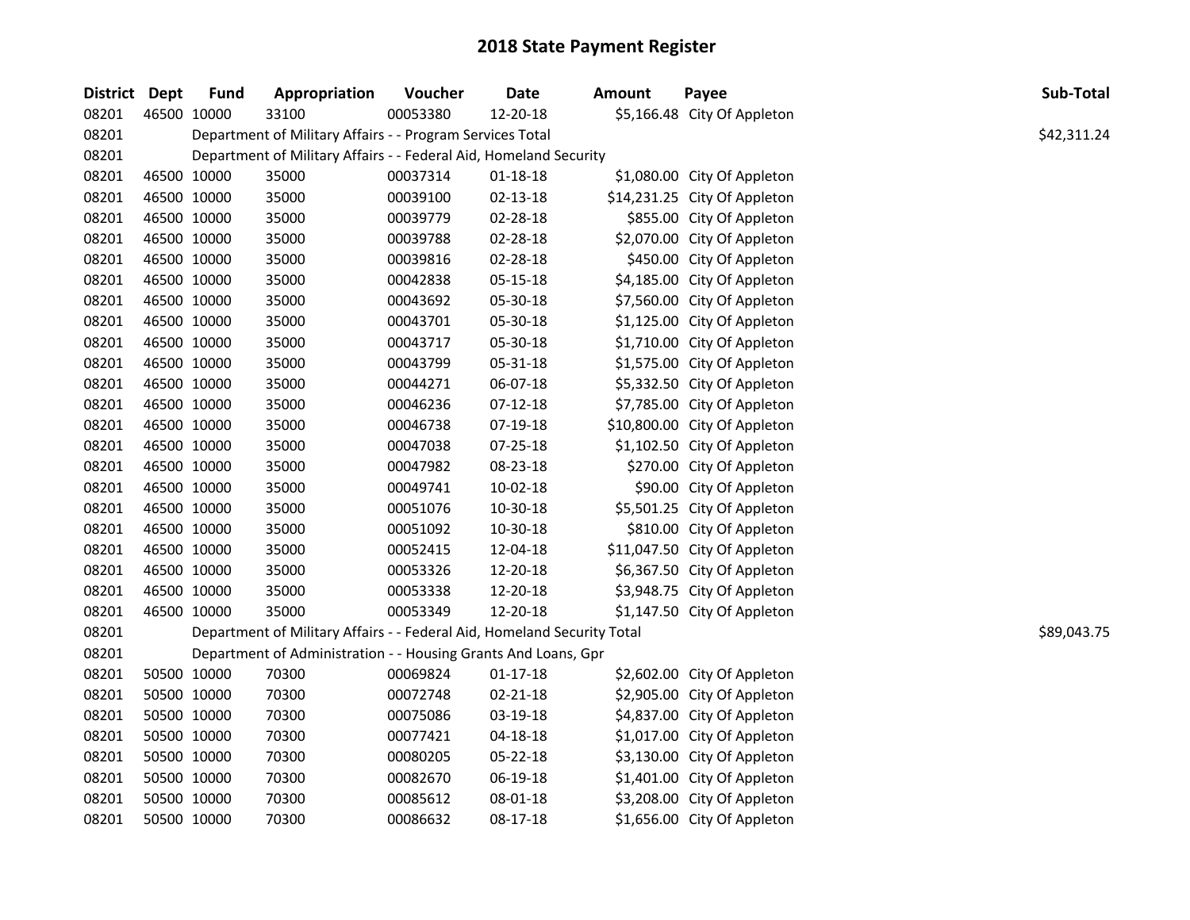# 2018 State Payment Register

| District | Dept | Fund | Appropriation | Voucher | Date | Amount | Payee | Sub-Total |
|---|---|---|---|---|---|---|---|---|
| 08201 | 46500 | 10000 | 33100 | 00053380 | 12-20-18 | $5,166.48 | City Of Appleton | |
| 08201 | | Department of Military Affairs - - Program Services Total | | | | | | $42,311.24 |
| 08201 | | Department of Military Affairs - - Federal Aid, Homeland Security | | | | | | |
| 08201 | 46500 | 10000 | 35000 | 00037314 | 01-18-18 | $1,080.00 | City Of Appleton | |
| 08201 | 46500 | 10000 | 35000 | 00039100 | 02-13-18 | $14,231.25 | City Of Appleton | |
| 08201 | 46500 | 10000 | 35000 | 00039779 | 02-28-18 | $855.00 | City Of Appleton | |
| 08201 | 46500 | 10000 | 35000 | 00039788 | 02-28-18 | $2,070.00 | City Of Appleton | |
| 08201 | 46500 | 10000 | 35000 | 00039816 | 02-28-18 | $450.00 | City Of Appleton | |
| 08201 | 46500 | 10000 | 35000 | 00042838 | 05-15-18 | $4,185.00 | City Of Appleton | |
| 08201 | 46500 | 10000 | 35000 | 00043692 | 05-30-18 | $7,560.00 | City Of Appleton | |
| 08201 | 46500 | 10000 | 35000 | 00043701 | 05-30-18 | $1,125.00 | City Of Appleton | |
| 08201 | 46500 | 10000 | 35000 | 00043717 | 05-30-18 | $1,710.00 | City Of Appleton | |
| 08201 | 46500 | 10000 | 35000 | 00043799 | 05-31-18 | $1,575.00 | City Of Appleton | |
| 08201 | 46500 | 10000 | 35000 | 00044271 | 06-07-18 | $5,332.50 | City Of Appleton | |
| 08201 | 46500 | 10000 | 35000 | 00046236 | 07-12-18 | $7,785.00 | City Of Appleton | |
| 08201 | 46500 | 10000 | 35000 | 00046738 | 07-19-18 | $10,800.00 | City Of Appleton | |
| 08201 | 46500 | 10000 | 35000 | 00047038 | 07-25-18 | $1,102.50 | City Of Appleton | |
| 08201 | 46500 | 10000 | 35000 | 00047982 | 08-23-18 | $270.00 | City Of Appleton | |
| 08201 | 46500 | 10000 | 35000 | 00049741 | 10-02-18 | $90.00 | City Of Appleton | |
| 08201 | 46500 | 10000 | 35000 | 00051076 | 10-30-18 | $5,501.25 | City Of Appleton | |
| 08201 | 46500 | 10000 | 35000 | 00051092 | 10-30-18 | $810.00 | City Of Appleton | |
| 08201 | 46500 | 10000 | 35000 | 00052415 | 12-04-18 | $11,047.50 | City Of Appleton | |
| 08201 | 46500 | 10000 | 35000 | 00053326 | 12-20-18 | $6,367.50 | City Of Appleton | |
| 08201 | 46500 | 10000 | 35000 | 00053338 | 12-20-18 | $3,948.75 | City Of Appleton | |
| 08201 | 46500 | 10000 | 35000 | 00053349 | 12-20-18 | $1,147.50 | City Of Appleton | |
| 08201 | | Department of Military Affairs - - Federal Aid, Homeland Security Total | | | | | | $89,043.75 |
| 08201 | | Department of Administration - - Housing Grants And Loans, Gpr | | | | | | |
| 08201 | 50500 | 10000 | 70300 | 00069824 | 01-17-18 | $2,602.00 | City Of Appleton | |
| 08201 | 50500 | 10000 | 70300 | 00072748 | 02-21-18 | $2,905.00 | City Of Appleton | |
| 08201 | 50500 | 10000 | 70300 | 00075086 | 03-19-18 | $4,837.00 | City Of Appleton | |
| 08201 | 50500 | 10000 | 70300 | 00077421 | 04-18-18 | $1,017.00 | City Of Appleton | |
| 08201 | 50500 | 10000 | 70300 | 00080205 | 05-22-18 | $3,130.00 | City Of Appleton | |
| 08201 | 50500 | 10000 | 70300 | 00082670 | 06-19-18 | $1,401.00 | City Of Appleton | |
| 08201 | 50500 | 10000 | 70300 | 00085612 | 08-01-18 | $3,208.00 | City Of Appleton | |
| 08201 | 50500 | 10000 | 70300 | 00086632 | 08-17-18 | $1,656.00 | City Of Appleton | |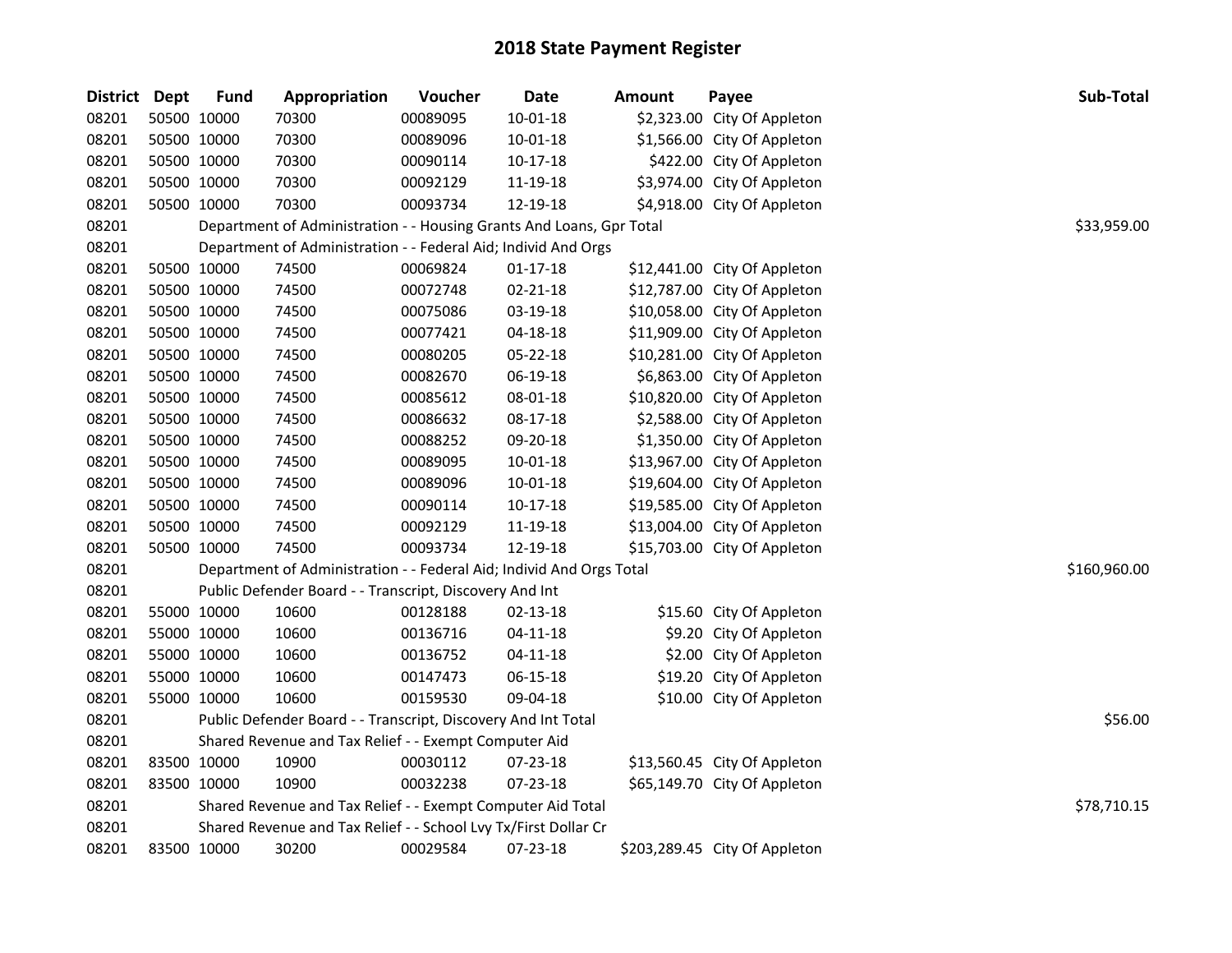# 2018 State Payment Register

| District | Dept | Fund | Appropriation | Voucher | Date | Amount | Payee | Sub-Total |
|---|---|---|---|---|---|---|---|---|
| 08201 | 50500 | 10000 | 70300 | 00089095 | 10-01-18 | $2,323.00 | City Of Appleton | |
| 08201 | 50500 | 10000 | 70300 | 00089096 | 10-01-18 | $1,566.00 | City Of Appleton | |
| 08201 | 50500 | 10000 | 70300 | 00090114 | 10-17-18 | $422.00 | City Of Appleton | |
| 08201 | 50500 | 10000 | 70300 | 00092129 | 11-19-18 | $3,974.00 | City Of Appleton | |
| 08201 | 50500 | 10000 | 70300 | 00093734 | 12-19-18 | $4,918.00 | City Of Appleton | |
| 08201 | | Department of Administration - - Housing Grants And Loans, Gpr Total | | | | | | $33,959.00 |
| 08201 | | Department of Administration - - Federal Aid; Individ And Orgs | | | | | | |
| 08201 | 50500 | 10000 | 74500 | 00069824 | 01-17-18 | $12,441.00 | City Of Appleton | |
| 08201 | 50500 | 10000 | 74500 | 00072748 | 02-21-18 | $12,787.00 | City Of Appleton | |
| 08201 | 50500 | 10000 | 74500 | 00075086 | 03-19-18 | $10,058.00 | City Of Appleton | |
| 08201 | 50500 | 10000 | 74500 | 00077421 | 04-18-18 | $11,909.00 | City Of Appleton | |
| 08201 | 50500 | 10000 | 74500 | 00080205 | 05-22-18 | $10,281.00 | City Of Appleton | |
| 08201 | 50500 | 10000 | 74500 | 00082670 | 06-19-18 | $6,863.00 | City Of Appleton | |
| 08201 | 50500 | 10000 | 74500 | 00085612 | 08-01-18 | $10,820.00 | City Of Appleton | |
| 08201 | 50500 | 10000 | 74500 | 00086632 | 08-17-18 | $2,588.00 | City Of Appleton | |
| 08201 | 50500 | 10000 | 74500 | 00088252 | 09-20-18 | $1,350.00 | City Of Appleton | |
| 08201 | 50500 | 10000 | 74500 | 00089095 | 10-01-18 | $13,967.00 | City Of Appleton | |
| 08201 | 50500 | 10000 | 74500 | 00089096 | 10-01-18 | $19,604.00 | City Of Appleton | |
| 08201 | 50500 | 10000 | 74500 | 00090114 | 10-17-18 | $19,585.00 | City Of Appleton | |
| 08201 | 50500 | 10000 | 74500 | 00092129 | 11-19-18 | $13,004.00 | City Of Appleton | |
| 08201 | 50500 | 10000 | 74500 | 00093734 | 12-19-18 | $15,703.00 | City Of Appleton | |
| 08201 | | Department of Administration - - Federal Aid; Individ And Orgs Total | | | | | | $160,960.00 |
| 08201 | | Public Defender Board - - Transcript, Discovery And Int | | | | | | |
| 08201 | 55000 | 10000 | 10600 | 00128188 | 02-13-18 | $15.60 | City Of Appleton | |
| 08201 | 55000 | 10000 | 10600 | 00136716 | 04-11-18 | $9.20 | City Of Appleton | |
| 08201 | 55000 | 10000 | 10600 | 00136752 | 04-11-18 | $2.00 | City Of Appleton | |
| 08201 | 55000 | 10000 | 10600 | 00147473 | 06-15-18 | $19.20 | City Of Appleton | |
| 08201 | 55000 | 10000 | 10600 | 00159530 | 09-04-18 | $10.00 | City Of Appleton | |
| 08201 | | Public Defender Board - - Transcript, Discovery And Int Total | | | | | | $56.00 |
| 08201 | | Shared Revenue and Tax Relief - - Exempt Computer Aid | | | | | | |
| 08201 | 83500 | 10000 | 10900 | 00030112 | 07-23-18 | $13,560.45 | City Of Appleton | |
| 08201 | 83500 | 10000 | 10900 | 00032238 | 07-23-18 | $65,149.70 | City Of Appleton | |
| 08201 | | Shared Revenue and Tax Relief - - Exempt Computer Aid Total | | | | | | $78,710.15 |
| 08201 | | Shared Revenue and Tax Relief - - School Lvy Tx/First Dollar Cr | | | | | | |
| 08201 | 83500 | 10000 | 30200 | 00029584 | 07-23-18 | $203,289.45 | City Of Appleton | |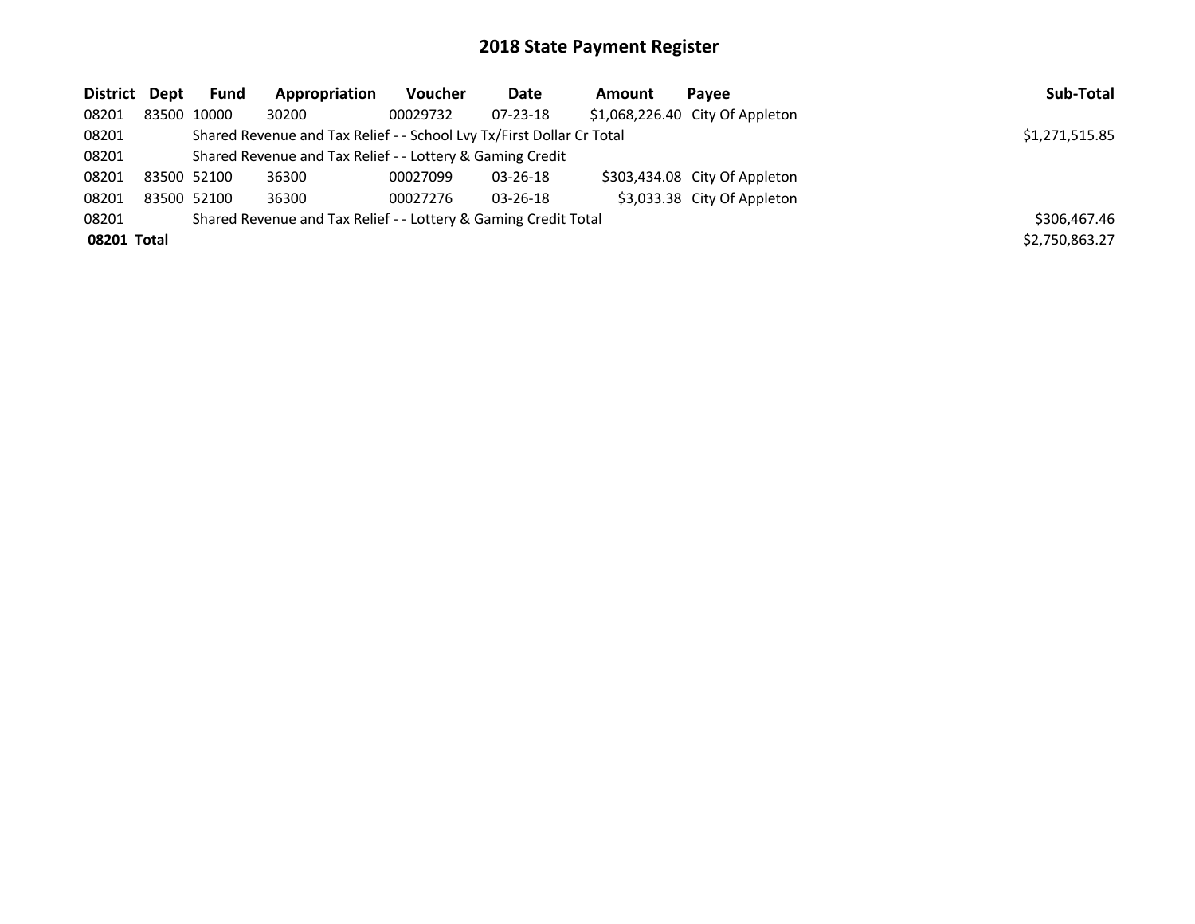# 2018 State Payment Register

| District | Dept | Fund | Appropriation | Voucher | Date | Amount | Payee | Sub-Total |
|---|---|---|---|---|---|---|---|---|
| 08201 | 83500 | 10000 | 30200 | 00029732 | 07-23-18 | $1,068,226.40 | City Of Appleton | |
| 08201 | | Shared Revenue and Tax Relief - - School Lvy Tx/First Dollar Cr Total | | | | | | $1,271,515.85 |
| 08201 | | Shared Revenue and Tax Relief - - Lottery & Gaming Credit | | | | | | |
| 08201 | 83500 | 52100 | 36300 | 00027099 | 03-26-18 | $303,434.08 | City Of Appleton | |
| 08201 | 83500 | 52100 | 36300 | 00027276 | 03-26-18 | $3,033.38 | City Of Appleton | |
| 08201 | | Shared Revenue and Tax Relief - - Lottery & Gaming Credit Total | | | | | | $306,467.46 |
| **08201 Total** | | | | | | | | $2,750,863.27 |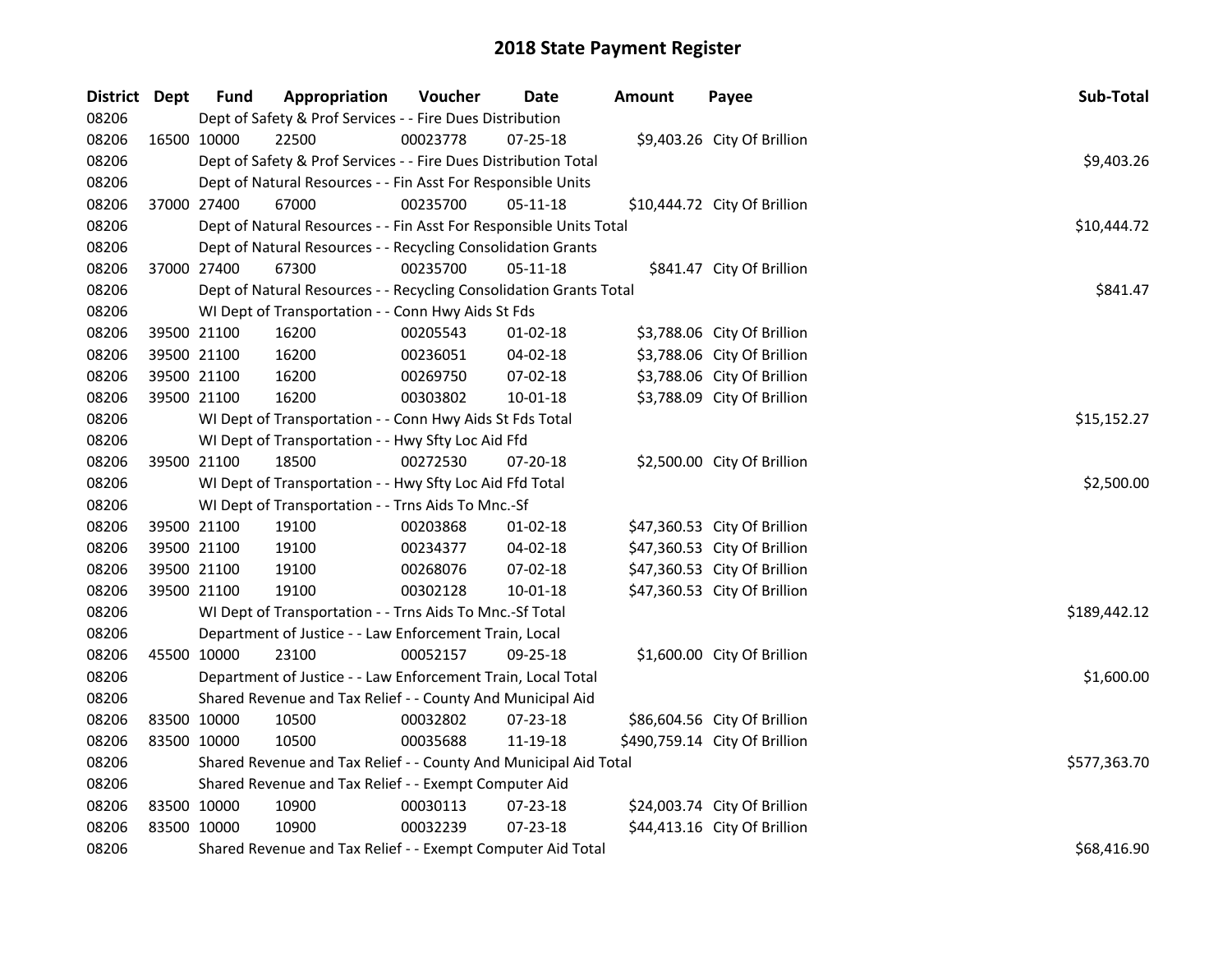# 2018 State Payment Register

| District | Dept | Fund | Appropriation | Voucher | Date | Amount | Payee | Sub-Total |
|---|---|---|---|---|---|---|---|---|
| 08206 | | Dept of Safety & Prof Services - - Fire Dues Distribution | | | | | | |
| 08206 | 16500 | 10000 | 22500 | 00023778 | 07-25-18 | $9,403.26 | City Of Brillion | |
| 08206 | | Dept of Safety & Prof Services - - Fire Dues Distribution Total | | | | | | $9,403.26 |
| 08206 | | Dept of Natural Resources - - Fin Asst For Responsible Units | | | | | | |
| 08206 | 37000 | 27400 | 67000 | 00235700 | 05-11-18 | $10,444.72 | City Of Brillion | |
| 08206 | | Dept of Natural Resources - - Fin Asst For Responsible Units Total | | | | | | $10,444.72 |
| 08206 | | Dept of Natural Resources - - Recycling Consolidation Grants | | | | | | |
| 08206 | 37000 | 27400 | 67300 | 00235700 | 05-11-18 | $841.47 | City Of Brillion | |
| 08206 | | Dept of Natural Resources - - Recycling Consolidation Grants Total | | | | | | $841.47 |
| 08206 | | WI Dept of Transportation - - Conn Hwy Aids St Fds | | | | | | |
| 08206 | 39500 | 21100 | 16200 | 00205543 | 01-02-18 | $3,788.06 | City Of Brillion | |
| 08206 | 39500 | 21100 | 16200 | 00236051 | 04-02-18 | $3,788.06 | City Of Brillion | |
| 08206 | 39500 | 21100 | 16200 | 00269750 | 07-02-18 | $3,788.06 | City Of Brillion | |
| 08206 | 39500 | 21100 | 16200 | 00303802 | 10-01-18 | $3,788.09 | City Of Brillion | |
| 08206 | | WI Dept of Transportation - - Conn Hwy Aids St Fds Total | | | | | | $15,152.27 |
| 08206 | | WI Dept of Transportation - - Hwy Sfty Loc Aid Ffd | | | | | | |
| 08206 | 39500 | 21100 | 18500 | 00272530 | 07-20-18 | $2,500.00 | City Of Brillion | |
| 08206 | | WI Dept of Transportation - - Hwy Sfty Loc Aid Ffd Total | | | | | | $2,500.00 |
| 08206 | | WI Dept of Transportation - - Trns Aids To Mnc.-Sf | | | | | | |
| 08206 | 39500 | 21100 | 19100 | 00203868 | 01-02-18 | $47,360.53 | City Of Brillion | |
| 08206 | 39500 | 21100 | 19100 | 00234377 | 04-02-18 | $47,360.53 | City Of Brillion | |
| 08206 | 39500 | 21100 | 19100 | 00268076 | 07-02-18 | $47,360.53 | City Of Brillion | |
| 08206 | 39500 | 21100 | 19100 | 00302128 | 10-01-18 | $47,360.53 | City Of Brillion | |
| 08206 | | WI Dept of Transportation - - Trns Aids To Mnc.-Sf Total | | | | | | $189,442.12 |
| 08206 | | Department of Justice - - Law Enforcement Train, Local | | | | | | |
| 08206 | 45500 | 10000 | 23100 | 00052157 | 09-25-18 | $1,600.00 | City Of Brillion | |
| 08206 | | Department of Justice - - Law Enforcement Train, Local Total | | | | | | $1,600.00 |
| 08206 | | Shared Revenue and Tax Relief - - County And Municipal Aid | | | | | | |
| 08206 | 83500 | 10000 | 10500 | 00032802 | 07-23-18 | $86,604.56 | City Of Brillion | |
| 08206 | 83500 | 10000 | 10500 | 00035688 | 11-19-18 | $490,759.14 | City Of Brillion | |
| 08206 | | Shared Revenue and Tax Relief - - County And Municipal Aid Total | | | | | | $577,363.70 |
| 08206 | | Shared Revenue and Tax Relief - - Exempt Computer Aid | | | | | | |
| 08206 | 83500 | 10000 | 10900 | 00030113 | 07-23-18 | $24,003.74 | City Of Brillion | |
| 08206 | 83500 | 10000 | 10900 | 00032239 | 07-23-18 | $44,413.16 | City Of Brillion | |
| 08206 | | Shared Revenue and Tax Relief - - Exempt Computer Aid Total | | | | | | $68,416.90 |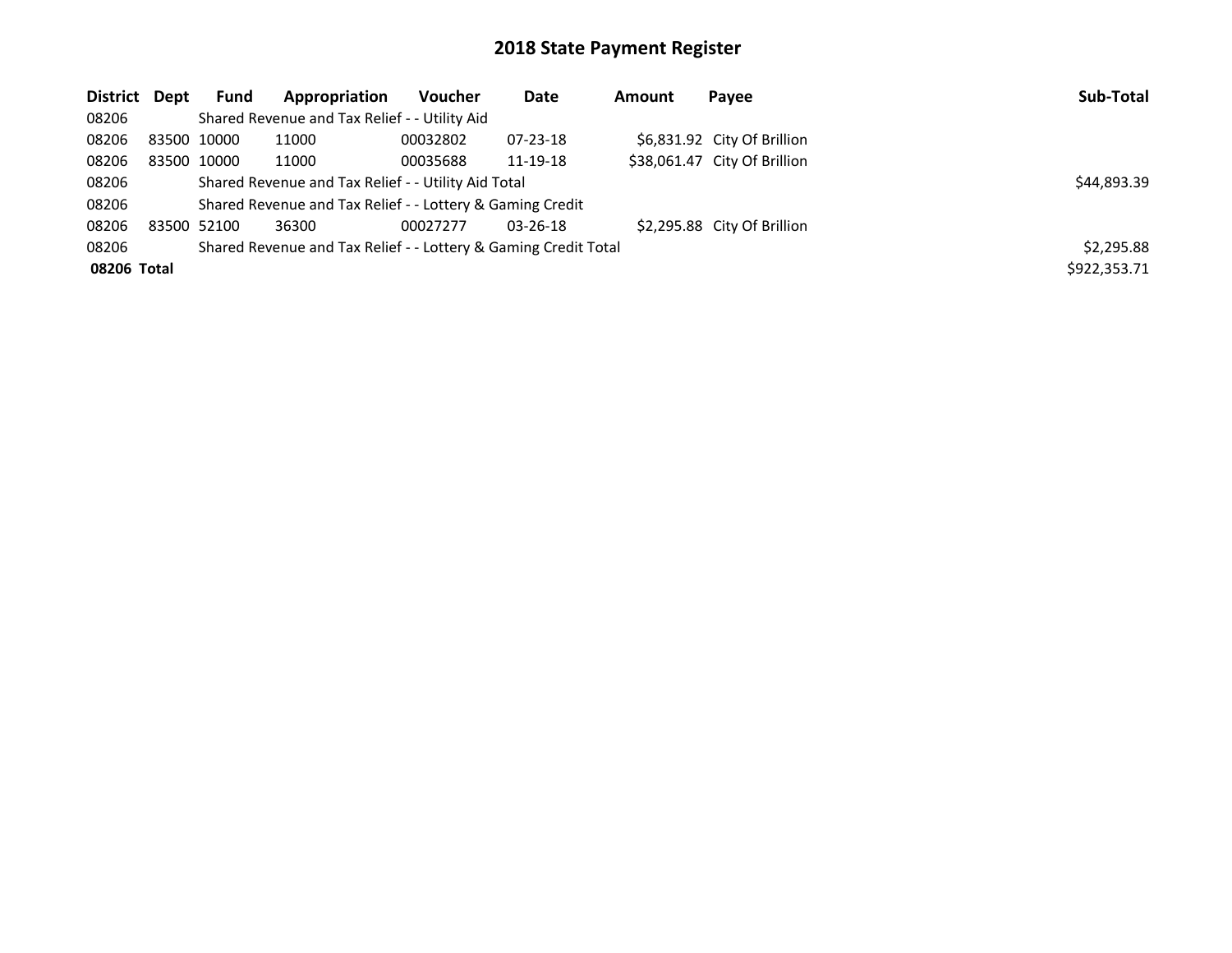# 2018 State Payment Register

| District | Dept | Fund | Appropriation | Voucher | Date | Amount | Payee | Sub-Total |
|---|---|---|---|---|---|---|---|---|
| 08206 | | Shared Revenue and Tax Relief - - Utility Aid | | | | | | |
| 08206 | 83500 | 10000 | 11000 | 00032802 | 07-23-18 | $6,831.92 | City Of Brillion | |
| 08206 | 83500 | 10000 | 11000 | 00035688 | 11-19-18 | $38,061.47 | City Of Brillion | |
| 08206 | | Shared Revenue and Tax Relief - - Utility Aid Total | | | | | | $44,893.39 |
| 08206 | | Shared Revenue and Tax Relief - - Lottery & Gaming Credit | | | | | | |
| 08206 | 83500 | 52100 | 36300 | 00027277 | 03-26-18 | $2,295.88 | City Of Brillion | |
| 08206 | | Shared Revenue and Tax Relief - - Lottery & Gaming Credit Total | | | | | | $2,295.88 |
| **08206 Total** | | | | | | | | $922,353.71 |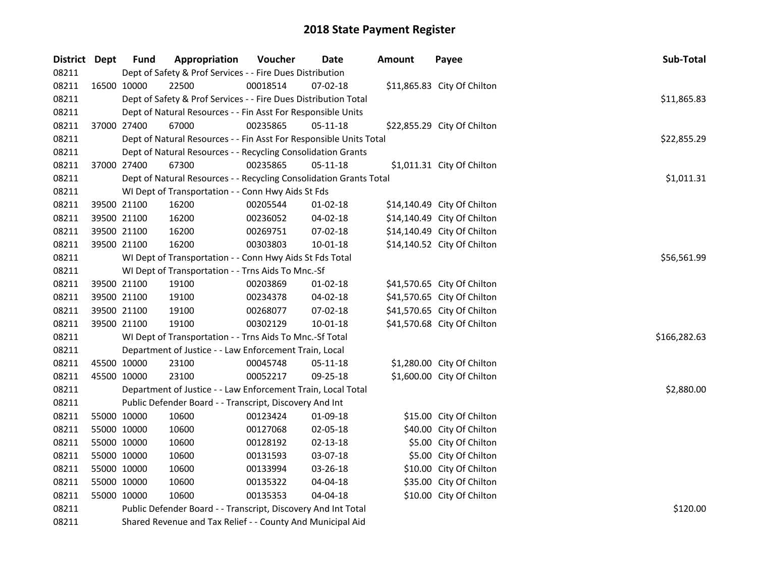# 2018 State Payment Register

| District | Dept | Fund | Appropriation | Voucher | Date | Amount | Payee | Sub-Total |
|---|---|---|---|---|---|---|---|---|
| 08211 | | Dept of Safety & Prof Services - - Fire Dues Distribution | | | | | | |
| 08211 | 16500 | 10000 | 22500 | 00018514 | 07-02-18 | $11,865.83 | City Of Chilton | |
| 08211 | | Dept of Safety & Prof Services - - Fire Dues Distribution Total | | | | | | $11,865.83 |
| 08211 | | Dept of Natural Resources - - Fin Asst For Responsible Units | | | | | | |
| 08211 | 37000 | 27400 | 67000 | 00235865 | 05-11-18 | $22,855.29 | City Of Chilton | |
| 08211 | | Dept of Natural Resources - - Fin Asst For Responsible Units Total | | | | | | $22,855.29 |
| 08211 | | Dept of Natural Resources - - Recycling Consolidation Grants | | | | | | |
| 08211 | 37000 | 27400 | 67300 | 00235865 | 05-11-18 | $1,011.31 | City Of Chilton | |
| 08211 | | Dept of Natural Resources - - Recycling Consolidation Grants Total | | | | | | $1,011.31 |
| 08211 | | WI Dept of Transportation - - Conn Hwy Aids St Fds | | | | | | |
| 08211 | 39500 | 21100 | 16200 | 00205544 | 01-02-18 | $14,140.49 | City Of Chilton | |
| 08211 | 39500 | 21100 | 16200 | 00236052 | 04-02-18 | $14,140.49 | City Of Chilton | |
| 08211 | 39500 | 21100 | 16200 | 00269751 | 07-02-18 | $14,140.49 | City Of Chilton | |
| 08211 | 39500 | 21100 | 16200 | 00303803 | 10-01-18 | $14,140.52 | City Of Chilton | |
| 08211 | | WI Dept of Transportation - - Conn Hwy Aids St Fds Total | | | | | | $56,561.99 |
| 08211 | | WI Dept of Transportation - - Trns Aids To Mnc.-Sf | | | | | | |
| 08211 | 39500 | 21100 | 19100 | 00203869 | 01-02-18 | $41,570.65 | City Of Chilton | |
| 08211 | 39500 | 21100 | 19100 | 00234378 | 04-02-18 | $41,570.65 | City Of Chilton | |
| 08211 | 39500 | 21100 | 19100 | 00268077 | 07-02-18 | $41,570.65 | City Of Chilton | |
| 08211 | 39500 | 21100 | 19100 | 00302129 | 10-01-18 | $41,570.68 | City Of Chilton | |
| 08211 | | WI Dept of Transportation - - Trns Aids To Mnc.-Sf Total | | | | | | $166,282.63 |
| 08211 | | Department of Justice - - Law Enforcement Train, Local | | | | | | |
| 08211 | 45500 | 10000 | 23100 | 00045748 | 05-11-18 | $1,280.00 | City Of Chilton | |
| 08211 | 45500 | 10000 | 23100 | 00052217 | 09-25-18 | $1,600.00 | City Of Chilton | |
| 08211 | | Department of Justice - - Law Enforcement Train, Local Total | | | | | | $2,880.00 |
| 08211 | | Public Defender Board - - Transcript, Discovery And Int | | | | | | |
| 08211 | 55000 | 10000 | 10600 | 00123424 | 01-09-18 | $15.00 | City Of Chilton | |
| 08211 | 55000 | 10000 | 10600 | 00127068 | 02-05-18 | $40.00 | City Of Chilton | |
| 08211 | 55000 | 10000 | 10600 | 00128192 | 02-13-18 | $5.00 | City Of Chilton | |
| 08211 | 55000 | 10000 | 10600 | 00131593 | 03-07-18 | $5.00 | City Of Chilton | |
| 08211 | 55000 | 10000 | 10600 | 00133994 | 03-26-18 | $10.00 | City Of Chilton | |
| 08211 | 55000 | 10000 | 10600 | 00135322 | 04-04-18 | $35.00 | City Of Chilton | |
| 08211 | 55000 | 10000 | 10600 | 00135353 | 04-04-18 | $10.00 | City Of Chilton | |
| 08211 | | Public Defender Board - - Transcript, Discovery And Int Total | | | | | | $120.00 |
| 08211 | | Shared Revenue and Tax Relief - - County And Municipal Aid | | | | | | |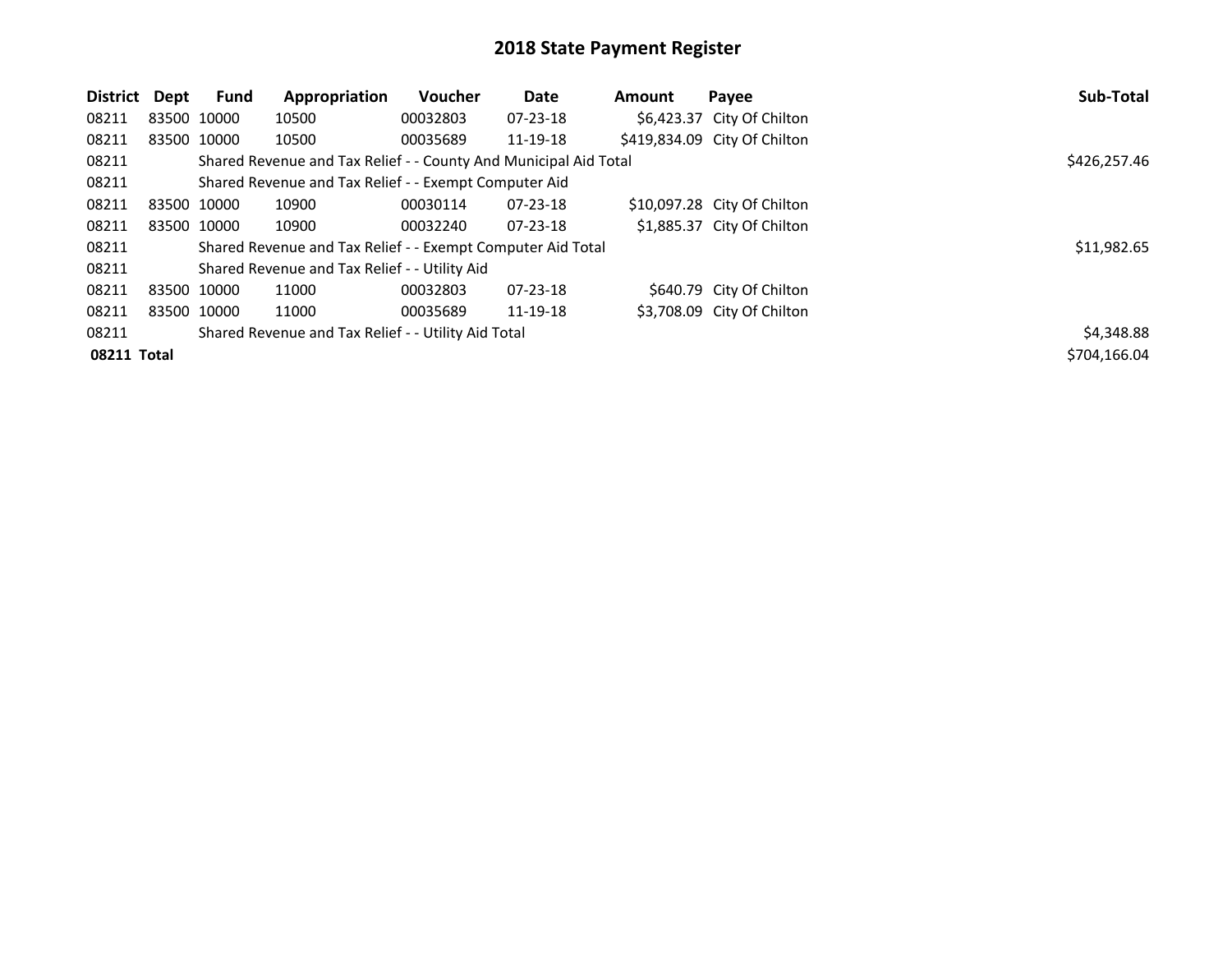# 2018 State Payment Register

| District | Dept | Fund | Appropriation | Voucher | Date | Amount | Payee | Sub-Total |
|---|---|---|---|---|---|---|---|---|
| 08211 | 83500 | 10000 | 10500 | 00032803 | 07-23-18 | $6,423.37 | City Of Chilton | |
| 08211 | 83500 | 10000 | 10500 | 00035689 | 11-19-18 | $419,834.09 | City Of Chilton | |
| 08211 | | Shared Revenue and Tax Relief - - County And Municipal Aid Total | | | | | | $426,257.46 |
| 08211 | | Shared Revenue and Tax Relief - - Exempt Computer Aid | | | | | | |
| 08211 | 83500 | 10000 | 10900 | 00030114 | 07-23-18 | $10,097.28 | City Of Chilton | |
| 08211 | 83500 | 10000 | 10900 | 00032240 | 07-23-18 | $1,885.37 | City Of Chilton | |
| 08211 | | Shared Revenue and Tax Relief - - Exempt Computer Aid Total | | | | | | $11,982.65 |
| 08211 | | Shared Revenue and Tax Relief - - Utility Aid | | | | | | |
| 08211 | 83500 | 10000 | 11000 | 00032803 | 07-23-18 | $640.79 | City Of Chilton | |
| 08211 | 83500 | 10000 | 11000 | 00035689 | 11-19-18 | $3,708.09 | City Of Chilton | |
| 08211 | | Shared Revenue and Tax Relief - - Utility Aid Total | | | | | | $4,348.88 |
| **08211 Total** | | | | | | | | $704,166.04 |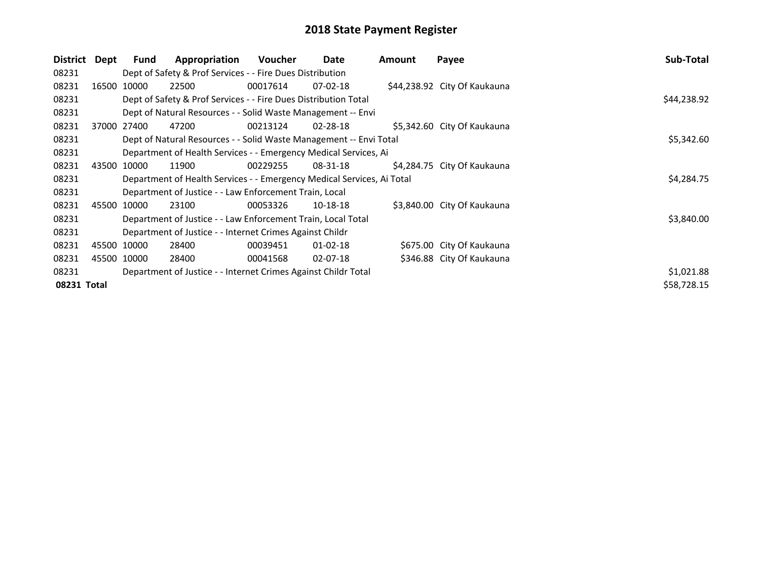# 2018 State Payment Register

| District | Dept | Fund | Appropriation | Voucher | Date | Amount | Payee | Sub-Total |
|---|---|---|---|---|---|---|---|---|
| 08231 | | Dept of Safety & Prof Services - - Fire Dues Distribution | | | | | | |
| 08231 | 16500 | 10000 | 22500 | 00017614 | 07-02-18 | $44,238.92 | City Of Kaukauna | |
| 08231 | | Dept of Safety & Prof Services - - Fire Dues Distribution Total | | | | | | $44,238.92 |
| 08231 | | Dept of Natural Resources - - Solid Waste Management -- Envi | | | | | | |
| 08231 | 37000 | 27400 | 47200 | 00213124 | 02-28-18 | $5,342.60 | City Of Kaukauna | |
| 08231 | | Dept of Natural Resources - - Solid Waste Management -- Envi Total | | | | | | $5,342.60 |
| 08231 | | Department of Health Services - - Emergency Medical Services, Ai | | | | | | |
| 08231 | 43500 | 10000 | 11900 | 00229255 | 08-31-18 | $4,284.75 | City Of Kaukauna | |
| 08231 | | Department of Health Services - - Emergency Medical Services, Ai Total | | | | | | $4,284.75 |
| 08231 | | Department of Justice - - Law Enforcement Train, Local | | | | | | |
| 08231 | 45500 | 10000 | 23100 | 00053326 | 10-18-18 | $3,840.00 | City Of Kaukauna | |
| 08231 | | Department of Justice - - Law Enforcement Train, Local Total | | | | | | $3,840.00 |
| 08231 | | Department of Justice - - Internet Crimes Against Childr | | | | | | |
| 08231 | 45500 | 10000 | 28400 | 00039451 | 01-02-18 | $675.00 | City Of Kaukauna | |
| 08231 | 45500 | 10000 | 28400 | 00041568 | 02-07-18 | $346.88 | City Of Kaukauna | |
| 08231 | | Department of Justice - - Internet Crimes Against Childr Total | | | | | | $1,021.88 |
| **08231 Total** | | | | | | | | $58,728.15 |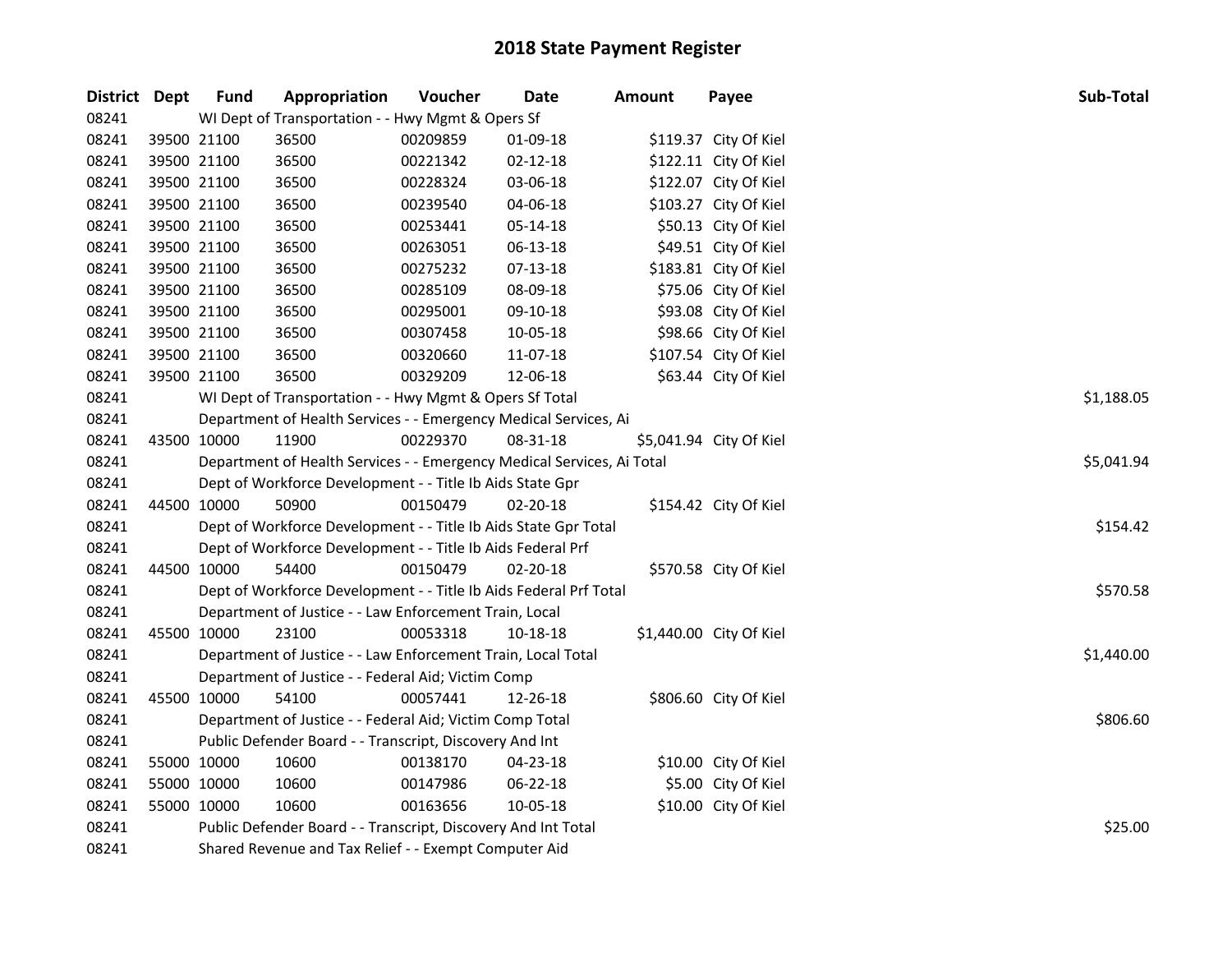# 2018 State Payment Register

| District | Dept | Fund | Appropriation | Voucher | Date | Amount | Payee | Sub-Total |
|---|---|---|---|---|---|---|---|---|
| 08241 | | WI Dept of Transportation - - Hwy Mgmt & Opers Sf | | | | | | |
| 08241 | 39500 | 21100 | 36500 | 00209859 | 01-09-18 | $119.37 | City Of Kiel | |
| 08241 | 39500 | 21100 | 36500 | 00221342 | 02-12-18 | $122.11 | City Of Kiel | |
| 08241 | 39500 | 21100 | 36500 | 00228324 | 03-06-18 | $122.07 | City Of Kiel | |
| 08241 | 39500 | 21100 | 36500 | 00239540 | 04-06-18 | $103.27 | City Of Kiel | |
| 08241 | 39500 | 21100 | 36500 | 00253441 | 05-14-18 | $50.13 | City Of Kiel | |
| 08241 | 39500 | 21100 | 36500 | 00263051 | 06-13-18 | $49.51 | City Of Kiel | |
| 08241 | 39500 | 21100 | 36500 | 00275232 | 07-13-18 | $183.81 | City Of Kiel | |
| 08241 | 39500 | 21100 | 36500 | 00285109 | 08-09-18 | $75.06 | City Of Kiel | |
| 08241 | 39500 | 21100 | 36500 | 00295001 | 09-10-18 | $93.08 | City Of Kiel | |
| 08241 | 39500 | 21100 | 36500 | 00307458 | 10-05-18 | $98.66 | City Of Kiel | |
| 08241 | 39500 | 21100 | 36500 | 00320660 | 11-07-18 | $107.54 | City Of Kiel | |
| 08241 | 39500 | 21100 | 36500 | 00329209 | 12-06-18 | $63.44 | City Of Kiel | |
| 08241 | | WI Dept of Transportation - - Hwy Mgmt & Opers Sf Total | | | | | | $1,188.05 |
| 08241 | | Department of Health Services - - Emergency Medical Services, Ai | | | | | | |
| 08241 | 43500 | 10000 | 11900 | 00229370 | 08-31-18 | $5,041.94 | City Of Kiel | |
| 08241 | | Department of Health Services - - Emergency Medical Services, Ai Total | | | | | | $5,041.94 |
| 08241 | | Dept of Workforce Development - - Title Ib Aids State Gpr | | | | | | |
| 08241 | 44500 | 10000 | 50900 | 00150479 | 02-20-18 | $154.42 | City Of Kiel | |
| 08241 | | Dept of Workforce Development - - Title Ib Aids State Gpr Total | | | | | | $154.42 |
| 08241 | | Dept of Workforce Development - - Title Ib Aids Federal Prf | | | | | | |
| 08241 | 44500 | 10000 | 54400 | 00150479 | 02-20-18 | $570.58 | City Of Kiel | |
| 08241 | | Dept of Workforce Development - - Title Ib Aids Federal Prf Total | | | | | | $570.58 |
| 08241 | | Department of Justice - - Law Enforcement Train, Local | | | | | | |
| 08241 | 45500 | 10000 | 23100 | 00053318 | 10-18-18 | $1,440.00 | City Of Kiel | |
| 08241 | | Department of Justice - - Law Enforcement Train, Local Total | | | | | | $1,440.00 |
| 08241 | | Department of Justice - - Federal Aid; Victim Comp | | | | | | |
| 08241 | 45500 | 10000 | 54100 | 00057441 | 12-26-18 | $806.60 | City Of Kiel | |
| 08241 | | Department of Justice - - Federal Aid; Victim Comp Total | | | | | | $806.60 |
| 08241 | | Public Defender Board - - Transcript, Discovery And Int | | | | | | |
| 08241 | 55000 | 10000 | 10600 | 00138170 | 04-23-18 | $10.00 | City Of Kiel | |
| 08241 | 55000 | 10000 | 10600 | 00147986 | 06-22-18 | $5.00 | City Of Kiel | |
| 08241 | 55000 | 10000 | 10600 | 00163656 | 10-05-18 | $10.00 | City Of Kiel | |
| 08241 | | Public Defender Board - - Transcript, Discovery And Int Total | | | | | | $25.00 |
| 08241 | | Shared Revenue and Tax Relief - - Exempt Computer Aid | | | | | | |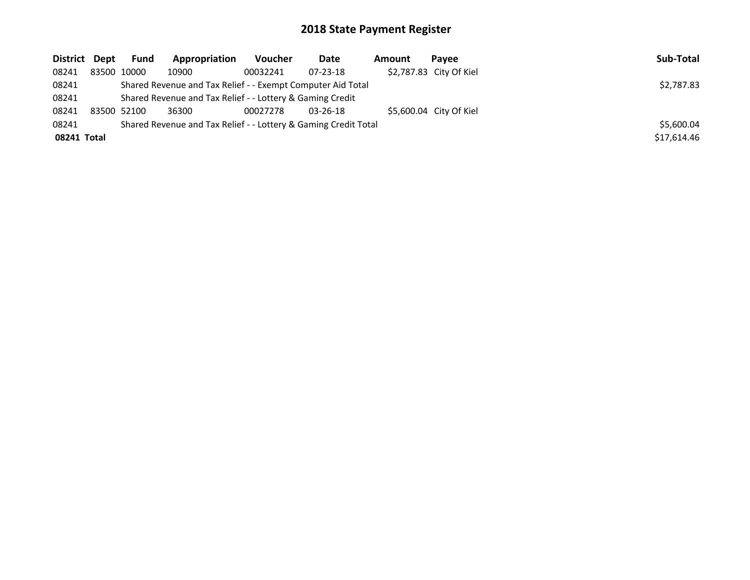# 2018 State Payment Register

| District | Dept | Fund | Appropriation | Voucher | Date | Amount | Payee | Sub-Total |
|---|---|---|---|---|---|---|---|---|
| 08241 | 83500 | 10000 | 10900 | 00032241 | 07-23-18 | $2,787.83 | City Of Kiel | |
| 08241 | | Shared Revenue and Tax Relief - - Exempt Computer Aid Total | | | | | | $2,787.83 |
| 08241 | | Shared Revenue and Tax Relief - - Lottery & Gaming Credit | | | | | | |
| 08241 | 83500 | 52100 | 36300 | 00027278 | 03-26-18 | $5,600.04 | City Of Kiel | |
| 08241 | | Shared Revenue and Tax Relief - - Lottery & Gaming Credit Total | | | | | | $5,600.04 |
| **08241 Total** | | | | | | | | $17,614.46 |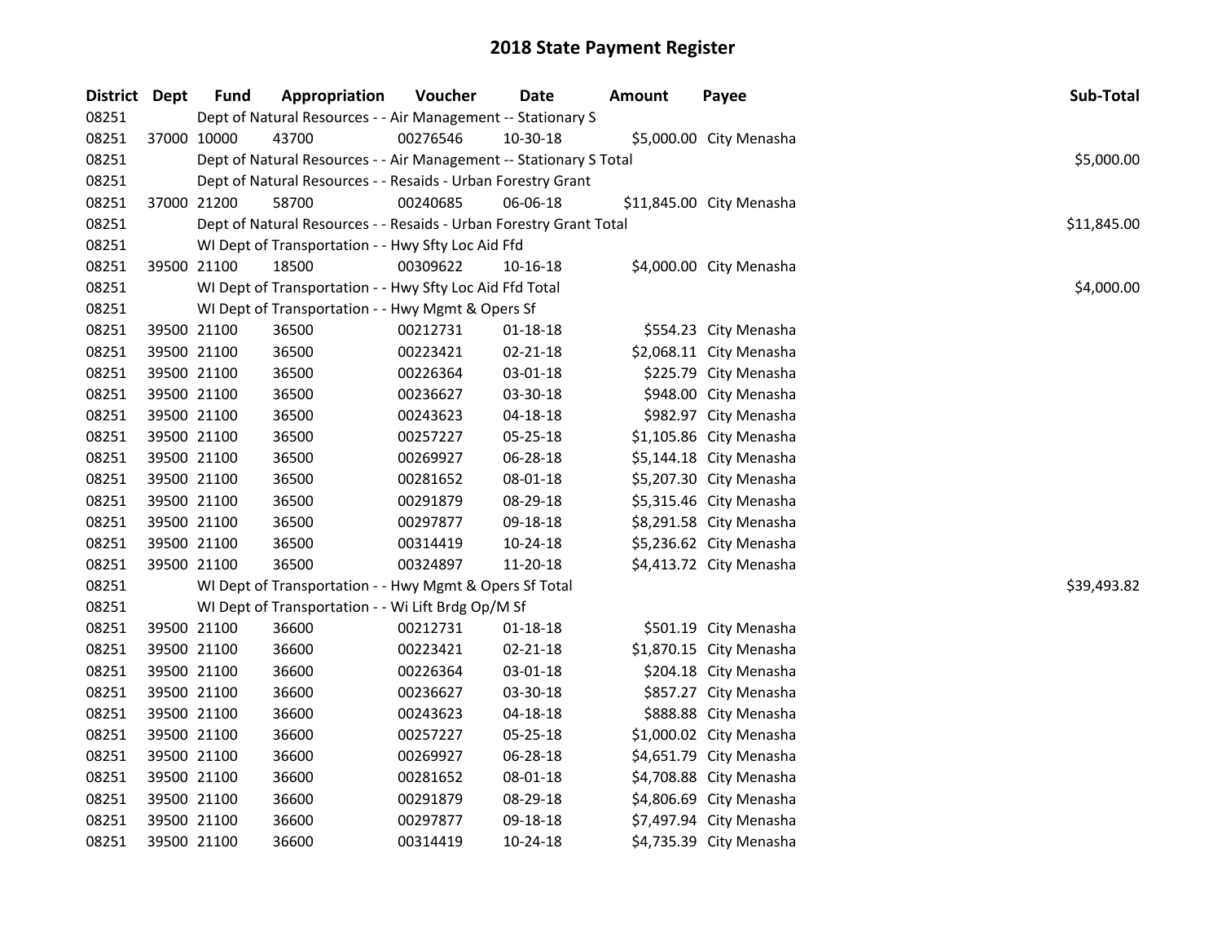# 2018 State Payment Register

| District | Dept | Fund | Appropriation | Voucher | Date | Amount | Payee | Sub-Total |
|---|---|---|---|---|---|---|---|---|
| 08251 | | Dept of Natural Resources - - Air Management -- Stationary S | | | | | | |
| 08251 | 37000 | 10000 | 43700 | 00276546 | 10-30-18 | $5,000.00 | City Menasha | |
| 08251 | | Dept of Natural Resources - - Air Management -- Stationary S Total | | | | | | $5,000.00 |
| 08251 | | Dept of Natural Resources - - Resaids - Urban Forestry Grant | | | | | | |
| 08251 | 37000 | 21200 | 58700 | 00240685 | 06-06-18 | $11,845.00 | City Menasha | |
| 08251 | | Dept of Natural Resources - - Resaids - Urban Forestry Grant Total | | | | | | $11,845.00 |
| 08251 | | WI Dept of Transportation - - Hwy Sfty Loc Aid Ffd | | | | | | |
| 08251 | 39500 | 21100 | 18500 | 00309622 | 10-16-18 | $4,000.00 | City Menasha | |
| 08251 | | WI Dept of Transportation - - Hwy Sfty Loc Aid Ffd Total | | | | | | $4,000.00 |
| 08251 | | WI Dept of Transportation - - Hwy Mgmt & Opers Sf | | | | | | |
| 08251 | 39500 | 21100 | 36500 | 00212731 | 01-18-18 | $554.23 | City Menasha | |
| 08251 | 39500 | 21100 | 36500 | 00223421 | 02-21-18 | $2,068.11 | City Menasha | |
| 08251 | 39500 | 21100 | 36500 | 00226364 | 03-01-18 | $225.79 | City Menasha | |
| 08251 | 39500 | 21100 | 36500 | 00236627 | 03-30-18 | $948.00 | City Menasha | |
| 08251 | 39500 | 21100 | 36500 | 00243623 | 04-18-18 | $982.97 | City Menasha | |
| 08251 | 39500 | 21100 | 36500 | 00257227 | 05-25-18 | $1,105.86 | City Menasha | |
| 08251 | 39500 | 21100 | 36500 | 00269927 | 06-28-18 | $5,144.18 | City Menasha | |
| 08251 | 39500 | 21100 | 36500 | 00281652 | 08-01-18 | $5,207.30 | City Menasha | |
| 08251 | 39500 | 21100 | 36500 | 00291879 | 08-29-18 | $5,315.46 | City Menasha | |
| 08251 | 39500 | 21100 | 36500 | 00297877 | 09-18-18 | $8,291.58 | City Menasha | |
| 08251 | 39500 | 21100 | 36500 | 00314419 | 10-24-18 | $5,236.62 | City Menasha | |
| 08251 | 39500 | 21100 | 36500 | 00324897 | 11-20-18 | $4,413.72 | City Menasha | |
| 08251 | | WI Dept of Transportation - - Hwy Mgmt & Opers Sf Total | | | | | | $39,493.82 |
| 08251 | | WI Dept of Transportation - - Wi Lift Brdg Op/M Sf | | | | | | |
| 08251 | 39500 | 21100 | 36600 | 00212731 | 01-18-18 | $501.19 | City Menasha | |
| 08251 | 39500 | 21100 | 36600 | 00223421 | 02-21-18 | $1,870.15 | City Menasha | |
| 08251 | 39500 | 21100 | 36600 | 00226364 | 03-01-18 | $204.18 | City Menasha | |
| 08251 | 39500 | 21100 | 36600 | 00236627 | 03-30-18 | $857.27 | City Menasha | |
| 08251 | 39500 | 21100 | 36600 | 00243623 | 04-18-18 | $888.88 | City Menasha | |
| 08251 | 39500 | 21100 | 36600 | 00257227 | 05-25-18 | $1,000.02 | City Menasha | |
| 08251 | 39500 | 21100 | 36600 | 00269927 | 06-28-18 | $4,651.79 | City Menasha | |
| 08251 | 39500 | 21100 | 36600 | 00281652 | 08-01-18 | $4,708.88 | City Menasha | |
| 08251 | 39500 | 21100 | 36600 | 00291879 | 08-29-18 | $4,806.69 | City Menasha | |
| 08251 | 39500 | 21100 | 36600 | 00297877 | 09-18-18 | $7,497.94 | City Menasha | |
| 08251 | 39500 | 21100 | 36600 | 00314419 | 10-24-18 | $4,735.39 | City Menasha | |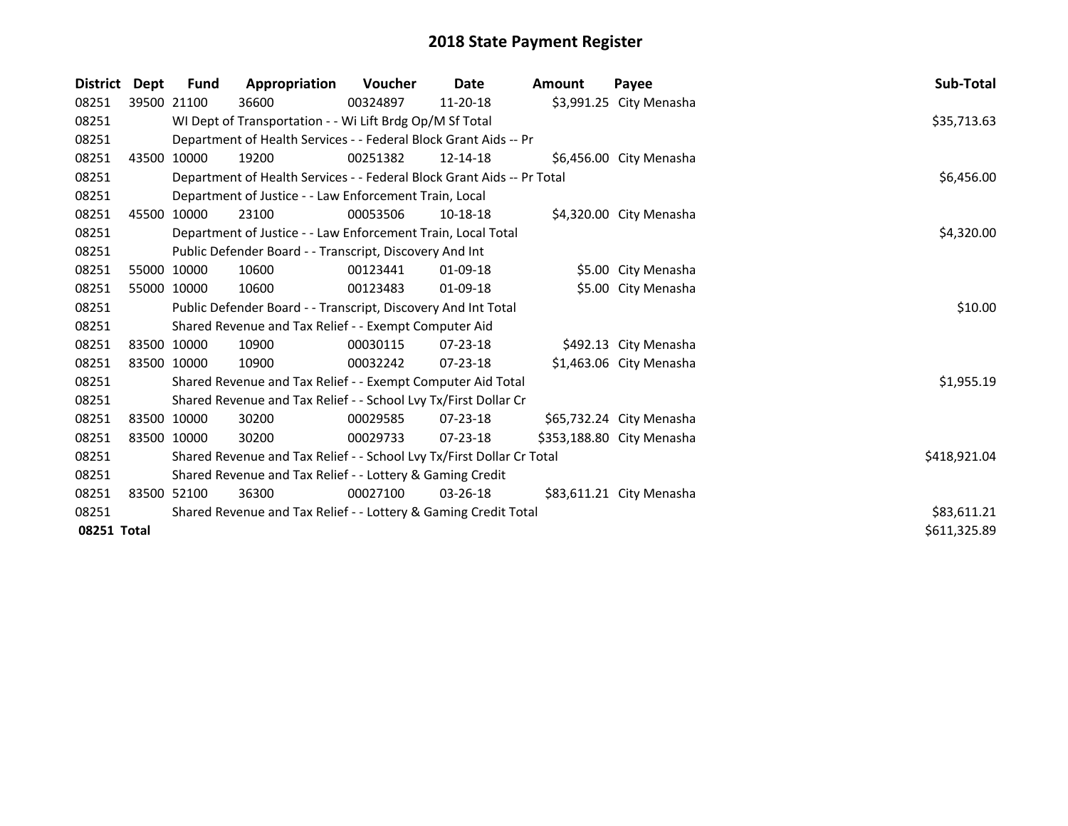# 2018 State Payment Register

| District | Dept | Fund | Appropriation | Voucher | Date | Amount | Payee | Sub-Total |
|---|---|---|---|---|---|---|---|---|
| 08251 | 39500 | 21100 | 36600 | 00324897 | 11-20-18 | $3,991.25 | City Menasha | |
| 08251 | | WI Dept of Transportation - - Wi Lift Brdg Op/M Sf Total | | | | | | $35,713.63 |
| 08251 | | Department of Health Services - - Federal Block Grant Aids -- Pr | | | | | | |
| 08251 | 43500 | 10000 | 19200 | 00251382 | 12-14-18 | $6,456.00 | City Menasha | |
| 08251 | | Department of Health Services - - Federal Block Grant Aids -- Pr Total | | | | | | $6,456.00 |
| 08251 | | Department of Justice - - Law Enforcement Train, Local | | | | | | |
| 08251 | 45500 | 10000 | 23100 | 00053506 | 10-18-18 | $4,320.00 | City Menasha | |
| 08251 | | Department of Justice - - Law Enforcement Train, Local Total | | | | | | $4,320.00 |
| 08251 | | Public Defender Board - - Transcript, Discovery And Int | | | | | | |
| 08251 | 55000 | 10000 | 10600 | 00123441 | 01-09-18 | $5.00 | City Menasha | |
| 08251 | 55000 | 10000 | 10600 | 00123483 | 01-09-18 | $5.00 | City Menasha | |
| 08251 | | Public Defender Board - - Transcript, Discovery And Int Total | | | | | | $10.00 |
| 08251 | | Shared Revenue and Tax Relief - - Exempt Computer Aid | | | | | | |
| 08251 | 83500 | 10000 | 10900 | 00030115 | 07-23-18 | $492.13 | City Menasha | |
| 08251 | 83500 | 10000 | 10900 | 00032242 | 07-23-18 | $1,463.06 | City Menasha | |
| 08251 | | Shared Revenue and Tax Relief - - Exempt Computer Aid Total | | | | | | $1,955.19 |
| 08251 | | Shared Revenue and Tax Relief - - School Lvy Tx/First Dollar Cr | | | | | | |
| 08251 | 83500 | 10000 | 30200 | 00029585 | 07-23-18 | $65,732.24 | City Menasha | |
| 08251 | 83500 | 10000 | 30200 | 00029733 | 07-23-18 | $353,188.80 | City Menasha | |
| 08251 | | Shared Revenue and Tax Relief - - School Lvy Tx/First Dollar Cr Total | | | | | | $418,921.04 |
| 08251 | | Shared Revenue and Tax Relief - - Lottery & Gaming Credit | | | | | | |
| 08251 | 83500 | 52100 | 36300 | 00027100 | 03-26-18 | $83,611.21 | City Menasha | |
| 08251 | | Shared Revenue and Tax Relief - - Lottery & Gaming Credit Total | | | | | | $83,611.21 |
| **08251 Total** | | | | | | | | $611,325.89 |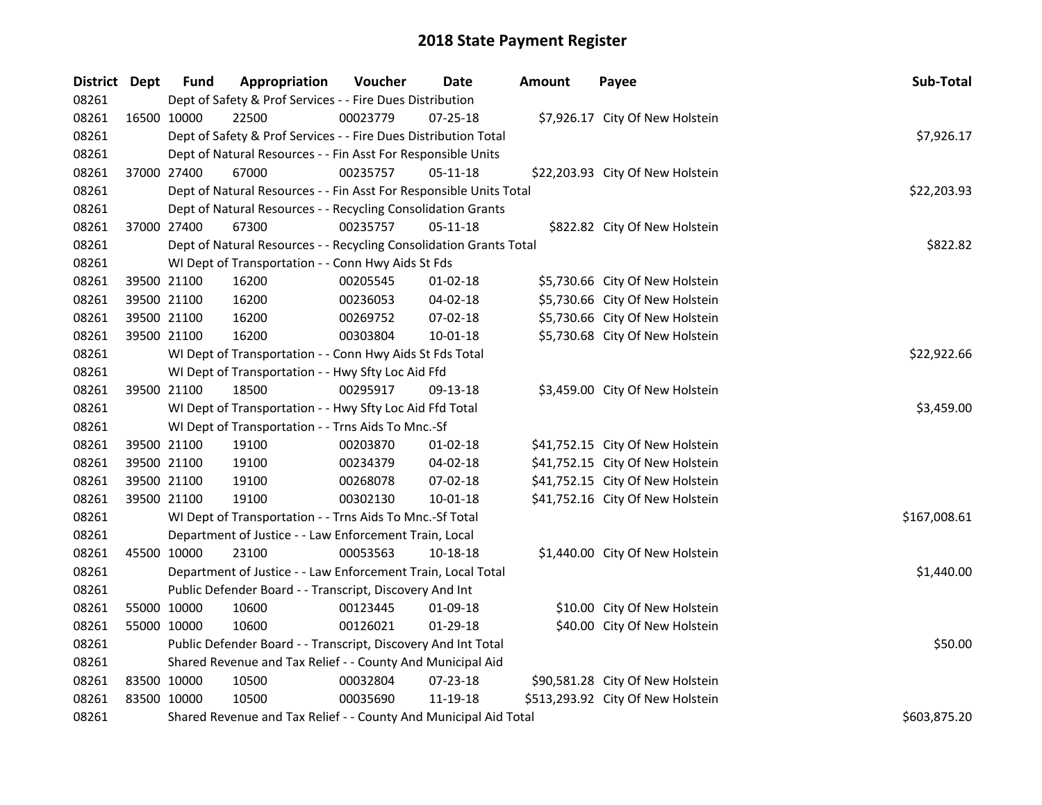# 2018 State Payment Register

| District | Dept | Fund | Appropriation | Voucher | Date | Amount | Payee | Sub-Total |
|---|---|---|---|---|---|---|---|---|
| 08261 | | Dept of Safety & Prof Services - - Fire Dues Distribution | | | | | | |
| 08261 | 16500 | 10000 | 22500 | 00023779 | 07-25-18 | $7,926.17 | City Of New Holstein | |
| 08261 | | Dept of Safety & Prof Services - - Fire Dues Distribution Total | | | | | | $7,926.17 |
| 08261 | | Dept of Natural Resources - - Fin Asst For Responsible Units | | | | | | |
| 08261 | 37000 | 27400 | 67000 | 00235757 | 05-11-18 | $22,203.93 | City Of New Holstein | |
| 08261 | | Dept of Natural Resources - - Fin Asst For Responsible Units Total | | | | | | $22,203.93 |
| 08261 | | Dept of Natural Resources - - Recycling Consolidation Grants | | | | | | |
| 08261 | 37000 | 27400 | 67300 | 00235757 | 05-11-18 | $822.82 | City Of New Holstein | |
| 08261 | | Dept of Natural Resources - - Recycling Consolidation Grants Total | | | | | | $822.82 |
| 08261 | | WI Dept of Transportation - - Conn Hwy Aids St Fds | | | | | | |
| 08261 | 39500 | 21100 | 16200 | 00205545 | 01-02-18 | $5,730.66 | City Of New Holstein | |
| 08261 | 39500 | 21100 | 16200 | 00236053 | 04-02-18 | $5,730.66 | City Of New Holstein | |
| 08261 | 39500 | 21100 | 16200 | 00269752 | 07-02-18 | $5,730.66 | City Of New Holstein | |
| 08261 | 39500 | 21100 | 16200 | 00303804 | 10-01-18 | $5,730.68 | City Of New Holstein | |
| 08261 | | WI Dept of Transportation - - Conn Hwy Aids St Fds Total | | | | | | $22,922.66 |
| 08261 | | WI Dept of Transportation - - Hwy Sfty Loc Aid Ffd | | | | | | |
| 08261 | 39500 | 21100 | 18500 | 00295917 | 09-13-18 | $3,459.00 | City Of New Holstein | |
| 08261 | | WI Dept of Transportation - - Hwy Sfty Loc Aid Ffd Total | | | | | | $3,459.00 |
| 08261 | | WI Dept of Transportation - - Trns Aids To Mnc.-Sf | | | | | | |
| 08261 | 39500 | 21100 | 19100 | 00203870 | 01-02-18 | $41,752.15 | City Of New Holstein | |
| 08261 | 39500 | 21100 | 19100 | 00234379 | 04-02-18 | $41,752.15 | City Of New Holstein | |
| 08261 | 39500 | 21100 | 19100 | 00268078 | 07-02-18 | $41,752.15 | City Of New Holstein | |
| 08261 | 39500 | 21100 | 19100 | 00302130 | 10-01-18 | $41,752.16 | City Of New Holstein | |
| 08261 | | WI Dept of Transportation - - Trns Aids To Mnc.-Sf Total | | | | | | $167,008.61 |
| 08261 | | Department of Justice - - Law Enforcement Train, Local | | | | | | |
| 08261 | 45500 | 10000 | 23100 | 00053563 | 10-18-18 | $1,440.00 | City Of New Holstein | |
| 08261 | | Department of Justice - - Law Enforcement Train, Local Total | | | | | | $1,440.00 |
| 08261 | | Public Defender Board - - Transcript, Discovery And Int | | | | | | |
| 08261 | 55000 | 10000 | 10600 | 00123445 | 01-09-18 | $10.00 | City Of New Holstein | |
| 08261 | 55000 | 10000 | 10600 | 00126021 | 01-29-18 | $40.00 | City Of New Holstein | |
| 08261 | | Public Defender Board - - Transcript, Discovery And Int Total | | | | | | $50.00 |
| 08261 | | Shared Revenue and Tax Relief - - County And Municipal Aid | | | | | | |
| 08261 | 83500 | 10000 | 10500 | 00032804 | 07-23-18 | $90,581.28 | City Of New Holstein | |
| 08261 | 83500 | 10000 | 10500 | 00035690 | 11-19-18 | $513,293.92 | City Of New Holstein | |
| 08261 | | Shared Revenue and Tax Relief - - County And Municipal Aid Total | | | | | | $603,875.20 |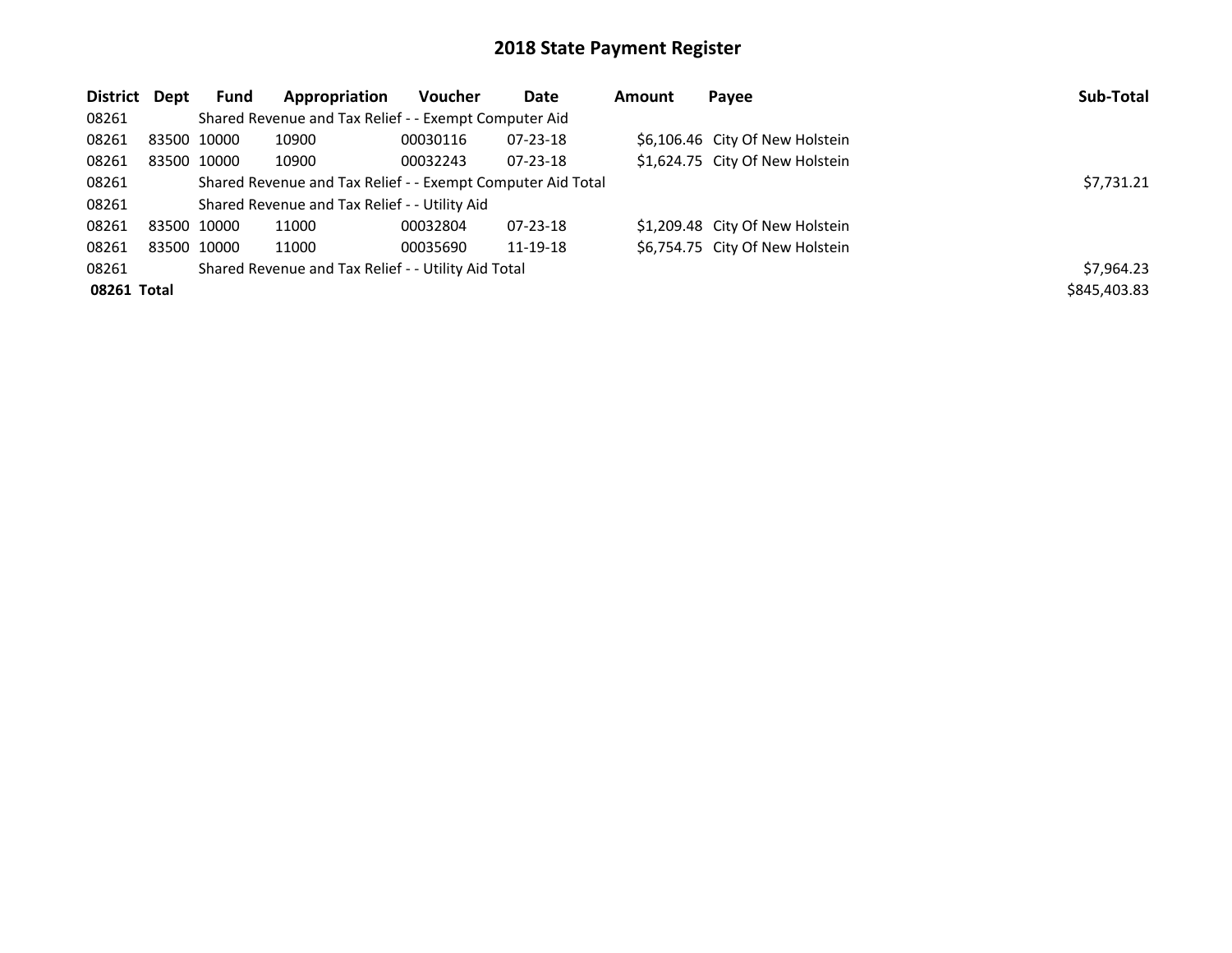# 2018 State Payment Register

| District | Dept | Fund | Appropriation | Voucher | Date | Amount | Payee | Sub-Total |
|---|---|---|---|---|---|---|---|---|
| 08261 | | Shared Revenue and Tax Relief - - Exempt Computer Aid | | | | | | |
| 08261 | 83500 | 10000 | 10900 | 00030116 | 07-23-18 | $6,106.46 | City Of New Holstein | |
| 08261 | 83500 | 10000 | 10900 | 00032243 | 07-23-18 | $1,624.75 | City Of New Holstein | |
| 08261 | | Shared Revenue and Tax Relief - - Exempt Computer Aid Total | | | | | | $7,731.21 |
| 08261 | | Shared Revenue and Tax Relief - - Utility Aid | | | | | | |
| 08261 | 83500 | 10000 | 11000 | 00032804 | 07-23-18 | $1,209.48 | City Of New Holstein | |
| 08261 | 83500 | 10000 | 11000 | 00035690 | 11-19-18 | $6,754.75 | City Of New Holstein | |
| 08261 | | Shared Revenue and Tax Relief - - Utility Aid Total | | | | | | $7,964.23 |
| **08261 Total** | | | | | | | | $845,403.83 |